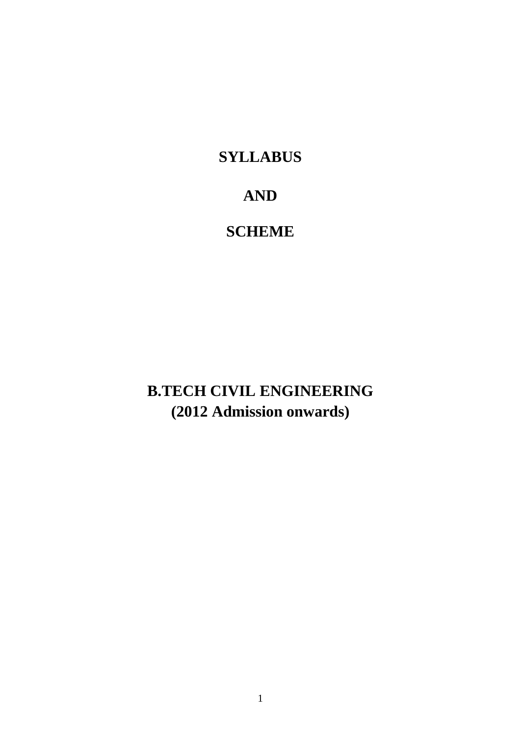# SYLLABUS

# AND

# SCHEME

# B.TECH CIVIL ENGINEERING
# (2012 Admission onwards)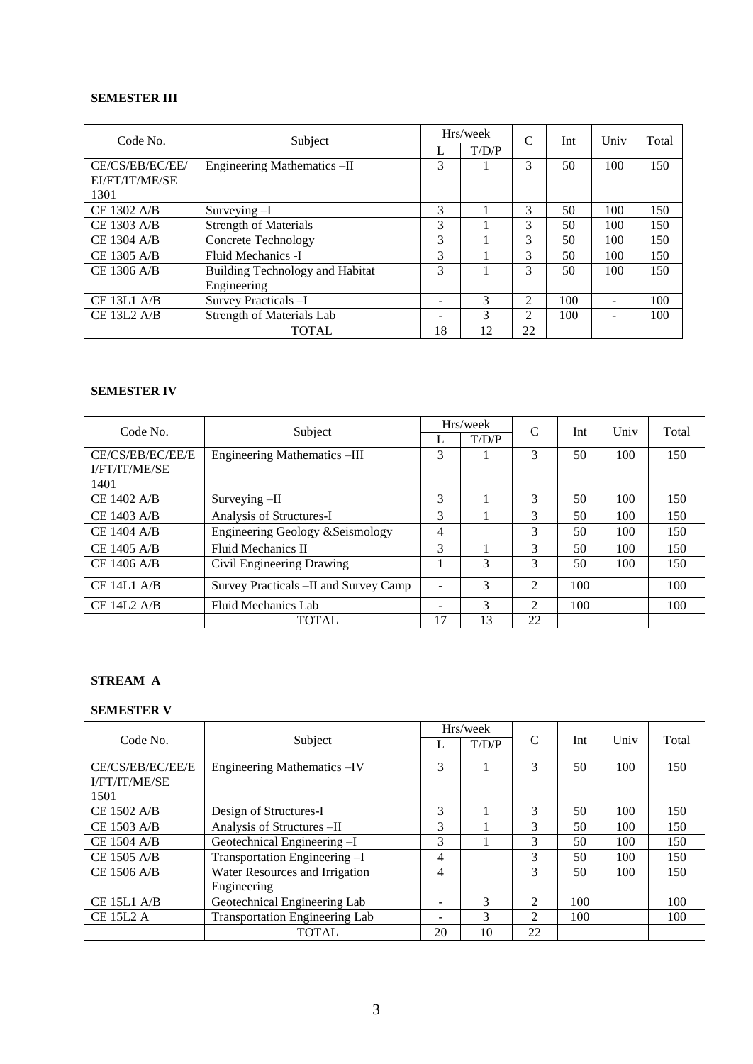**SEMESTER III**

| Code No. | Subject | Hrs/week | | C | Int | Univ | Total |
|---|---|---|---|---|---|---|---|
| | | L | T/D/P | | | | |
| CE/CS/EB/EC/EE/ EI/FT/IT/ME/SE 1301 | Engineering Mathematics –II | 3 | 1 | 3 | 50 | 100 | 150 |
| CE 1302 A/B | Surveying –I | 3 | 1 | 3 | 50 | 100 | 150 |
| CE 1303 A/B | Strength of Materials | 3 | 1 | 3 | 50 | 100 | 150 |
| CE 1304 A/B | Concrete Technology | 3 | 1 | 3 | 50 | 100 | 150 |
| CE 1305 A/B | Fluid Mechanics -I | 3 | 1 | 3 | 50 | 100 | 150 |
| CE 1306 A/B | Building Technology and Habitat Engineering | 3 | 1 | 3 | 50 | 100 | 150 |
| CE 13L1 A/B | Survey Practicals –I | - | 3 | 2 | 100 | - | 100 |
| CE 13L2 A/B | Strength of Materials Lab | - | 3 | 2 | 100 | - | 100 |
| | TOTAL | 18 | 12 | 22 | | | |

**SEMESTER IV**

| Code No. | Subject | Hrs/week | | C | Int | Univ | Total |
|---|---|---|---|---|---|---|---|
| | | L | T/D/P | | | | |
| CE/CS/EB/EC/EE/E I/FT/IT/ME/SE 1401 | Engineering Mathematics –III | 3 | 1 | 3 | 50 | 100 | 150 |
| CE 1402 A/B | Surveying –II | 3 | 1 | 3 | 50 | 100 | 150 |
| CE 1403 A/B | Analysis of Structures-I | 3 | 1 | 3 | 50 | 100 | 150 |
| CE 1404 A/B | Engineering Geology &Seismology | 4 | | 3 | 50 | 100 | 150 |
| CE 1405 A/B | Fluid Mechanics II | 3 | 1 | 3 | 50 | 100 | 150 |
| CE 1406 A/B | Civil Engineering Drawing | 1 | 3 | 3 | 50 | 100 | 150 |
| CE 14L1 A/B | Survey Practicals –II and Survey Camp | - | 3 | 2 | 100 | | 100 |
| CE 14L2 A/B | Fluid Mechanics Lab | - | 3 | 2 | 100 | | 100 |
| | TOTAL | 17 | 13 | 22 | | | |

**STREAM A**

**SEMESTER V**

| Code No. | Subject | Hrs/week | | C | Int | Univ | Total |
|---|---|---|---|---|---|---|---|
| | | L | T/D/P | | | | |
| CE/CS/EB/EC/EE/E I/FT/IT/ME/SE 1501 | Engineering Mathematics –IV | 3 | 1 | 3 | 50 | 100 | 150 |
| CE 1502 A/B | Design of Structures-I | 3 | 1 | 3 | 50 | 100 | 150 |
| CE 1503 A/B | Analysis of Structures –II | 3 | 1 | 3 | 50 | 100 | 150 |
| CE 1504 A/B | Geotechnical Engineering –I | 3 | 1 | 3 | 50 | 100 | 150 |
| CE 1505 A/B | Transportation Engineering –I | 4 | | 3 | 50 | 100 | 150 |
| CE 1506 A/B | Water Resources and Irrigation Engineering | 4 | | 3 | 50 | 100 | 150 |
| CE 15L1 A/B | Geotechnical Engineering Lab | - | 3 | 2 | 100 | | 100 |
| CE 15L2 A | Transportation Engineering Lab | - | 3 | 2 | 100 | | 100 |
| | TOTAL | 20 | 10 | 22 | | | |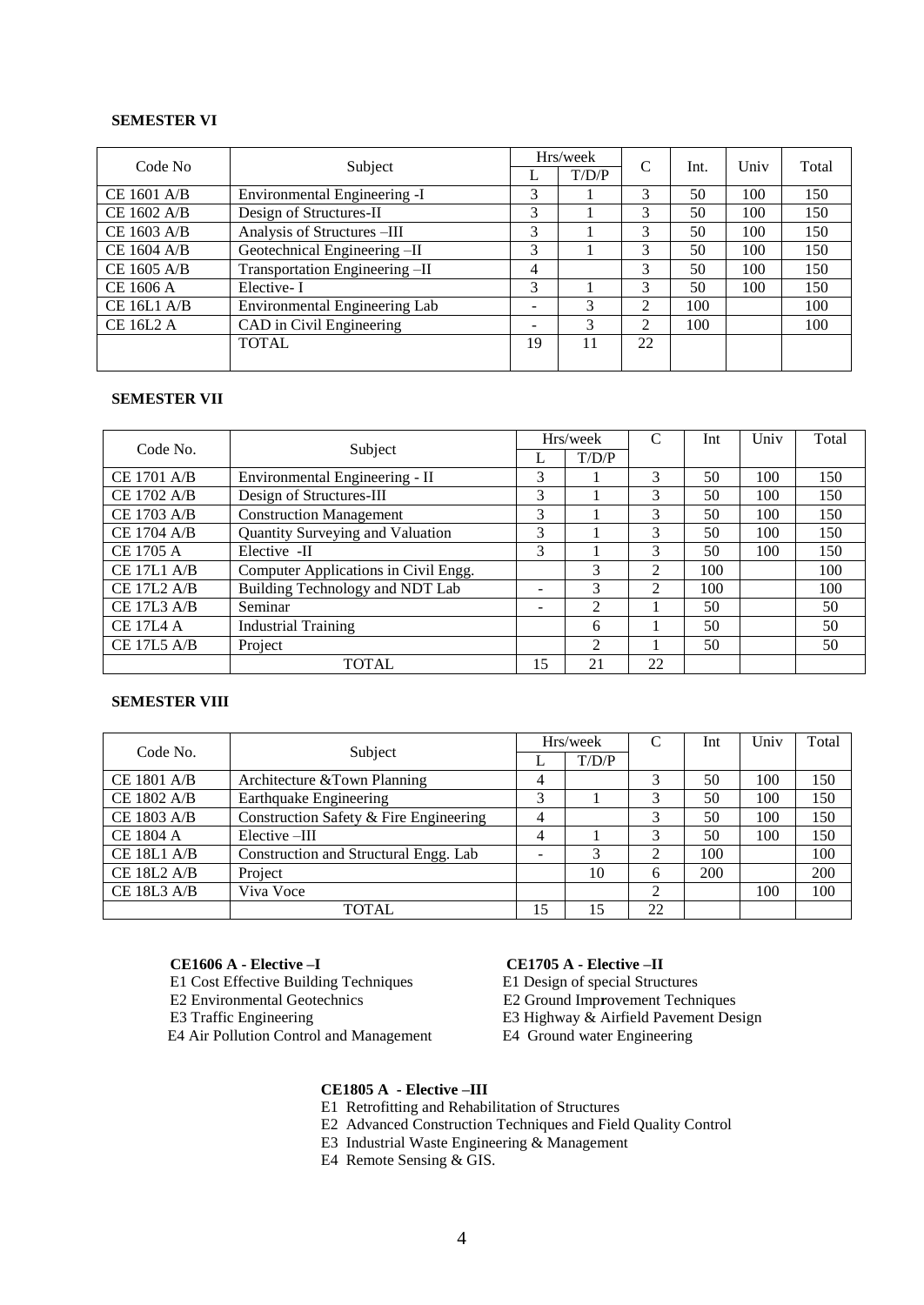**SEMESTER VI**

| Code No | Subject | Hrs/week | | C | Int. | Univ | Total |
|---|---|---|---|---|---|---|---|
| | | L | T/D/P | | | | |
| CE 1601 A/B | Environmental Engineering -I | 3 | 1 | 3 | 50 | 100 | 150 |
| CE 1602 A/B | Design of Structures-II | 3 | 1 | 3 | 50 | 100 | 150 |
| CE 1603 A/B | Analysis of Structures –III | 3 | 1 | 3 | 50 | 100 | 150 |
| CE 1604 A/B | Geotechnical Engineering –II | 3 | 1 | 3 | 50 | 100 | 150 |
| CE 1605 A/B | Transportation Engineering –II | 4 | | 3 | 50 | 100 | 150 |
| CE 1606 A | Elective- I | 3 | 1 | 3 | 50 | 100 | 150 |
| CE 16L1 A/B | Environmental Engineering Lab | - | 3 | 2 | 100 | | 100 |
| CE 16L2 A | CAD in Civil Engineering | - | 3 | 2 | 100 | | 100 |
| | TOTAL | 19 | 11 | 22 | | | |

**SEMESTER VII**

| Code No. | Subject | Hrs/week | | C | Int | Univ | Total |
|---|---|---|---|---|---|---|---|
| | | L | T/D/P | | | | |
| CE 1701 A/B | Environmental Engineering - II | 3 | 1 | 3 | 50 | 100 | 150 |
| CE 1702 A/B | Design of Structures-III | 3 | 1 | 3 | 50 | 100 | 150 |
| CE 1703 A/B | Construction Management | 3 | 1 | 3 | 50 | 100 | 150 |
| CE 1704 A/B | Quantity Surveying and Valuation | 3 | 1 | 3 | 50 | 100 | 150 |
| CE 1705 A | Elective -II | 3 | 1 | 3 | 50 | 100 | 150 |
| CE 17L1 A/B | Computer Applications in Civil Engg. | | 3 | 2 | 100 | | 100 |
| CE 17L2 A/B | Building Technology and NDT Lab | - | 3 | 2 | 100 | | 100 |
| CE 17L3 A/B | Seminar | - | 2 | 1 | 50 | | 50 |
| CE 17L4 A | Industrial Training | | 6 | 1 | 50 | | 50 |
| CE 17L5 A/B | Project | | 2 | 1 | 50 | | 50 |
| | TOTAL | 15 | 21 | 22 | | | |

**SEMESTER VIII**

| Code No. | Subject | Hrs/week | | C | Int | Univ | Total |
|---|---|---|---|---|---|---|---|
| | | L | T/D/P | | | | |
| CE 1801 A/B | Architecture &Town Planning | 4 | | 3 | 50 | 100 | 150 |
| CE 1802 A/B | Earthquake Engineering | 3 | 1 | 3 | 50 | 100 | 150 |
| CE 1803 A/B | Construction Safety & Fire Engineering | 4 | | 3 | 50 | 100 | 150 |
| CE 1804 A | Elective –III | 4 | 1 | 3 | 50 | 100 | 150 |
| CE 18L1 A/B | Construction and Structural Engg. Lab | - | 3 | 2 | 100 | | 100 |
| CE 18L2 A/B | Project | | 10 | 6 | 200 | | 200 |
| CE 18L3 A/B | Viva Voce | | | 2 | | 100 | 100 |
| | TOTAL | 15 | 15 | 22 | | | |

**CE1606 A - Elective –I**

E1 Cost Effective Building Techniques
E2 Environmental Geotechnics
E3 Traffic Engineering
E4 Air Pollution Control and Management

**CE1705 A - Elective –II**

E1 Design of special Structures
E2 Ground Improvement Techniques
E3 Highway & Airfield Pavement Design
E4 Ground water Engineering

**CE1805 A - Elective –III**

E1 Retrofitting and Rehabilitation of Structures
E2 Advanced Construction Techniques and Field Quality Control
E3 Industrial Waste Engineering & Management
E4 Remote Sensing & GIS.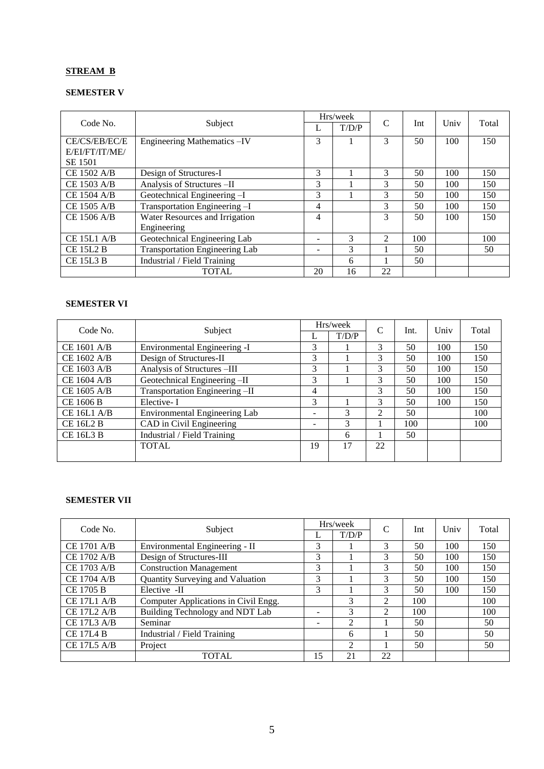**STREAM B**

**SEMESTER V**

| Code No. | Subject | Hrs/week | | C | Int | Univ | Total |
|---|---|---|---|---|---|---|---|
| | | L | T/D/P | | | | |
| CE/CS/EB/EC/EE/EI/FT/IT/ME/SE 1501 | Engineering Mathematics –IV | 3 | 1 | 3 | 50 | 100 | 150 |
| CE 1502 A/B | Design of Structures-I | 3 | 1 | 3 | 50 | 100 | 150 |
| CE 1503 A/B | Analysis of Structures –II | 3 | 1 | 3 | 50 | 100 | 150 |
| CE 1504 A/B | Geotechnical Engineering –I | 3 | 1 | 3 | 50 | 100 | 150 |
| CE 1505 A/B | Transportation Engineering –I | 4 | | 3 | 50 | 100 | 150 |
| CE 1506 A/B | Water Resources and Irrigation Engineering | 4 | | 3 | 50 | 100 | 150 |
| CE 15L1 A/B | Geotechnical Engineering Lab | - | 3 | 2 | 100 | | 100 |
| CE 15L2 B | Transportation Engineering Lab | - | 3 | 1 | 50 | | 50 |
| CE 15L3 B | Industrial / Field Training | | 6 | 1 | 50 | | |
| | TOTAL | 20 | 16 | 22 | | | |

**SEMESTER VI**

| Code No. | Subject | Hrs/week | | C | Int. | Univ | Total |
|---|---|---|---|---|---|---|---|
| | | L | T/D/P | | | | |
| CE 1601 A/B | Environmental Engineering -I | 3 | 1 | 3 | 50 | 100 | 150 |
| CE 1602 A/B | Design of Structures-II | 3 | 1 | 3 | 50 | 100 | 150 |
| CE 1603 A/B | Analysis of Structures –III | 3 | 1 | 3 | 50 | 100 | 150 |
| CE 1604 A/B | Geotechnical Engineering –II | 3 | 1 | 3 | 50 | 100 | 150 |
| CE 1605 A/B | Transportation Engineering –II | 4 | | 3 | 50 | 100 | 150 |
| CE 1606 B | Elective- I | 3 | 1 | 3 | 50 | 100 | 150 |
| CE 16L1 A/B | Environmental Engineering Lab | - | 3 | 2 | 50 | | 100 |
| CE 16L2 B | CAD in Civil Engineering | - | 3 | 1 | 100 | | 100 |
| CE 16L3 B | Industrial / Field Training | | 6 | 1 | 50 | | |
| | TOTAL | 19 | 17 | 22 | | | |

**SEMESTER VII**

| Code No. | Subject | Hrs/week | | C | Int | Univ | Total |
|---|---|---|---|---|---|---|---|
| | | L | T/D/P | | | | |
| CE 1701 A/B | Environmental Engineering - II | 3 | 1 | 3 | 50 | 100 | 150 |
| CE 1702 A/B | Design of Structures-III | 3 | 1 | 3 | 50 | 100 | 150 |
| CE 1703 A/B | Construction Management | 3 | 1 | 3 | 50 | 100 | 150 |
| CE 1704 A/B | Quantity Surveying and Valuation | 3 | 1 | 3 | 50 | 100 | 150 |
| CE 1705 B | Elective -II | 3 | 1 | 3 | 50 | 100 | 150 |
| CE 17L1 A/B | Computer Applications in Civil Engg. | | 3 | 2 | 100 | | 100 |
| CE 17L2 A/B | Building Technology and NDT Lab | - | 3 | 2 | 100 | | 100 |
| CE 17L3 A/B | Seminar | - | 2 | 1 | 50 | | 50 |
| CE 17L4 B | Industrial / Field Training | | 6 | 1 | 50 | | 50 |
| CE 17L5 A/B | Project | | 2 | 1 | 50 | | 50 |
| | TOTAL | 15 | 21 | 22 | | | |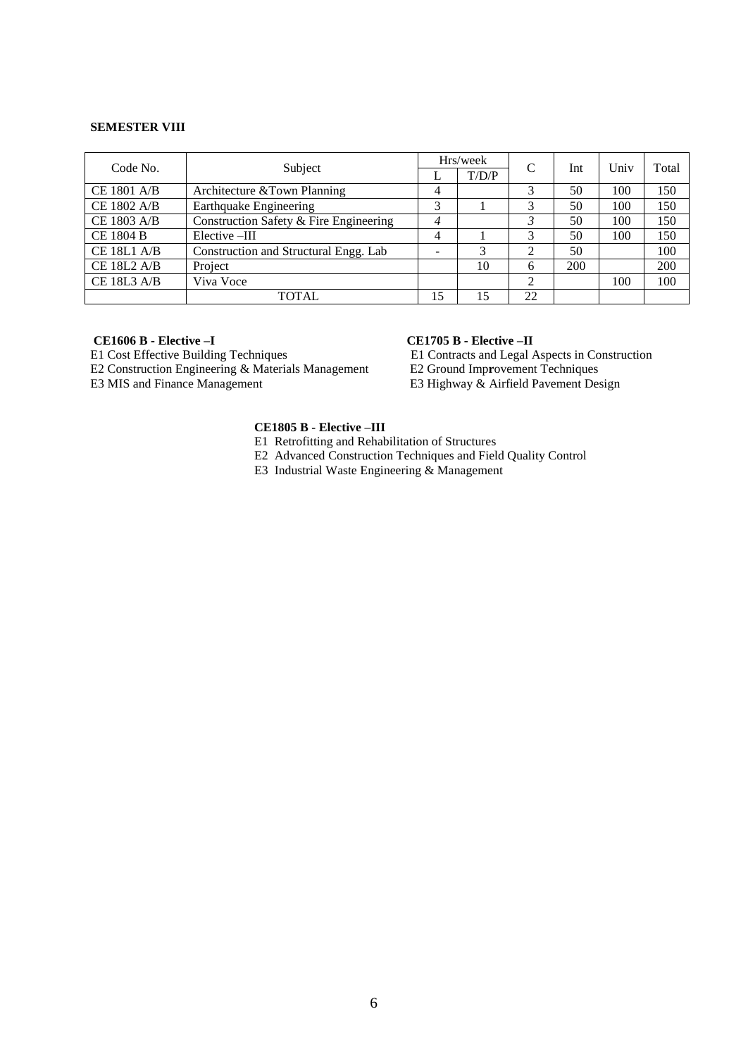**SEMESTER VIII**

| Code No. | Subject | Hrs/week | | C | Int | Univ | Total |
|---|---|---|---|---|---|---|---|
| | | L | T/D/P | | | | |
| CE 1801 A/B | Architecture &Town Planning | 4 | | 3 | 50 | 100 | 150 |
| CE 1802 A/B | Earthquake Engineering | 3 | 1 | 3 | 50 | 100 | 150 |
| CE 1803 A/B | Construction Safety & Fire Engineering | *4* | | *3* | 50 | 100 | 150 |
| CE 1804 B | Elective –III | 4 | 1 | 3 | 50 | 100 | 150 |
| CE 18L1 A/B | Construction and Structural Engg. Lab | - | 3 | 2 | 50 | | 100 |
| CE 18L2 A/B | Project | | 10 | 6 | 200 | | 200 |
| CE 18L3 A/B | Viva Voce | | | 2 | | 100 | 100 |
| | TOTAL | 15 | 15 | 22 | | | |

**CE1606 B - Elective –I**

E1 Cost Effective Building Techniques
E2 Construction Engineering & Materials Management
E3 MIS and Finance Management

**CE1705 B - Elective –II**

E1 Contracts and Legal Aspects in Construction
E2 Ground Imp**r**ovement Techniques
E3 Highway & Airfield Pavement Design

**CE1805 B - Elective –III**

E1 Retrofitting and Rehabilitation of Structures
E2 Advanced Construction Techniques and Field Quality Control
E3 Industrial Waste Engineering & Management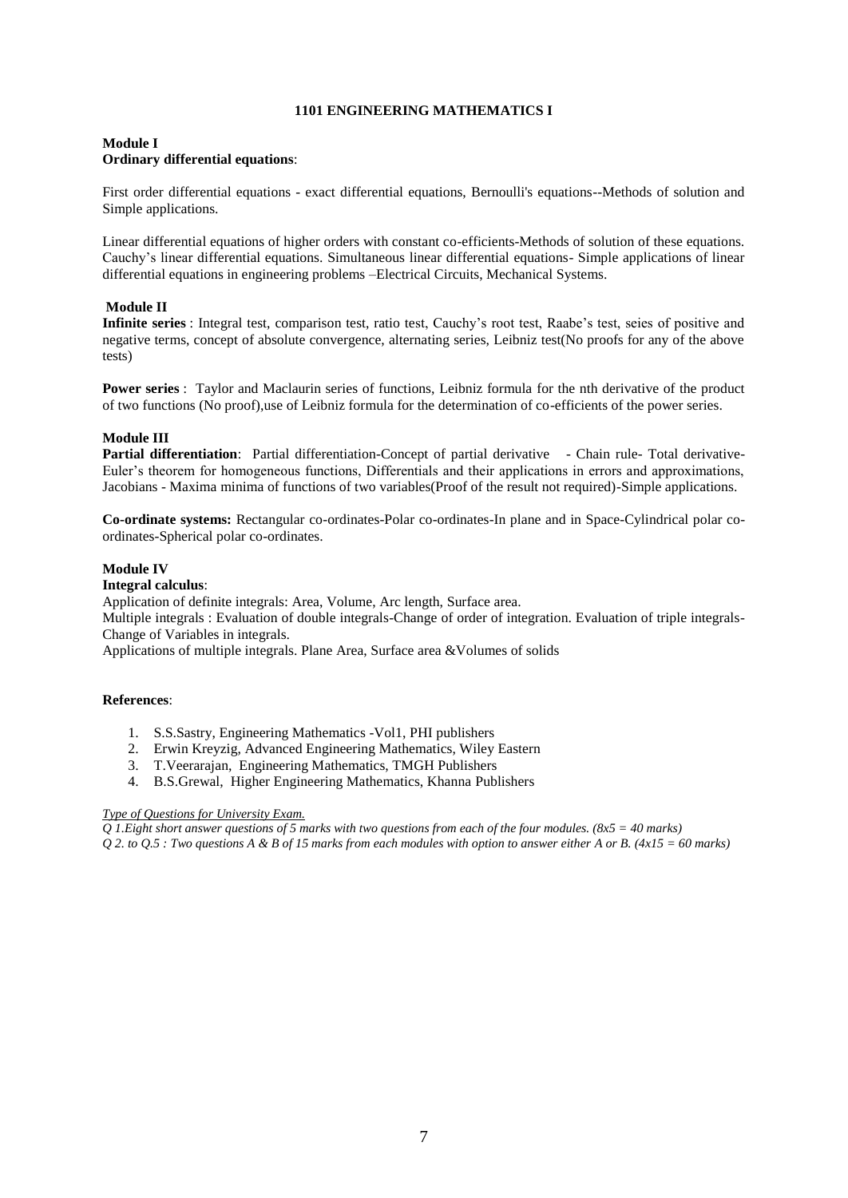# 1101 ENGINEERING MATHEMATICS I

**Module I**
**Ordinary differential equations**:

First order differential equations - exact differential equations, Bernoulli's equations--Methods of solution and Simple applications.

Linear differential equations of higher orders with constant co-efficients-Methods of solution of these equations. Cauchy's linear differential equations. Simultaneous linear differential equations- Simple applications of linear differential equations in engineering problems –Electrical Circuits, Mechanical Systems.

**Module II**
**Infinite series** : Integral test, comparison test, ratio test, Cauchy's root test, Raabe's test, seies of positive and negative terms, concept of absolute convergence, alternating series, Leibniz test(No proofs for any of the above tests)

**Power series** : Taylor and Maclaurin series of functions, Leibniz formula for the nth derivative of the product of two functions (No proof),use of Leibniz formula for the determination of co-efficients of the power series.

**Module III**
**Partial differentiation**: Partial differentiation-Concept of partial derivative - Chain rule- Total derivative-Euler's theorem for homogeneous functions, Differentials and their applications in errors and approximations, Jacobians - Maxima minima of functions of two variables(Proof of the result not required)-Simple applications.

**Co-ordinate systems:** Rectangular co-ordinates-Polar co-ordinates-In plane and in Space-Cylindrical polar co-ordinates-Spherical polar co-ordinates.

**Module IV**
**Integral calculus**:

Application of definite integrals: Area, Volume, Arc length, Surface area.
Multiple integrals : Evaluation of double integrals-Change of order of integration. Evaluation of triple integrals-Change of Variables in integrals.
Applications of multiple integrals. Plane Area, Surface area &Volumes of solids

**References**:

1. S.S.Sastry, Engineering Mathematics -Vol1, PHI publishers
2. Erwin Kreyzig, Advanced Engineering Mathematics, Wiley Eastern
3. T.Veerarajan, Engineering Mathematics, TMGH Publishers
4. B.S.Grewal, Higher Engineering Mathematics, Khanna Publishers

*Type of Questions for University Exam.*

*Q 1.Eight short answer questions of 5 marks with two questions from each of the four modules. (8x5 = 40 marks)*
*Q 2. to Q.5 : Two questions A & B of 15 marks from each modules with option to answer either A or B. (4x15 = 60 marks)*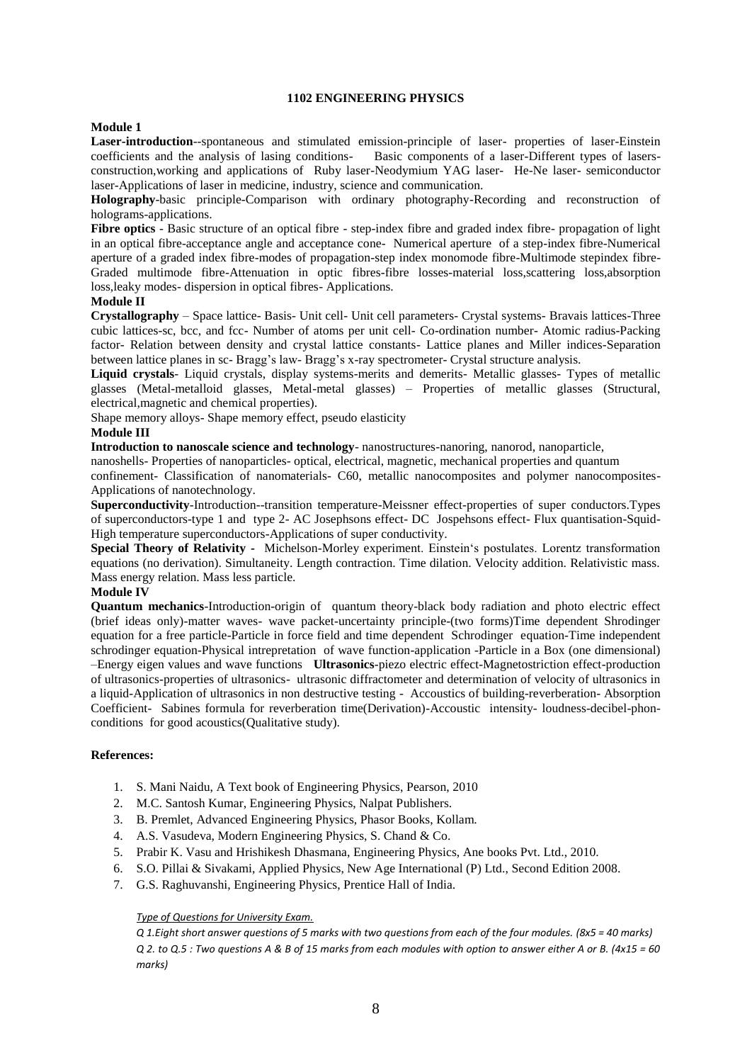## 1102 ENGINEERING PHYSICS

**Module 1**

**Laser-introduction**--spontaneous and stimulated emission-principle of laser- properties of laser-Einstein coefficients and the analysis of lasing conditions- Basic components of a laser-Different types of lasers-construction,working and applications of Ruby laser-Neodymium YAG laser- He-Ne laser- semiconductor laser-Applications of laser in medicine, industry, science and communication.

**Holography**-basic principle-Comparison with ordinary photography-Recording and reconstruction of holograms-applications.

**Fibre optics** - Basic structure of an optical fibre - step-index fibre and graded index fibre- propagation of light in an optical fibre-acceptance angle and acceptance cone- Numerical aperture of a step-index fibre-Numerical aperture of a graded index fibre-modes of propagation-step index monomode fibre-Multimode stepindex fibre-Graded multimode fibre-Attenuation in optic fibres-fibre losses-material loss,scattering loss,absorption loss,leaky modes- dispersion in optical fibres- Applications.

**Module II**

**Crystallography** – Space lattice- Basis- Unit cell- Unit cell parameters- Crystal systems- Bravais lattices-Three cubic lattices-sc, bcc, and fcc- Number of atoms per unit cell- Co-ordination number- Atomic radius-Packing factor- Relation between density and crystal lattice constants- Lattice planes and Miller indices-Separation between lattice planes in sc- Bragg's law- Bragg's x-ray spectrometer- Crystal structure analysis.

**Liquid crystals**- Liquid crystals, display systems-merits and demerits- Metallic glasses- Types of metallic glasses (Metal-metalloid glasses, Metal-metal glasses) – Properties of metallic glasses (Structural, electrical,magnetic and chemical properties).

Shape memory alloys- Shape memory effect, pseudo elasticity

**Module III**

**Introduction to nanoscale science and technology**- nanostructures-nanoring, nanorod, nanoparticle, nanoshells- Properties of nanoparticles- optical, electrical, magnetic, mechanical properties and quantum confinement- Classification of nanomaterials- C60, metallic nanocomposites and polymer nanocomposites-Applications of nanotechnology.

**Superconductivity**-Introduction--transition temperature-Meissner effect-properties of super conductors.Types of superconductors-type 1 and type 2- AC Josephsons effect- DC Jospehsons effect- Flux quantisation-Squid-High temperature superconductors-Applications of super conductivity.

**Special Theory of Relativity -** Michelson-Morley experiment. Einstein's postulates. Lorentz transformation equations (no derivation). Simultaneity. Length contraction. Time dilation. Velocity addition. Relativistic mass. Mass energy relation. Mass less particle.

**Module IV**

**Quantum mechanics**-Introduction-origin of quantum theory-black body radiation and photo electric effect (brief ideas only)-matter waves- wave packet-uncertainty principle-(two forms)Time dependent Shrodinger equation for a free particle-Particle in force field and time dependent Schrodinger equation-Time independent schrodinger equation-Physical intrepretation of wave function-application -Particle in a Box (one dimensional) –Energy eigen values and wave functions **Ultrasonics**-piezo electric effect-Magnetostriction effect-production of ultrasonics-properties of ultrasonics- ultrasonic diffractometer and determination of velocity of ultrasonics in a liquid-Application of ultrasonics in non destructive testing - Accoustics of building-reverberation- Absorption Coefficient- Sabines formula for reverberation time(Derivation)-Accoustic intensity- loudness-decibel-phon-conditions for good acoustics(Qualitative study).

**References:**

1. S. Mani Naidu, A Text book of Engineering Physics, Pearson, 2010
2. M.C. Santosh Kumar, Engineering Physics, Nalpat Publishers.
3. B. Premlet, Advanced Engineering Physics, Phasor Books, Kollam.
4. A.S. Vasudeva, Modern Engineering Physics, S. Chand & Co.
5. Prabir K. Vasu and Hrishikesh Dhasmana, Engineering Physics, Ane books Pvt. Ltd., 2010.
6. S.O. Pillai & Sivakami, Applied Physics, New Age International (P) Ltd., Second Edition 2008.
7. G.S. Raghuvanshi, Engineering Physics, Prentice Hall of India.

*Type of Questions for University Exam.*

*Q 1.Eight short answer questions of 5 marks with two questions from each of the four modules. (8x5 = 40 marks)*

*Q 2. to Q.5 : Two questions A & B of 15 marks from each modules with option to answer either A or B. (4x15 = 60 marks)*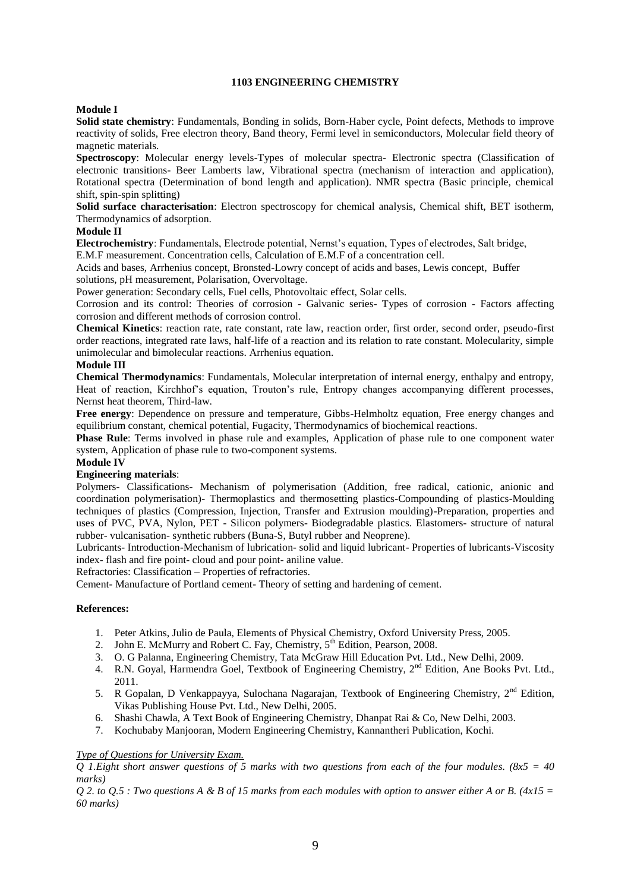## 1103 ENGINEERING CHEMISTRY

**Module I**

**Solid state chemistry**: Fundamentals, Bonding in solids, Born-Haber cycle, Point defects, Methods to improve reactivity of solids, Free electron theory, Band theory, Fermi level in semiconductors, Molecular field theory of magnetic materials.

**Spectroscopy**: Molecular energy levels-Types of molecular spectra- Electronic spectra (Classification of electronic transitions- Beer Lamberts law, Vibrational spectra (mechanism of interaction and application), Rotational spectra (Determination of bond length and application). NMR spectra (Basic principle, chemical shift, spin-spin splitting)

**Solid surface characterisation**: Electron spectroscopy for chemical analysis, Chemical shift, BET isotherm, Thermodynamics of adsorption.

**Module II**

**Electrochemistry**: Fundamentals, Electrode potential, Nernst's equation, Types of electrodes, Salt bridge, E.M.F measurement. Concentration cells, Calculation of E.M.F of a concentration cell.

Acids and bases, Arrhenius concept, Bronsted-Lowry concept of acids and bases, Lewis concept, Buffer solutions, pH measurement, Polarisation, Overvoltage.

Power generation: Secondary cells, Fuel cells, Photovoltaic effect, Solar cells.

Corrosion and its control: Theories of corrosion - Galvanic series- Types of corrosion - Factors affecting corrosion and different methods of corrosion control.

**Chemical Kinetics**: reaction rate, rate constant, rate law, reaction order, first order, second order, pseudo-first order reactions, integrated rate laws, half-life of a reaction and its relation to rate constant. Molecularity, simple unimolecular and bimolecular reactions. Arrhenius equation.

**Module III**

**Chemical Thermodynamics**: Fundamentals, Molecular interpretation of internal energy, enthalpy and entropy, Heat of reaction, Kirchhof's equation, Trouton's rule, Entropy changes accompanying different processes, Nernst heat theorem, Third-law.

**Free energy**: Dependence on pressure and temperature, Gibbs-Helmholtz equation, Free energy changes and equilibrium constant, chemical potential, Fugacity, Thermodynamics of biochemical reactions.

**Phase Rule**: Terms involved in phase rule and examples, Application of phase rule to one component water system, Application of phase rule to two-component systems.

**Module IV**

**Engineering materials**:

Polymers- Classifications- Mechanism of polymerisation (Addition, free radical, cationic, anionic and coordination polymerisation)- Thermoplastics and thermosetting plastics-Compounding of plastics-Moulding techniques of plastics (Compression, Injection, Transfer and Extrusion moulding)-Preparation, properties and uses of PVC, PVA, Nylon, PET - Silicon polymers- Biodegradable plastics. Elastomers- structure of natural rubber- vulcanisation- synthetic rubbers (Buna-S, Butyl rubber and Neoprene).

Lubricants- Introduction-Mechanism of lubrication- solid and liquid lubricant- Properties of lubricants-Viscosity index- flash and fire point- cloud and pour point- aniline value.

Refractories: Classification – Properties of refractories.

Cement- Manufacture of Portland cement- Theory of setting and hardening of cement.

**References:**

1. Peter Atkins, Julio de Paula, Elements of Physical Chemistry, Oxford University Press, 2005.
2. John E. McMurry and Robert C. Fay, Chemistry, 5th Edition, Pearson, 2008.
3. O. G Palanna, Engineering Chemistry, Tata McGraw Hill Education Pvt. Ltd., New Delhi, 2009.
4. R.N. Goyal, Harmendra Goel, Textbook of Engineering Chemistry, 2nd Edition, Ane Books Pvt. Ltd., 2011.
5. R Gopalan, D Venkappayya, Sulochana Nagarajan, Textbook of Engineering Chemistry, 2nd Edition, Vikas Publishing House Pvt. Ltd., New Delhi, 2005.
6. Shashi Chawla, A Text Book of Engineering Chemistry, Dhanpat Rai & Co, New Delhi, 2003.
7. Kochubaby Manjooran, Modern Engineering Chemistry, Kannantheri Publication, Kochi.

*Type of Questions for University Exam.*

*Q 1.Eight short answer questions of 5 marks with two questions from each of the four modules. (8x5 = 40 marks)*

*Q 2. to Q.5 : Two questions A & B of 15 marks from each modules with option to answer either A or B. (4x15 = 60 marks)*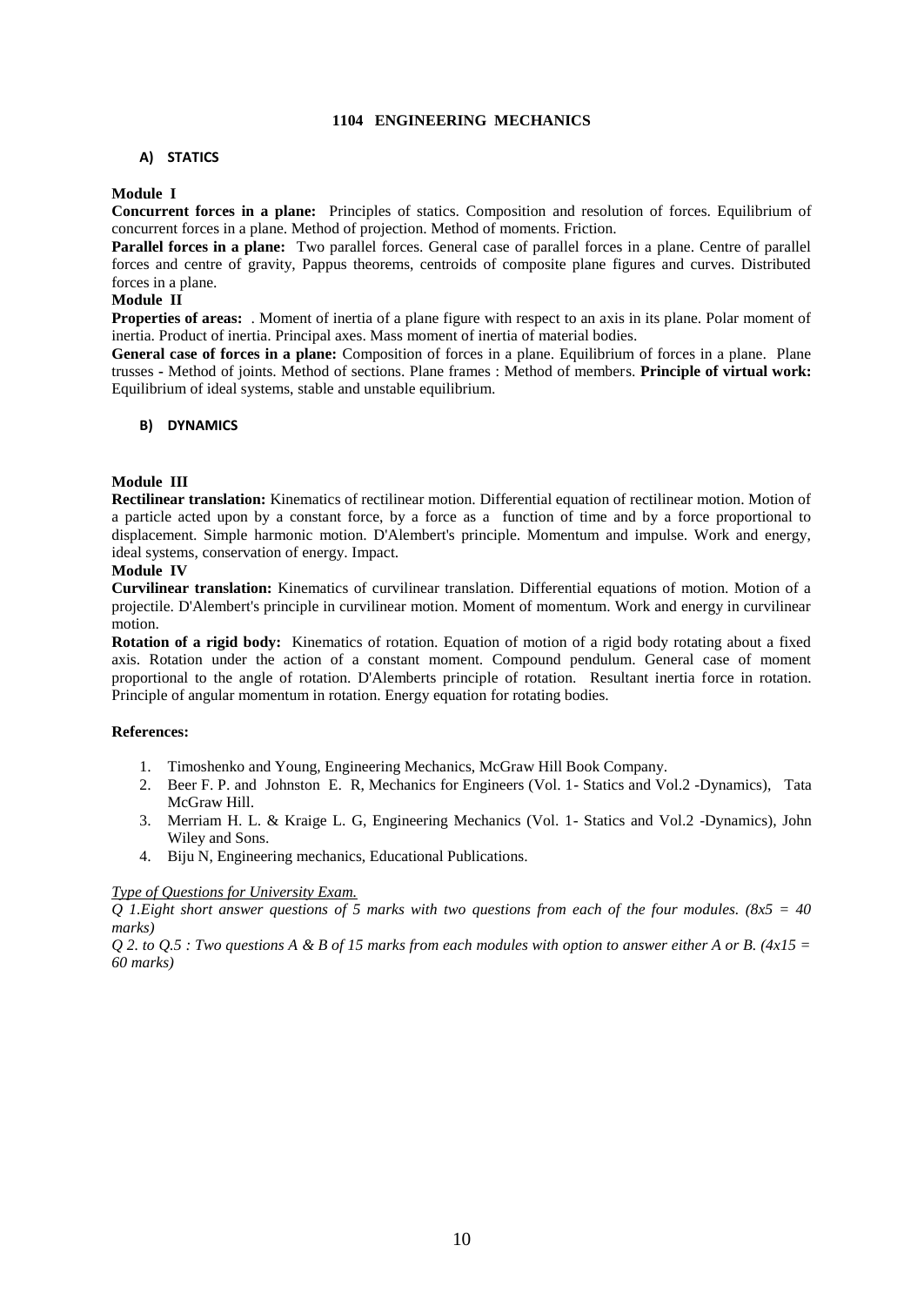# 1104 ENGINEERING MECHANICS

## A) STATICS

**Module I**

**Concurrent forces in a plane:** Principles of statics. Composition and resolution of forces. Equilibrium of concurrent forces in a plane. Method of projection. Method of moments. Friction.

**Parallel forces in a plane:** Two parallel forces. General case of parallel forces in a plane. Centre of parallel forces and centre of gravity, Pappus theorems, centroids of composite plane figures and curves. Distributed forces in a plane.

**Module II**

**Properties of areas:** . Moment of inertia of a plane figure with respect to an axis in its plane. Polar moment of inertia. Product of inertia. Principal axes. Mass moment of inertia of material bodies.

**General case of forces in a plane:** Composition of forces in a plane. Equilibrium of forces in a plane. Plane trusses - Method of joints. Method of sections. Plane frames : Method of members. **Principle of virtual work:** Equilibrium of ideal systems, stable and unstable equilibrium.

## B) DYNAMICS

**Module III**

**Rectilinear translation:** Kinematics of rectilinear motion. Differential equation of rectilinear motion. Motion of a particle acted upon by a constant force, by a force as a function of time and by a force proportional to displacement. Simple harmonic motion. D'Alembert's principle. Momentum and impulse. Work and energy, ideal systems, conservation of energy. Impact.

**Module IV**

**Curvilinear translation:** Kinematics of curvilinear translation. Differential equations of motion. Motion of a projectile. D'Alembert's principle in curvilinear motion. Moment of momentum. Work and energy in curvilinear motion.

**Rotation of a rigid body:** Kinematics of rotation. Equation of motion of a rigid body rotating about a fixed axis. Rotation under the action of a constant moment. Compound pendulum. General case of moment proportional to the angle of rotation. D'Alemberts principle of rotation. Resultant inertia force in rotation. Principle of angular momentum in rotation. Energy equation for rotating bodies.

**References:**

1. Timoshenko and Young, Engineering Mechanics, McGraw Hill Book Company.
2. Beer F. P. and Johnston E. R, Mechanics for Engineers (Vol. 1- Statics and Vol.2 -Dynamics), Tata McGraw Hill.
3. Merriam H. L. & Kraige L. G, Engineering Mechanics (Vol. 1- Statics and Vol.2 -Dynamics), John Wiley and Sons.
4. Biju N, Engineering mechanics, Educational Publications.

*<u>Type of Questions for University Exam.</u>*

*Q 1.Eight short answer questions of 5 marks with two questions from each of the four modules. (8x5 = 40 marks)*

*Q 2. to Q.5 : Two questions A & B of 15 marks from each modules with option to answer either A or B. (4x15 = 60 marks)*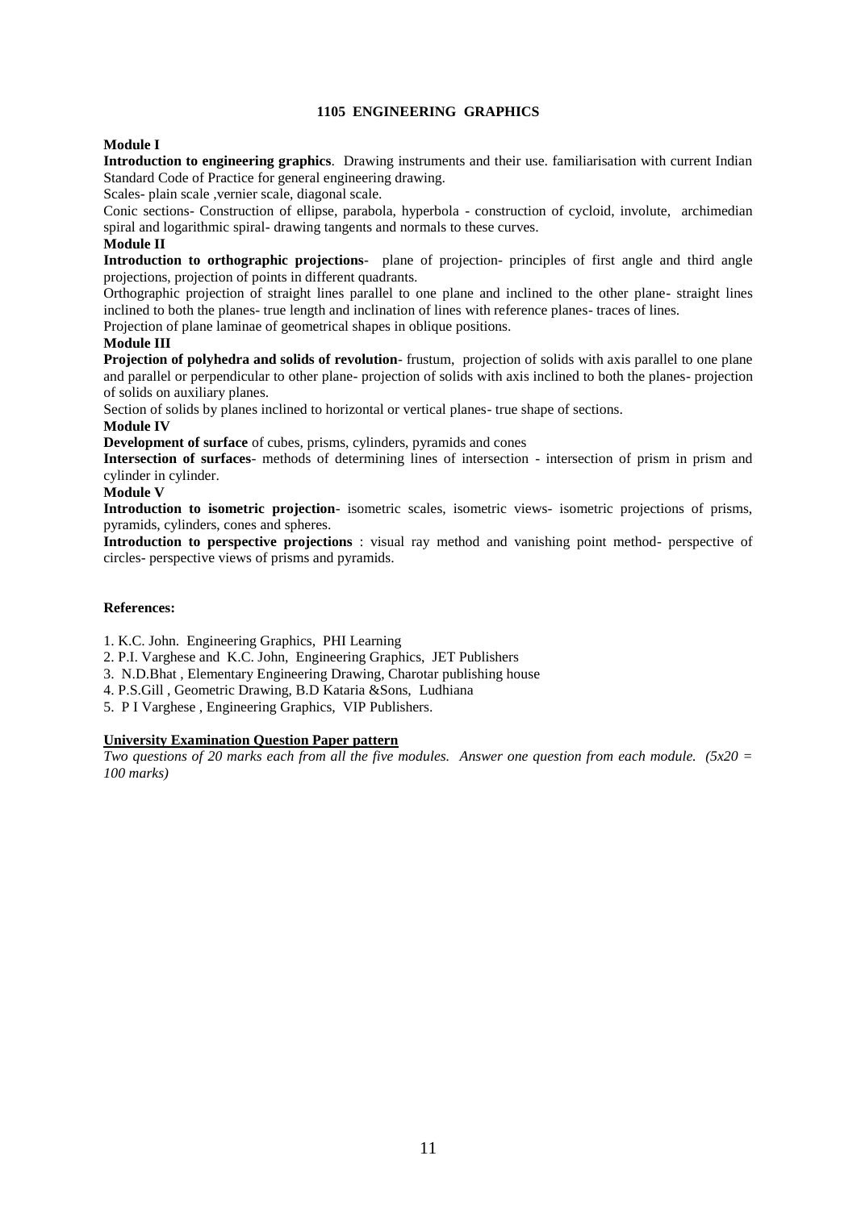## 1105 ENGINEERING GRAPHICS

**Module I**

**Introduction to engineering graphics**. Drawing instruments and their use. familiarisation with current Indian Standard Code of Practice for general engineering drawing.

Scales- plain scale ,vernier scale, diagonal scale.

Conic sections- Construction of ellipse, parabola, hyperbola - construction of cycloid, involute, archimedian spiral and logarithmic spiral- drawing tangents and normals to these curves.

**Module II**

**Introduction to orthographic projections**- plane of projection- principles of first angle and third angle projections, projection of points in different quadrants.

Orthographic projection of straight lines parallel to one plane and inclined to the other plane- straight lines inclined to both the planes- true length and inclination of lines with reference planes- traces of lines.

Projection of plane laminae of geometrical shapes in oblique positions.

**Module III**

**Projection of polyhedra and solids of revolution**- frustum, projection of solids with axis parallel to one plane and parallel or perpendicular to other plane- projection of solids with axis inclined to both the planes- projection of solids on auxiliary planes.

Section of solids by planes inclined to horizontal or vertical planes- true shape of sections.

**Module IV**

**Development of surface** of cubes, prisms, cylinders, pyramids and cones

**Intersection of surfaces**- methods of determining lines of intersection - intersection of prism in prism and cylinder in cylinder.

**Module V**

**Introduction to isometric projection**- isometric scales, isometric views- isometric projections of prisms, pyramids, cylinders, cones and spheres.

**Introduction to perspective projections** : visual ray method and vanishing point method- perspective of circles- perspective views of prisms and pyramids.

**References:**

1. K.C. John. Engineering Graphics, PHI Learning
2. P.I. Varghese and K.C. John, Engineering Graphics, JET Publishers
3. N.D.Bhat , Elementary Engineering Drawing, Charotar publishing house
4. P.S.Gill , Geometric Drawing, B.D Kataria &Sons, Ludhiana
5. P I Varghese , Engineering Graphics, VIP Publishers.

**University Examination Question Paper pattern**

*Two questions of 20 marks each from all the five modules. Answer one question from each module. (5x20 = 100 marks)*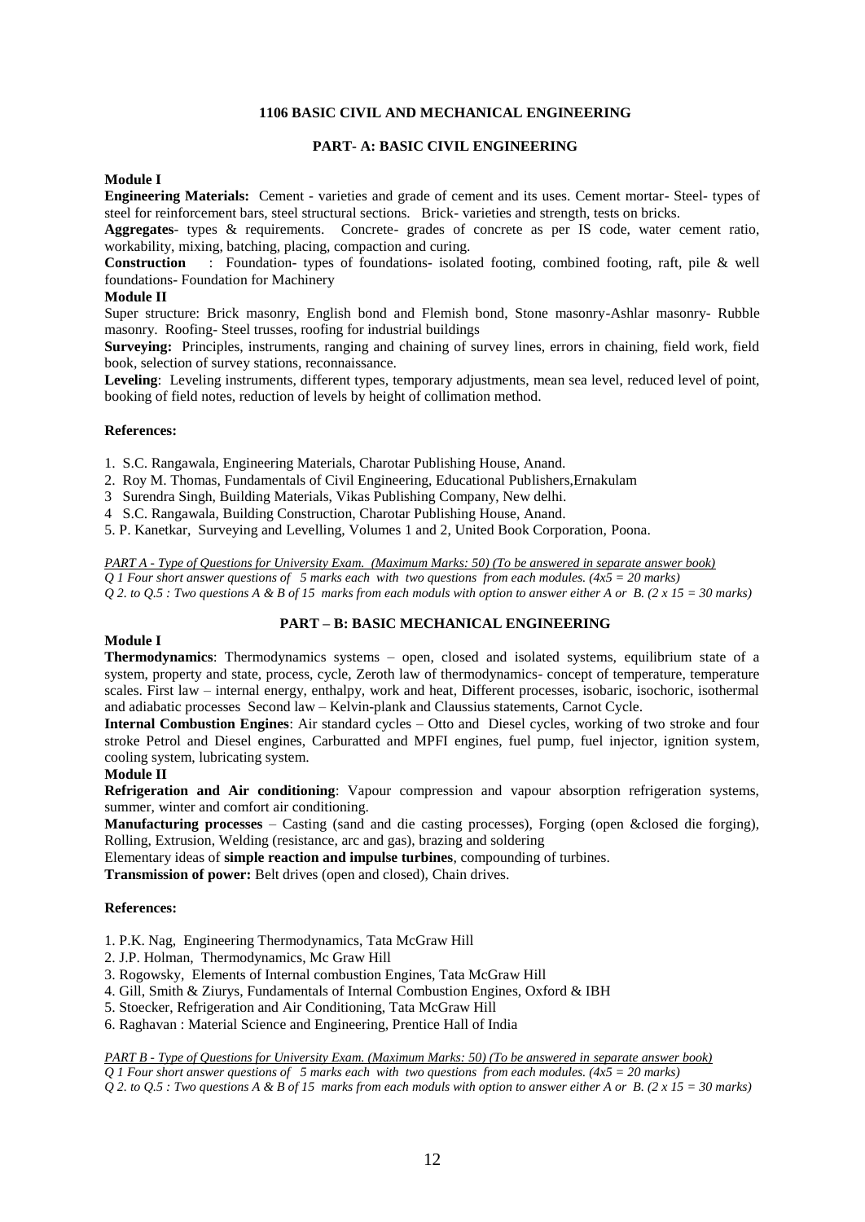# 1106 BASIC CIVIL AND MECHANICAL ENGINEERING

## PART- A: BASIC CIVIL ENGINEERING

**Module I**

**Engineering Materials:** Cement - varieties and grade of cement and its uses. Cement mortar- Steel- types of steel for reinforcement bars, steel structural sections. Brick- varieties and strength, tests on bricks.

**Aggregates**- types & requirements. Concrete- grades of concrete as per IS code, water cement ratio, workability, mixing, batching, placing, compaction and curing.

**Construction** : Foundation- types of foundations- isolated footing, combined footing, raft, pile & well foundations- Foundation for Machinery

**Module II**

Super structure: Brick masonry, English bond and Flemish bond, Stone masonry-Ashlar masonry- Rubble masonry. Roofing- Steel trusses, roofing for industrial buildings

**Surveying:** Principles, instruments, ranging and chaining of survey lines, errors in chaining, field work, field book, selection of survey stations, reconnaissance.

**Leveling**: Leveling instruments, different types, temporary adjustments, mean sea level, reduced level of point, booking of field notes, reduction of levels by height of collimation method.

**References:**

1. S.C. Rangawala, Engineering Materials, Charotar Publishing House, Anand.
2. Roy M. Thomas, Fundamentals of Civil Engineering, Educational Publishers,Ernakulam
3. Surendra Singh, Building Materials, Vikas Publishing Company, New delhi.
4. S.C. Rangawala, Building Construction, Charotar Publishing House, Anand.
5. P. Kanetkar, Surveying and Levelling, Volumes 1 and 2, United Book Corporation, Poona.

*PART A - Type of Questions for University Exam. (Maximum Marks: 50) (To be answered in separate answer book)*
*Q 1 Four short answer questions of 5 marks each with two questions from each modules. (4x5 = 20 marks)*
*Q 2. to Q.5 : Two questions A & B of 15 marks from each moduls with option to answer either A or B. (2 x 15 = 30 marks)*

## PART – B: BASIC MECHANICAL ENGINEERING

**Module I**

**Thermodynamics**: Thermodynamics systems – open, closed and isolated systems, equilibrium state of a system, property and state, process, cycle, Zeroth law of thermodynamics- concept of temperature, temperature scales. First law – internal energy, enthalpy, work and heat, Different processes, isobaric, isochoric, isothermal and adiabatic processes Second law – Kelvin-plank and Claussius statements, Carnot Cycle.

**Internal Combustion Engines**: Air standard cycles – Otto and Diesel cycles, working of two stroke and four stroke Petrol and Diesel engines, Carburatted and MPFI engines, fuel pump, fuel injector, ignition system, cooling system, lubricating system.

**Module II**

**Refrigeration and Air conditioning**: Vapour compression and vapour absorption refrigeration systems, summer, winter and comfort air conditioning.

**Manufacturing processes** – Casting (sand and die casting processes), Forging (open &closed die forging), Rolling, Extrusion, Welding (resistance, arc and gas), brazing and soldering

Elementary ideas of **simple reaction and impulse turbines**, compounding of turbines.

**Transmission of power:** Belt drives (open and closed), Chain drives.

**References:**

1. P.K. Nag, Engineering Thermodynamics, Tata McGraw Hill
2. J.P. Holman, Thermodynamics, Mc Graw Hill
3. Rogowsky, Elements of Internal combustion Engines, Tata McGraw Hill
4. Gill, Smith & Ziurys, Fundamentals of Internal Combustion Engines, Oxford & IBH
5. Stoecker, Refrigeration and Air Conditioning, Tata McGraw Hill
6. Raghavan : Material Science and Engineering, Prentice Hall of India

*PART B - Type of Questions for University Exam. (Maximum Marks: 50) (To be answered in separate answer book)*
*Q 1 Four short answer questions of 5 marks each with two questions from each modules. (4x5 = 20 marks)*
*Q 2. to Q.5 : Two questions A & B of 15 marks from each moduls with option to answer either A or B. (2 x 15 = 30 marks)*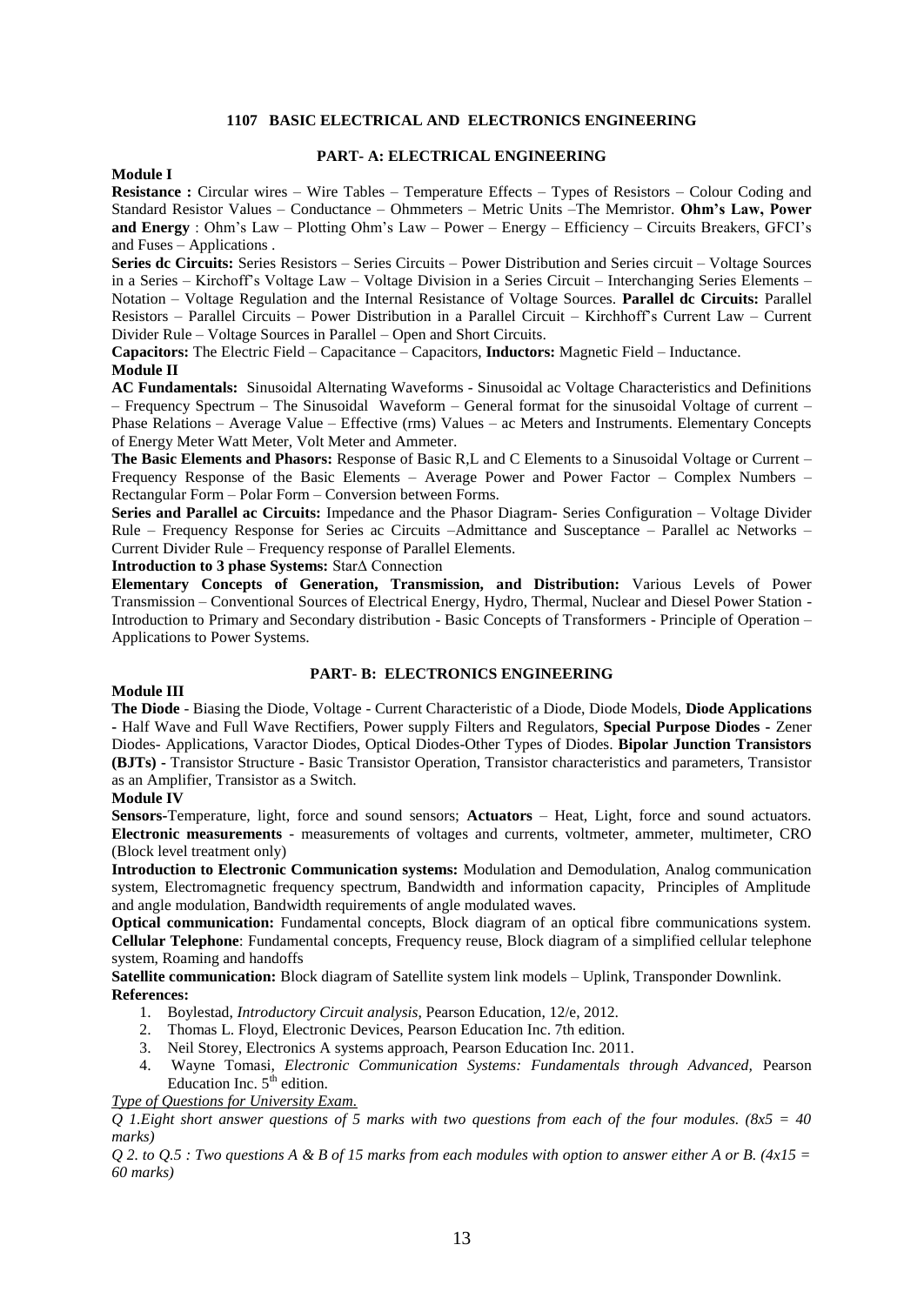# 1107 BASIC ELECTRICAL AND ELECTRONICS ENGINEERING

## PART- A: ELECTRICAL ENGINEERING

**Module I**

**Resistance :** Circular wires – Wire Tables – Temperature Effects – Types of Resistors – Colour Coding and Standard Resistor Values – Conductance – Ohmmeters – Metric Units –The Memristor. **Ohm's Law, Power and Energy** : Ohm's Law – Plotting Ohm's Law – Power – Energy – Efficiency – Circuits Breakers, GFCI's and Fuses – Applications .

**Series dc Circuits:** Series Resistors – Series Circuits – Power Distribution and Series circuit – Voltage Sources in a Series – Kirchoff's Voltage Law – Voltage Division in a Series Circuit – Interchanging Series Elements – Notation – Voltage Regulation and the Internal Resistance of Voltage Sources. **Parallel dc Circuits:** Parallel Resistors – Parallel Circuits – Power Distribution in a Parallel Circuit – Kirchhoff's Current Law – Current Divider Rule – Voltage Sources in Parallel – Open and Short Circuits.

**Capacitors:** The Electric Field – Capacitance – Capacitors, **Inductors:** Magnetic Field – Inductance.

**Module II**

**AC Fundamentals:** Sinusoidal Alternating Waveforms - Sinusoidal ac Voltage Characteristics and Definitions – Frequency Spectrum – The Sinusoidal Waveform – General format for the sinusoidal Voltage of current – Phase Relations – Average Value – Effective (rms) Values – ac Meters and Instruments. Elementary Concepts of Energy Meter Watt Meter, Volt Meter and Ammeter.

**The Basic Elements and Phasors:** Response of Basic R,L and C Elements to a Sinusoidal Voltage or Current – Frequency Response of the Basic Elements – Average Power and Power Factor – Complex Numbers – Rectangular Form – Polar Form – Conversion between Forms.

**Series and Parallel ac Circuits:** Impedance and the Phasor Diagram- Series Configuration – Voltage Divider Rule – Frequency Response for Series ac Circuits –Admittance and Susceptance – Parallel ac Networks – Current Divider Rule – Frequency response of Parallel Elements.

**Introduction to 3 phase Systems:** StarΔ Connection

**Elementary Concepts of Generation, Transmission, and Distribution:** Various Levels of Power Transmission – Conventional Sources of Electrical Energy, Hydro, Thermal, Nuclear and Diesel Power Station - Introduction to Primary and Secondary distribution - Basic Concepts of Transformers - Principle of Operation – Applications to Power Systems.

## PART- B: ELECTRONICS ENGINEERING

**Module III**

**The Diode** - Biasing the Diode, Voltage - Current Characteristic of a Diode, Diode Models, **Diode Applications -** Half Wave and Full Wave Rectifiers, Power supply Filters and Regulators, **Special Purpose Diodes -** Zener Diodes- Applications, Varactor Diodes, Optical Diodes-Other Types of Diodes. **Bipolar Junction Transistors (BJTs) -** Transistor Structure - Basic Transistor Operation, Transistor characteristics and parameters, Transistor as an Amplifier, Transistor as a Switch.

**Module IV**

**Sensors-**Temperature, light, force and sound sensors; **Actuators** – Heat, Light, force and sound actuators. **Electronic measurements** - measurements of voltages and currents, voltmeter, ammeter, multimeter, CRO (Block level treatment only)

**Introduction to Electronic Communication systems:** Modulation and Demodulation, Analog communication system, Electromagnetic frequency spectrum, Bandwidth and information capacity, Principles of Amplitude and angle modulation, Bandwidth requirements of angle modulated waves.

**Optical communication:** Fundamental concepts, Block diagram of an optical fibre communications system. **Cellular Telephone**: Fundamental concepts, Frequency reuse, Block diagram of a simplified cellular telephone system, Roaming and handoffs

**Satellite communication:** Block diagram of Satellite system link models – Uplink, Transponder Downlink.

**References:**

1. Boylestad, *Introductory Circuit analysis*, Pearson Education, 12/e, 2012.
2. Thomas L. Floyd, Electronic Devices, Pearson Education Inc. 7th edition.
3. Neil Storey, Electronics A systems approach, Pearson Education Inc. 2011.
4. Wayne Tomasi, *Electronic Communication Systems: Fundamentals through Advanced,* Pearson Education Inc. 5th edition.

*Type of Questions for University Exam.*

*Q 1.Eight short answer questions of 5 marks with two questions from each of the four modules. (8x5 = 40 marks)*

*Q 2. to Q.5 : Two questions A & B of 15 marks from each modules with option to answer either A or B. (4x15 = 60 marks)*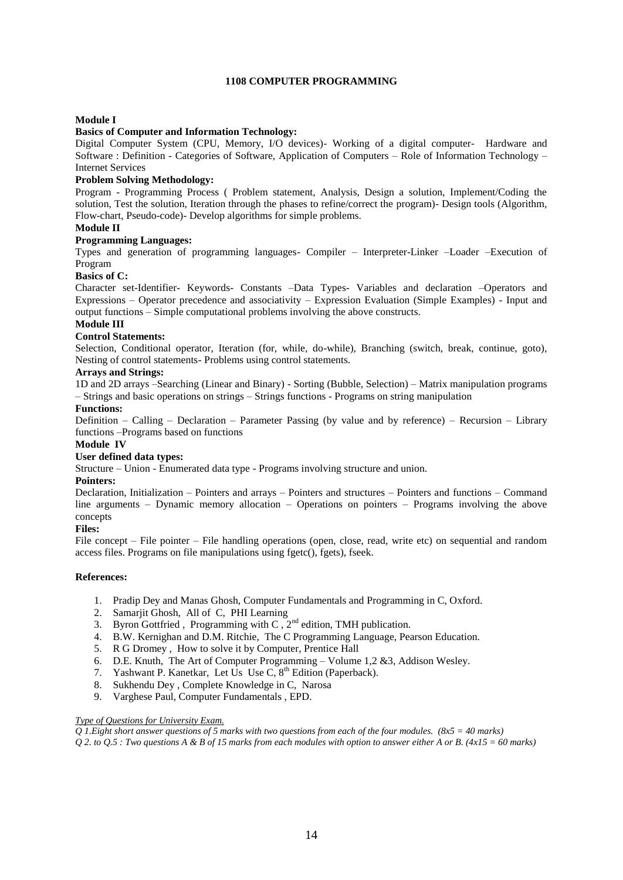# 1108 COMPUTER PROGRAMMING

**Module I**

**Basics of Computer and Information Technology:**

Digital Computer System (CPU, Memory, I/O devices)- Working of a digital computer- Hardware and Software : Definition - Categories of Software, Application of Computers – Role of Information Technology – Internet Services

**Problem Solving Methodology:**

Program - Programming Process ( Problem statement, Analysis, Design a solution, Implement/Coding the solution, Test the solution, Iteration through the phases to refine/correct the program)- Design tools (Algorithm, Flow-chart, Pseudo-code)- Develop algorithms for simple problems.

**Module II**

**Programming Languages:**

Types and generation of programming languages- Compiler – Interpreter-Linker –Loader –Execution of Program

**Basics of C:**

Character set-Identifier- Keywords- Constants –Data Types- Variables and declaration –Operators and Expressions – Operator precedence and associativity – Expression Evaluation (Simple Examples) - Input and output functions – Simple computational problems involving the above constructs.

**Module III**

**Control Statements:**

Selection, Conditional operator, Iteration (for, while, do-while), Branching (switch, break, continue, goto), Nesting of control statements- Problems using control statements.

**Arrays and Strings:**

1D and 2D arrays –Searching (Linear and Binary) - Sorting (Bubble, Selection) – Matrix manipulation programs – Strings and basic operations on strings – Strings functions - Programs on string manipulation

**Functions:**

Definition – Calling – Declaration – Parameter Passing (by value and by reference) – Recursion – Library functions –Programs based on functions

**Module IV**

**User defined data types:**

Structure – Union - Enumerated data type - Programs involving structure and union.

**Pointers:**

Declaration, Initialization – Pointers and arrays – Pointers and structures – Pointers and functions – Command line arguments – Dynamic memory allocation – Operations on pointers – Programs involving the above concepts

**Files:**

File concept – File pointer – File handling operations (open, close, read, write etc) on sequential and random access files. Programs on file manipulations using fgetc(), fgets), fseek.

**References:**

1. Pradip Dey and Manas Ghosh, Computer Fundamentals and Programming in C, Oxford.
2. Samarjit Ghosh, All of C, PHI Learning
3. Byron Gottfried , Programming with C , 2nd edition, TMH publication.
4. B.W. Kernighan and D.M. Ritchie, The C Programming Language, Pearson Education.
5. R G Dromey , How to solve it by Computer, Prentice Hall
6. D.E. Knuth, The Art of Computer Programming – Volume 1,2 &3, Addison Wesley.
7. Yashwant P. Kanetkar, Let Us Use C, 8th Edition (Paperback).
8. Sukhendu Dey , Complete Knowledge in C, Narosa
9. Varghese Paul, Computer Fundamentals , EPD.

*Type of Questions for University Exam.*

*Q 1.Eight short answer questions of 5 marks with two questions from each of the four modules. (8x5 = 40 marks)*

*Q 2. to Q.5 : Two questions A & B of 15 marks from each modules with option to answer either A or B. (4x15 = 60 marks)*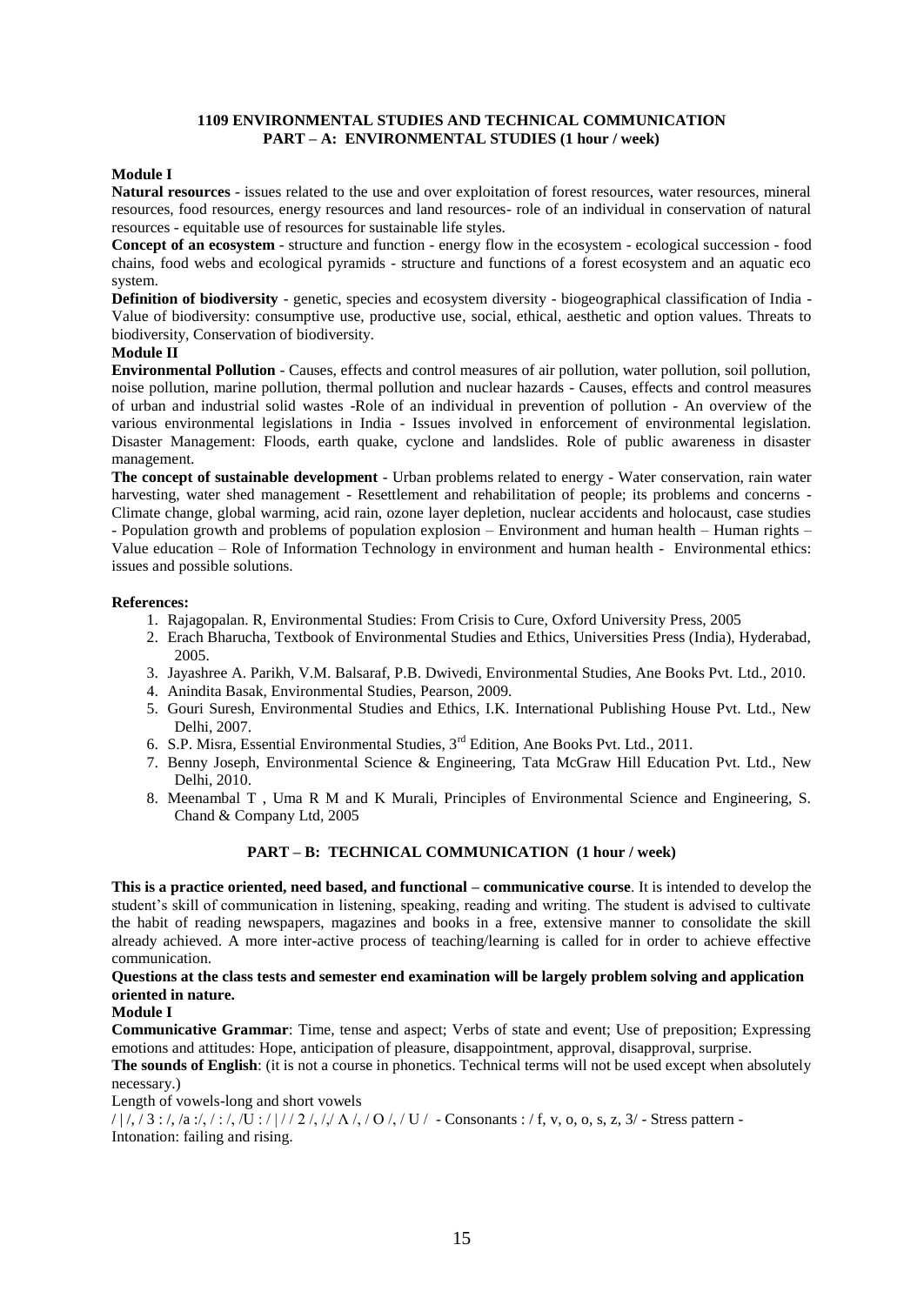**1109 ENVIRONMENTAL STUDIES AND TECHNICAL COMMUNICATION**
**PART – A: ENVIRONMENTAL STUDIES (1 hour / week)**

**Module I**

**Natural resources** - issues related to the use and over exploitation of forest resources, water resources, mineral resources, food resources, energy resources and land resources- role of an individual in conservation of natural resources - equitable use of resources for sustainable life styles.

**Concept of an ecosystem** - structure and function - energy flow in the ecosystem - ecological succession - food chains, food webs and ecological pyramids - structure and functions of a forest ecosystem and an aquatic eco system.

**Definition of biodiversity** - genetic, species and ecosystem diversity - biogeographical classification of India - Value of biodiversity: consumptive use, productive use, social, ethical, aesthetic and option values. Threats to biodiversity, Conservation of biodiversity.

**Module II**

**Environmental Pollution** - Causes, effects and control measures of air pollution, water pollution, soil pollution, noise pollution, marine pollution, thermal pollution and nuclear hazards - Causes, effects and control measures of urban and industrial solid wastes -Role of an individual in prevention of pollution - An overview of the various environmental legislations in India - Issues involved in enforcement of environmental legislation. Disaster Management: Floods, earth quake, cyclone and landslides. Role of public awareness in disaster management.

**The concept of sustainable development** - Urban problems related to energy - Water conservation, rain water harvesting, water shed management - Resettlement and rehabilitation of people; its problems and concerns - Climate change, global warming, acid rain, ozone layer depletion, nuclear accidents and holocaust, case studies - Population growth and problems of population explosion – Environment and human health – Human rights – Value education – Role of Information Technology in environment and human health - Environmental ethics: issues and possible solutions.

**References:**

1. Rajagopalan. R, Environmental Studies: From Crisis to Cure, Oxford University Press, 2005
2. Erach Bharucha, Textbook of Environmental Studies and Ethics, Universities Press (India), Hyderabad, 2005.
3. Jayashree A. Parikh, V.M. Balsaraf, P.B. Dwivedi, Environmental Studies, Ane Books Pvt. Ltd., 2010.
4. Anindita Basak, Environmental Studies, Pearson, 2009.
5. Gouri Suresh, Environmental Studies and Ethics, I.K. International Publishing House Pvt. Ltd., New Delhi, 2007.
6. S.P. Misra, Essential Environmental Studies, 3rd Edition, Ane Books Pvt. Ltd., 2011.
7. Benny Joseph, Environmental Science & Engineering, Tata McGraw Hill Education Pvt. Ltd., New Delhi, 2010.
8. Meenambal T , Uma R M and K Murali, Principles of Environmental Science and Engineering, S. Chand & Company Ltd, 2005

**PART – B: TECHNICAL COMMUNICATION (1 hour / week)**

**This is a practice oriented, need based, and functional – communicative course**. It is intended to develop the student's skill of communication in listening, speaking, reading and writing. The student is advised to cultivate the habit of reading newspapers, magazines and books in a free, extensive manner to consolidate the skill already achieved. A more inter-active process of teaching/learning is called for in order to achieve effective communication.

**Questions at the class tests and semester end examination will be largely problem solving and application oriented in nature.**

**Module I**

**Communicative Grammar**: Time, tense and aspect; Verbs of state and event; Use of preposition; Expressing emotions and attitudes: Hope, anticipation of pleasure, disappointment, approval, disapproval, surprise.

**The sounds of English**: (it is not a course in phonetics. Technical terms will not be used except when absolutely necessary.)

Length of vowels-long and short vowels

/ | /, / 3 : /, /a :/, / : /, /U : / | / / 2 /, /,/ Λ /, / O /, / U / - Consonants : / f, v, o, o, s, z, 3/ - Stress pattern - Intonation: failing and rising.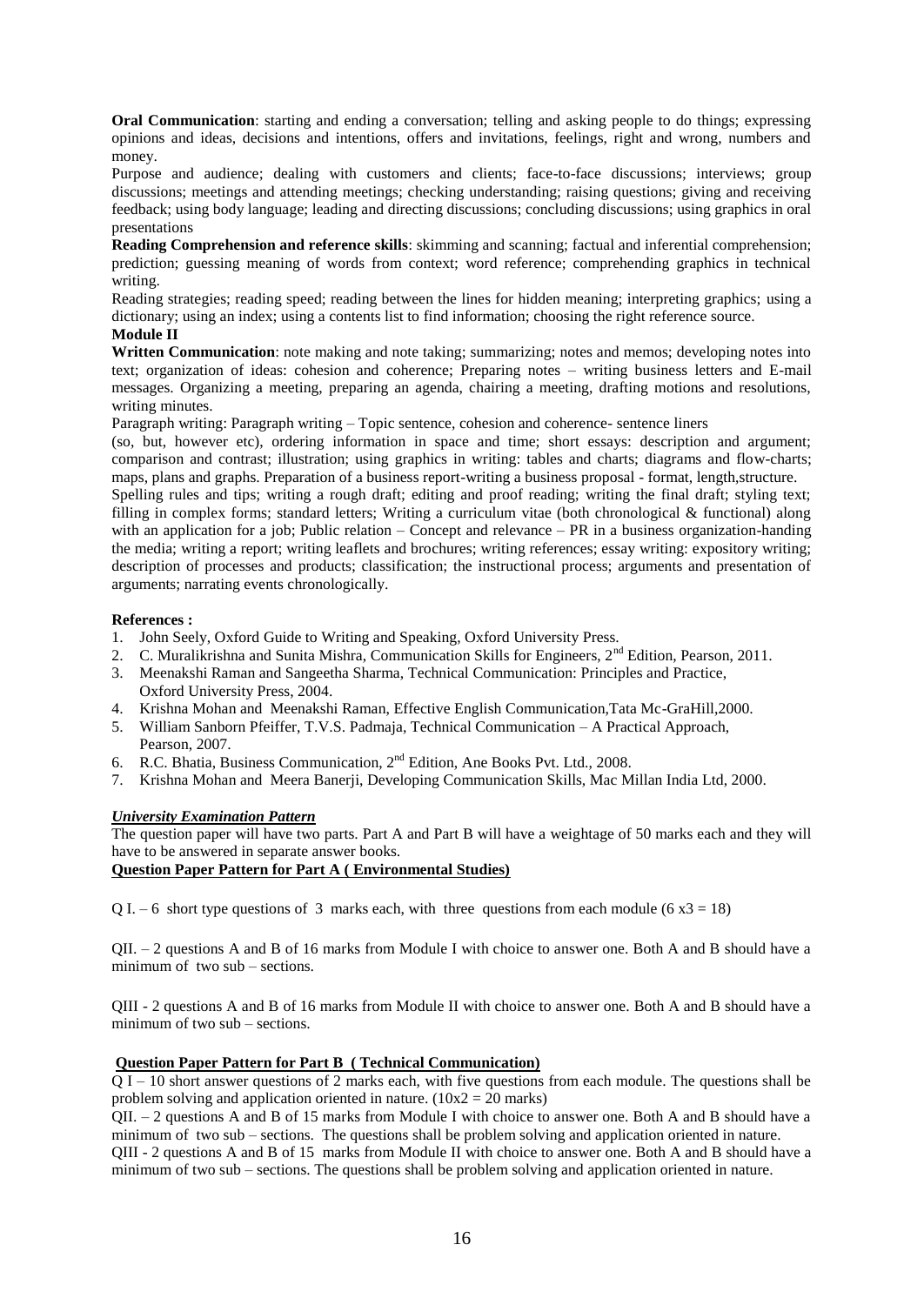**Oral Communication**: starting and ending a conversation; telling and asking people to do things; expressing opinions and ideas, decisions and intentions, offers and invitations, feelings, right and wrong, numbers and money.

Purpose and audience; dealing with customers and clients; face-to-face discussions; interviews; group discussions; meetings and attending meetings; checking understanding; raising questions; giving and receiving feedback; using body language; leading and directing discussions; concluding discussions; using graphics in oral presentations

**Reading Comprehension and reference skills**: skimming and scanning; factual and inferential comprehension; prediction; guessing meaning of words from context; word reference; comprehending graphics in technical writing.

Reading strategies; reading speed; reading between the lines for hidden meaning; interpreting graphics; using a dictionary; using an index; using a contents list to find information; choosing the right reference source.

**Module II**

**Written Communication**: note making and note taking; summarizing; notes and memos; developing notes into text; organization of ideas: cohesion and coherence; Preparing notes – writing business letters and E-mail messages. Organizing a meeting, preparing an agenda, chairing a meeting, drafting motions and resolutions, writing minutes.

Paragraph writing: Paragraph writing – Topic sentence, cohesion and coherence- sentence liners

(so, but, however etc), ordering information in space and time; short essays: description and argument; comparison and contrast; illustration; using graphics in writing: tables and charts; diagrams and flow-charts; maps, plans and graphs. Preparation of a business report-writing a business proposal - format, length,structure.

Spelling rules and tips; writing a rough draft; editing and proof reading; writing the final draft; styling text; filling in complex forms; standard letters; Writing a curriculum vitae (both chronological & functional) along with an application for a job; Public relation – Concept and relevance – PR in a business organization-handing the media; writing a report; writing leaflets and brochures; writing references; essay writing: expository writing; description of processes and products; classification; the instructional process; arguments and presentation of arguments; narrating events chronologically.

**References :**

1. John Seely, Oxford Guide to Writing and Speaking, Oxford University Press.
2. C. Muralikrishna and Sunita Mishra, Communication Skills for Engineers, 2nd Edition, Pearson, 2011.
3. Meenakshi Raman and Sangeetha Sharma, Technical Communication: Principles and Practice, Oxford University Press, 2004.
4. Krishna Mohan and Meenakshi Raman, Effective English Communication,Tata Mc-GraHill,2000.
5. William Sanborn Pfeiffer, T.V.S. Padmaja, Technical Communication – A Practical Approach, Pearson, 2007.
6. R.C. Bhatia, Business Communication, 2nd Edition, Ane Books Pvt. Ltd., 2008.
7. Krishna Mohan and Meera Banerji, Developing Communication Skills, Mac Millan India Ltd, 2000.

***University Examination Pattern***

The question paper will have two parts. Part A and Part B will have a weightage of 50 marks each and they will have to be answered in separate answer books.

**Question Paper Pattern for Part A ( Environmental Studies)**

Q I. – 6 short type questions of 3 marks each, with three questions from each module (6 x3 = 18)

QII. – 2 questions A and B of 16 marks from Module I with choice to answer one. Both A and B should have a minimum of two sub – sections.

QIII - 2 questions A and B of 16 marks from Module II with choice to answer one. Both A and B should have a minimum of two sub – sections.

**Question Paper Pattern for Part B ( Technical Communication)**

Q I – 10 short answer questions of 2 marks each, with five questions from each module. The questions shall be problem solving and application oriented in nature. (10x2 = 20 marks)

QII. – 2 questions A and B of 15 marks from Module I with choice to answer one. Both A and B should have a minimum of two sub – sections. The questions shall be problem solving and application oriented in nature.

QIII - 2 questions A and B of 15 marks from Module II with choice to answer one. Both A and B should have a minimum of two sub – sections. The questions shall be problem solving and application oriented in nature.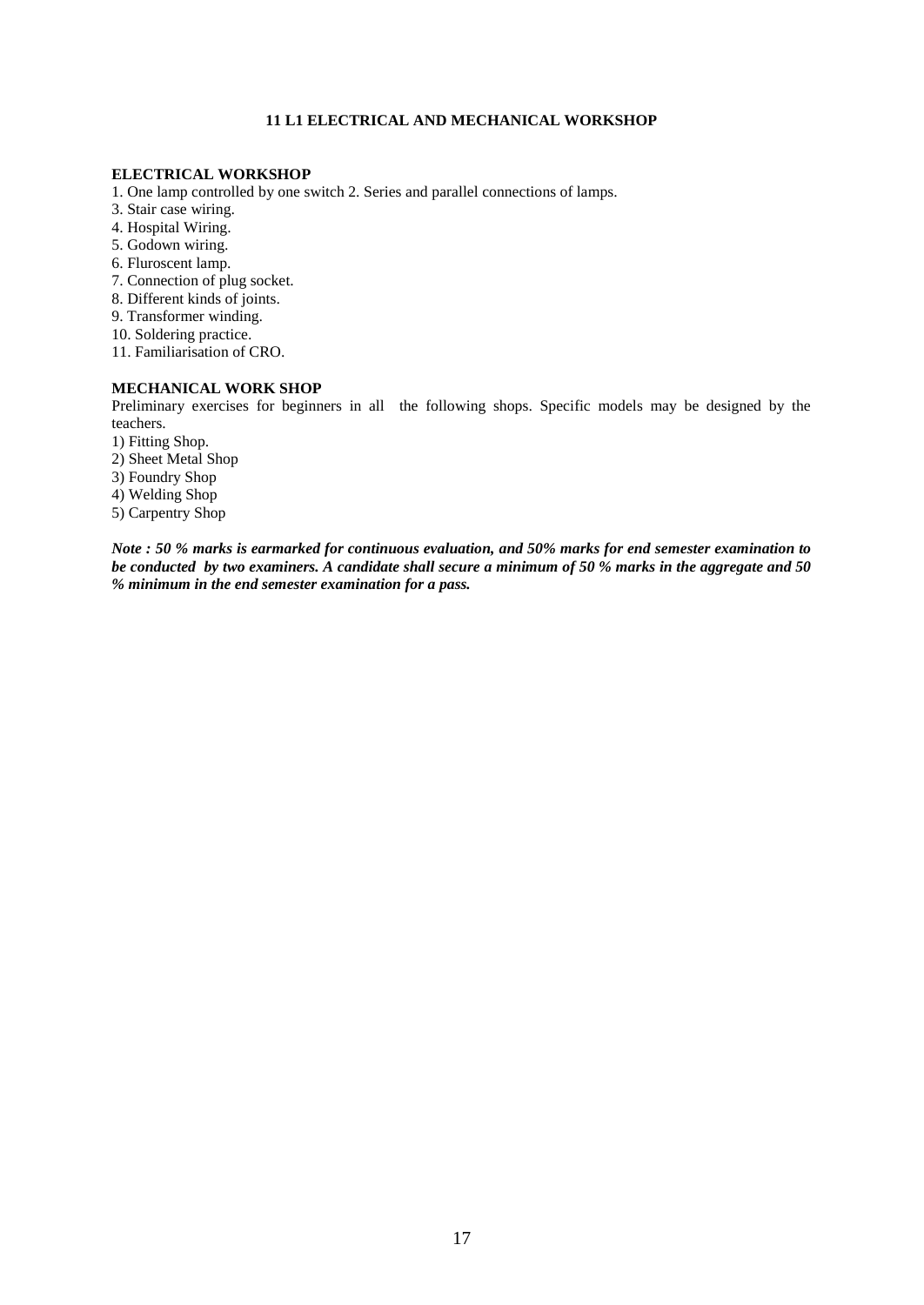## 11 L1 ELECTRICAL AND MECHANICAL WORKSHOP

### ELECTRICAL WORKSHOP

1. One lamp controlled by one switch 2. Series and parallel connections of lamps.
3. Stair case wiring.
4. Hospital Wiring.
5. Godown wiring.
6. Fluroscent lamp.
7. Connection of plug socket.
8. Different kinds of joints.
9. Transformer winding.
10. Soldering practice.
11. Familiarisation of CRO.

### MECHANICAL WORK SHOP

Preliminary exercises for beginners in all the following shops. Specific models may be designed by the teachers.

1) Fitting Shop.
2) Sheet Metal Shop
3) Foundry Shop
4) Welding Shop
5) Carpentry Shop

***Note : 50 % marks is earmarked for continuous evaluation, and 50% marks for end semester examination to be conducted by two examiners. A candidate shall secure a minimum of 50 % marks in the aggregate and 50 % minimum in the end semester examination for a pass.***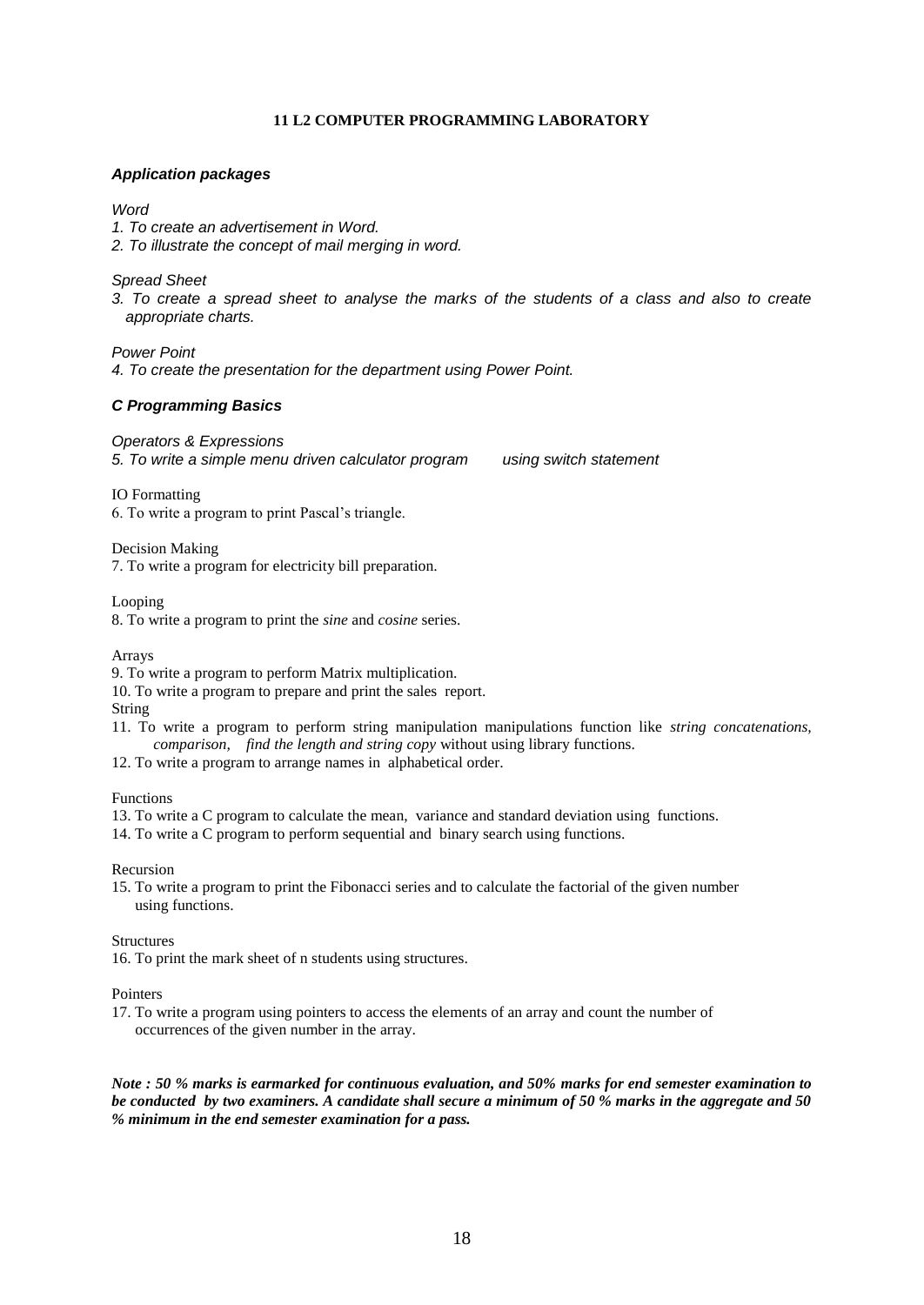**11 L2 COMPUTER PROGRAMMING LABORATORY**

***Application packages***

*Word*

*1. To create an advertisement in Word.*

*2. To illustrate the concept of mail merging in word.*

*Spread Sheet*

*3. To create a spread sheet to analyse the marks of the students of a class and also to create appropriate charts.*

*Power Point*

*4. To create the presentation for the department using Power Point.*

***C Programming Basics***

*Operators & Expressions*

*5. To write a simple menu driven calculator program using switch statement*

IO Formatting

6. To write a program to print Pascal's triangle.

Decision Making

7. To write a program for electricity bill preparation.

Looping

8. To write a program to print the *sine* and *cosine* series.

Arrays

9. To write a program to perform Matrix multiplication.

10. To write a program to prepare and print the sales report.

String

11. To write a program to perform string manipulation manipulations function like *string concatenations, comparison, find the length and string copy* without using library functions.

12. To write a program to arrange names in alphabetical order.

Functions

13. To write a C program to calculate the mean, variance and standard deviation using functions.

14. To write a C program to perform sequential and binary search using functions.

Recursion

15. To write a program to print the Fibonacci series and to calculate the factorial of the given number using functions.

Structures

16. To print the mark sheet of n students using structures.

Pointers

17. To write a program using pointers to access the elements of an array and count the number of occurrences of the given number in the array.

***Note : 50 % marks is earmarked for continuous evaluation, and 50% marks for end semester examination to be conducted by two examiners. A candidate shall secure a minimum of 50 % marks in the aggregate and 50 % minimum in the end semester examination for a pass.***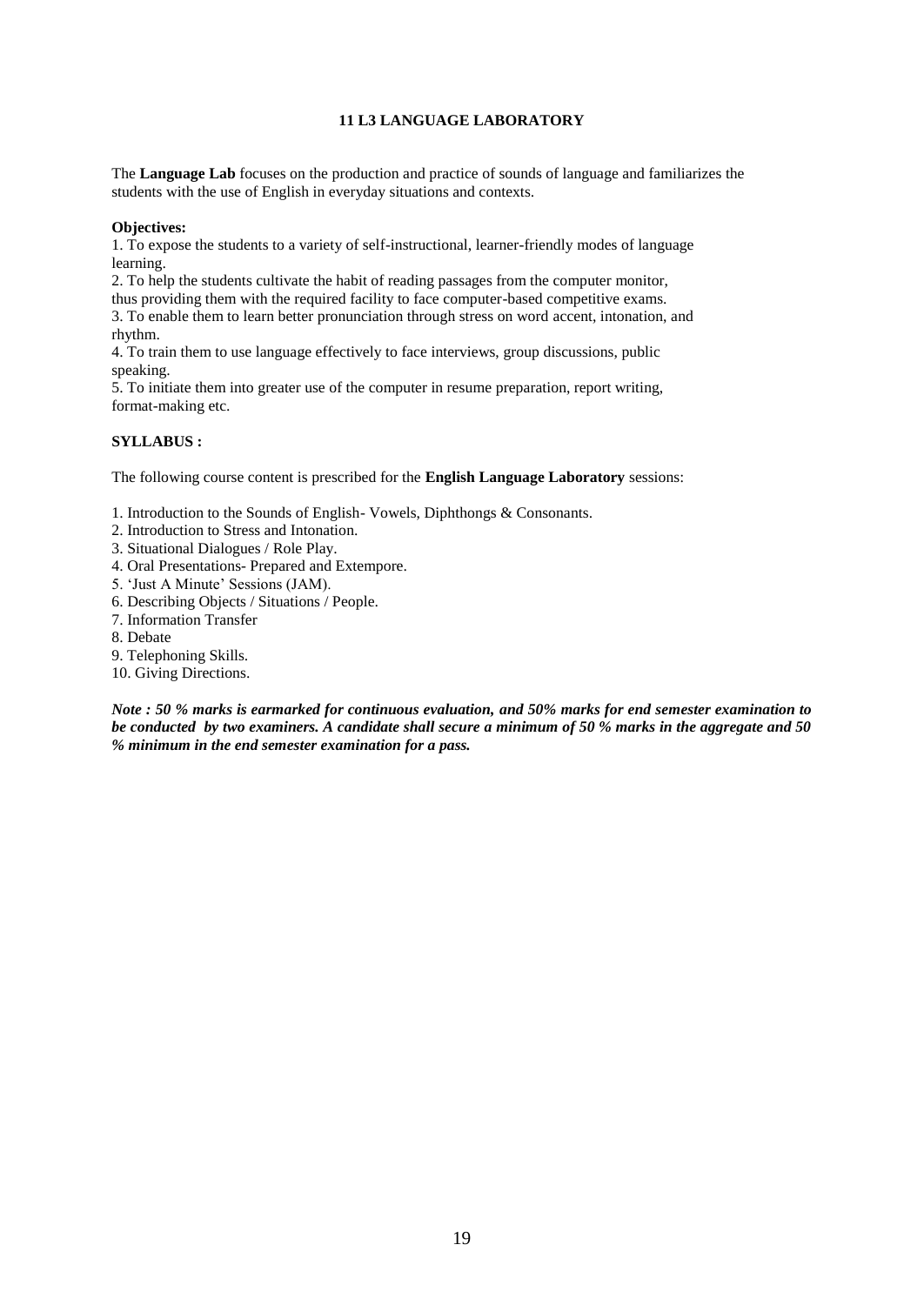## 11 L3 LANGUAGE LABORATORY

The **Language Lab** focuses on the production and practice of sounds of language and familiarizes the students with the use of English in everyday situations and contexts.

**Objectives:**

1. To expose the students to a variety of self-instructional, learner-friendly modes of language learning.
2. To help the students cultivate the habit of reading passages from the computer monitor, thus providing them with the required facility to face computer-based competitive exams.
3. To enable them to learn better pronunciation through stress on word accent, intonation, and rhythm.
4. To train them to use language effectively to face interviews, group discussions, public speaking.
5. To initiate them into greater use of the computer in resume preparation, report writing, format-making etc.

**SYLLABUS :**

The following course content is prescribed for the **English Language Laboratory** sessions:

1. Introduction to the Sounds of English- Vowels, Diphthongs & Consonants.
2. Introduction to Stress and Intonation.
3. Situational Dialogues / Role Play.
4. Oral Presentations- Prepared and Extempore.
5. 'Just A Minute' Sessions (JAM).
6. Describing Objects / Situations / People.
7. Information Transfer
8. Debate
9. Telephoning Skills.
10. Giving Directions.

***Note : 50 % marks is earmarked for continuous evaluation, and 50% marks for end semester examination to be conducted by two examiners. A candidate shall secure a minimum of 50 % marks in the aggregate and 50 % minimum in the end semester examination for a pass.***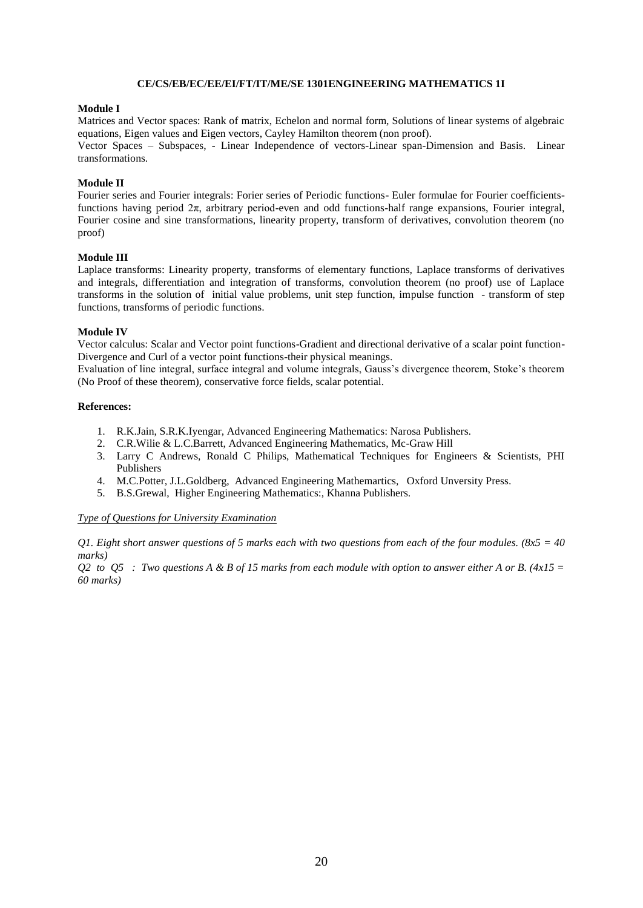### CE/CS/EB/EC/EE/EI/FT/IT/ME/SE 1301ENGINEERING MATHEMATICS 1I

**Module I**

Matrices and Vector spaces: Rank of matrix, Echelon and normal form, Solutions of linear systems of algebraic equations, Eigen values and Eigen vectors, Cayley Hamilton theorem (non proof).

Vector Spaces – Subspaces, - Linear Independence of vectors-Linear span-Dimension and Basis. Linear transformations.

**Module II**

Fourier series and Fourier integrals: Forier series of Periodic functions- Euler formulae for Fourier coefficients-functions having period $2\pi$, arbitrary period-even and odd functions-half range expansions, Fourier integral, Fourier cosine and sine transformations, linearity property, transform of derivatives, convolution theorem (no proof)

**Module III**

Laplace transforms: Linearity property, transforms of elementary functions, Laplace transforms of derivatives and integrals, differentiation and integration of transforms, convolution theorem (no proof) use of Laplace transforms in the solution of initial value problems, unit step function, impulse function - transform of step functions, transforms of periodic functions.

**Module IV**

Vector calculus: Scalar and Vector point functions-Gradient and directional derivative of a scalar point function-Divergence and Curl of a vector point functions-their physical meanings.

Evaluation of line integral, surface integral and volume integrals, Gauss's divergence theorem, Stoke's theorem (No Proof of these theorem), conservative force fields, scalar potential.

**References:**

1. R.K.Jain, S.R.K.Iyengar, Advanced Engineering Mathematics: Narosa Publishers.
2. C.R.Wilie & L.C.Barrett, Advanced Engineering Mathematics, Mc-Graw Hill
3. Larry C Andrews, Ronald C Philips, Mathematical Techniques for Engineers & Scientists, PHI Publishers
4. M.C.Potter, J.L.Goldberg, Advanced Engineering Mathemartics, Oxford Unversity Press.
5. B.S.Grewal, Higher Engineering Mathematics:, Khanna Publishers.

*Type of Questions for University Examination*

*Q1. Eight short answer questions of 5 marks each with two questions from each of the four modules. (8x5 = 40 marks)*

*Q2 to Q5 : Two questions A & B of 15 marks from each module with option to answer either A or B. (4x15 = 60 marks)*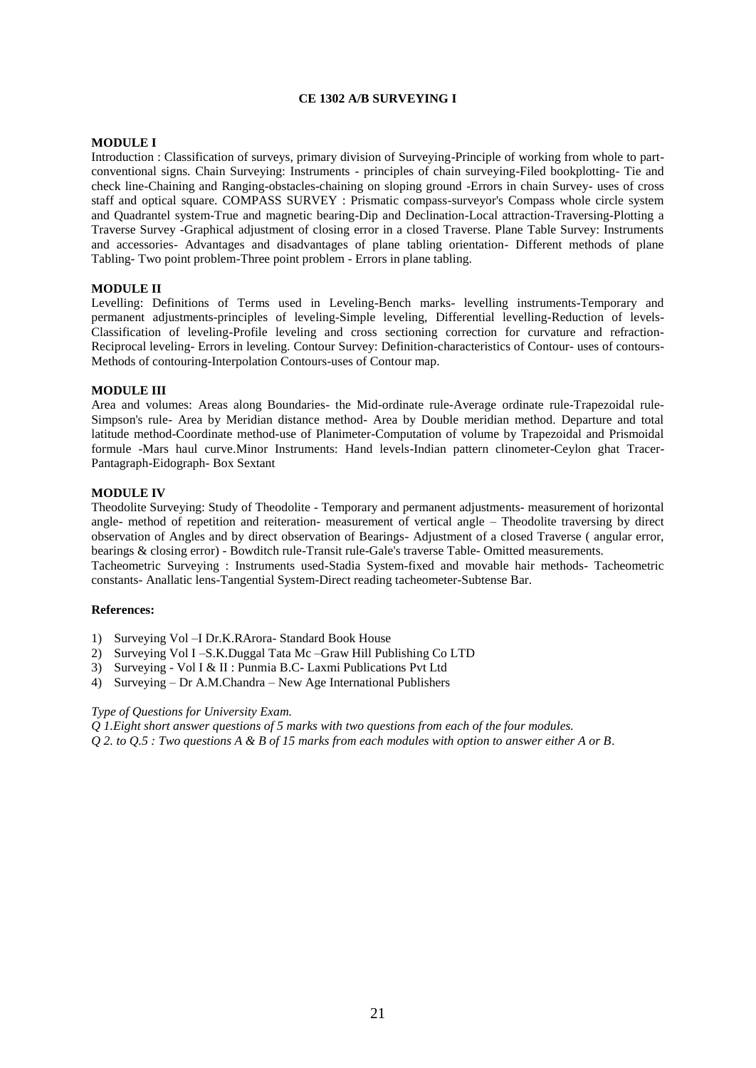## CE 1302 A/B SURVEYING I

### MODULE I

Introduction : Classification of surveys, primary division of Surveying-Principle of working from whole to part-conventional signs. Chain Surveying: Instruments - principles of chain surveying-Filed bookplotting- Tie and check line-Chaining and Ranging-obstacles-chaining on sloping ground -Errors in chain Survey- uses of cross staff and optical square. COMPASS SURVEY : Prismatic compass-surveyor's Compass whole circle system and Quadrantel system-True and magnetic bearing-Dip and Declination-Local attraction-Traversing-Plotting a Traverse Survey -Graphical adjustment of closing error in a closed Traverse. Plane Table Survey: Instruments and accessories- Advantages and disadvantages of plane tabling orientation- Different methods of plane Tabling- Two point problem-Three point problem - Errors in plane tabling.

### MODULE II

Levelling: Definitions of Terms used in Leveling-Bench marks- levelling instruments-Temporary and permanent adjustments-principles of leveling-Simple leveling, Differential levelling-Reduction of levels-Classification of leveling-Profile leveling and cross sectioning correction for curvature and refraction-Reciprocal leveling- Errors in leveling. Contour Survey: Definition-characteristics of Contour- uses of contours-Methods of contouring-Interpolation Contours-uses of Contour map.

### MODULE III

Area and volumes: Areas along Boundaries- the Mid-ordinate rule-Average ordinate rule-Trapezoidal rule-Simpson's rule- Area by Meridian distance method- Area by Double meridian method. Departure and total latitude method-Coordinate method-use of Planimeter-Computation of volume by Trapezoidal and Prismoidal formule -Mars haul curve.Minor Instruments: Hand levels-Indian pattern clinometer-Ceylon ghat Tracer-Pantagraph-Eidograph- Box Sextant

### MODULE IV

Theodolite Surveying: Study of Theodolite - Temporary and permanent adjustments- measurement of horizontal angle- method of repetition and reiteration- measurement of vertical angle – Theodolite traversing by direct observation of Angles and by direct observation of Bearings- Adjustment of a closed Traverse ( angular error, bearings & closing error) - Bowditch rule-Transit rule-Gale's traverse Table- Omitted measurements.

Tacheometric Surveying : Instruments used-Stadia System-fixed and movable hair methods- Tacheometric constants- Anallatic lens-Tangential System-Direct reading tacheometer-Subtense Bar.

### References:

1) Surveying Vol –I Dr.K.RArora- Standard Book House
2) Surveying Vol I –S.K.Duggal Tata Mc –Graw Hill Publishing Co LTD
3) Surveying - Vol I & II : Punmia B.C- Laxmi Publications Pvt Ltd
4) Surveying – Dr A.M.Chandra – New Age International Publishers

*Type of Questions for University Exam.*

*Q 1.Eight short answer questions of 5 marks with two questions from each of the four modules.*

*Q 2. to Q.5 : Two questions A & B of 15 marks from each modules with option to answer either A or B.*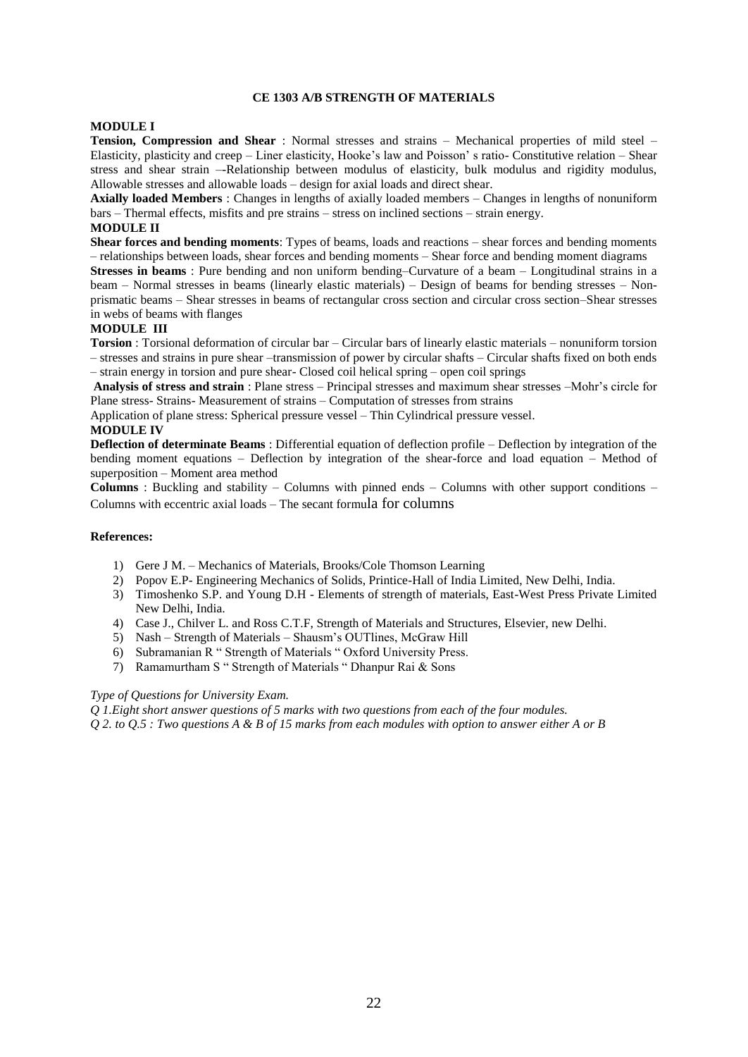# CE 1303 A/B STRENGTH OF MATERIALS

## MODULE I

**Tension, Compression and Shear** : Normal stresses and strains – Mechanical properties of mild steel – Elasticity, plasticity and creep – Liner elasticity, Hooke's law and Poisson' s ratio- Constitutive relation – Shear stress and shear strain –-Relationship between modulus of elasticity, bulk modulus and rigidity modulus, Allowable stresses and allowable loads – design for axial loads and direct shear.

**Axially loaded Members** : Changes in lengths of axially loaded members – Changes in lengths of nonuniform bars – Thermal effects, misfits and pre strains – stress on inclined sections – strain energy.

## MODULE II

**Shear forces and bending moments**: Types of beams, loads and reactions – shear forces and bending moments – relationships between loads, shear forces and bending moments – Shear force and bending moment diagrams

**Stresses in beams** : Pure bending and non uniform bending–Curvature of a beam – Longitudinal strains in a beam – Normal stresses in beams (linearly elastic materials) – Design of beams for bending stresses – Non-prismatic beams – Shear stresses in beams of rectangular cross section and circular cross section–Shear stresses in webs of beams with flanges

## MODULE III

**Torsion** : Torsional deformation of circular bar – Circular bars of linearly elastic materials – nonuniform torsion – stresses and strains in pure shear –transmission of power by circular shafts – Circular shafts fixed on both ends – strain energy in torsion and pure shear- Closed coil helical spring – open coil springs

**Analysis of stress and strain** : Plane stress – Principal stresses and maximum shear stresses –Mohr's circle for Plane stress- Strains- Measurement of strains – Computation of stresses from strains

Application of plane stress: Spherical pressure vessel – Thin Cylindrical pressure vessel.

## MODULE IV

**Deflection of determinate Beams** : Differential equation of deflection profile – Deflection by integration of the bending moment equations – Deflection by integration of the shear-force and load equation – Method of superposition – Moment area method

**Columns** : Buckling and stability – Columns with pinned ends – Columns with other support conditions – Columns with eccentric axial loads – The secant formula for columns

**References:**

1) Gere J M. – Mechanics of Materials, Brooks/Cole Thomson Learning
2) Popov E.P- Engineering Mechanics of Solids, Printice-Hall of India Limited, New Delhi, India.
3) Timoshenko S.P. and Young D.H - Elements of strength of materials, East-West Press Private Limited New Delhi, India.
4) Case J., Chilver L. and Ross C.T.F, Strength of Materials and Structures, Elsevier, new Delhi.
5) Nash – Strength of Materials – Shausm's OUTlines, McGraw Hill
6) Subramanian R " Strength of Materials " Oxford University Press.
7) Ramamurtham S " Strength of Materials " Dhanpur Rai & Sons

*Type of Questions for University Exam.*

*Q 1.Eight short answer questions of 5 marks with two questions from each of the four modules.*

*Q 2. to Q.5 : Two questions A & B of 15 marks from each modules with option to answer either A or B*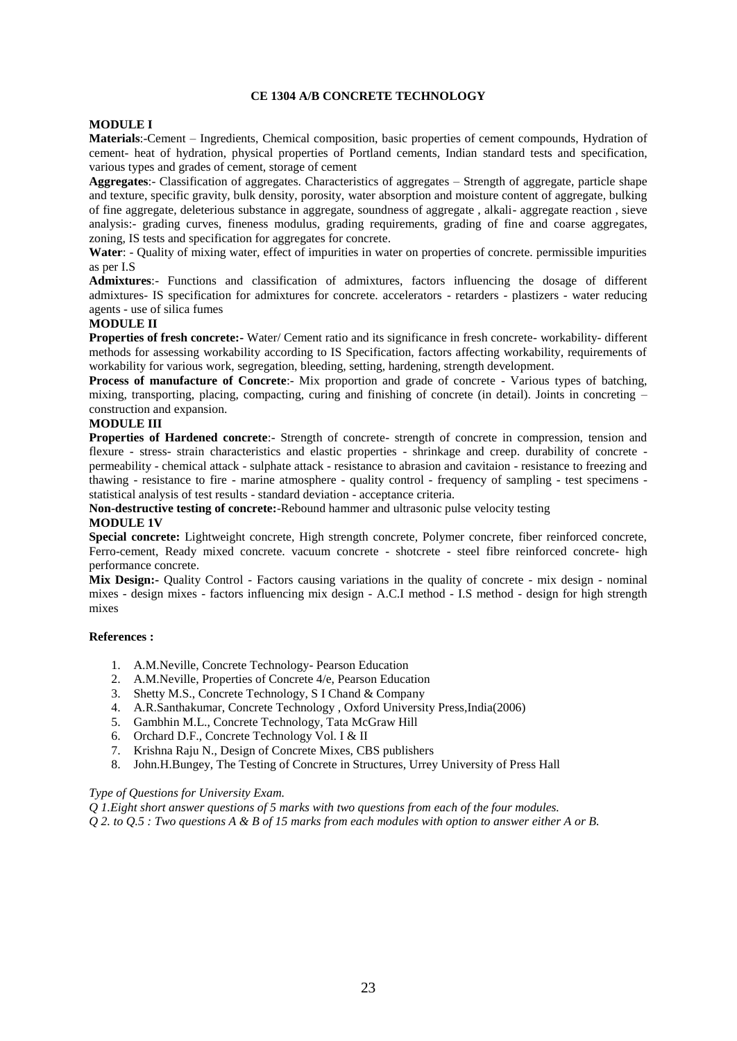## CE 1304 A/B CONCRETE TECHNOLOGY

### MODULE I

**Materials**:-Cement – Ingredients, Chemical composition, basic properties of cement compounds, Hydration of cement- heat of hydration, physical properties of Portland cements, Indian standard tests and specification, various types and grades of cement, storage of cement

**Aggregates**:- Classification of aggregates. Characteristics of aggregates – Strength of aggregate, particle shape and texture, specific gravity, bulk density, porosity, water absorption and moisture content of aggregate, bulking of fine aggregate, deleterious substance in aggregate, soundness of aggregate , alkali- aggregate reaction , sieve analysis:- grading curves, fineness modulus, grading requirements, grading of fine and coarse aggregates, zoning, IS tests and specification for aggregates for concrete.

**Water**: - Quality of mixing water, effect of impurities in water on properties of concrete. permissible impurities as per I.S

**Admixtures**:- Functions and classification of admixtures, factors influencing the dosage of different admixtures- IS specification for admixtures for concrete. accelerators - retarders - plastizers - water reducing agents - use of silica fumes

### MODULE II

**Properties of fresh concrete:-** Water/ Cement ratio and its significance in fresh concrete- workability- different methods for assessing workability according to IS Specification, factors affecting workability, requirements of workability for various work, segregation, bleeding, setting, hardening, strength development.

**Process of manufacture of Concrete**:- Mix proportion and grade of concrete - Various types of batching, mixing, transporting, placing, compacting, curing and finishing of concrete (in detail). Joints in concreting – construction and expansion.

### MODULE III

**Properties of Hardened concrete**:- Strength of concrete- strength of concrete in compression, tension and flexure - stress- strain characteristics and elastic properties - shrinkage and creep. durability of concrete - permeability - chemical attack - sulphate attack - resistance to abrasion and cavitaion - resistance to freezing and thawing - resistance to fire - marine atmosphere - quality control - frequency of sampling - test specimens - statistical analysis of test results - standard deviation - acceptance criteria.

**Non-destructive testing of concrete:**-Rebound hammer and ultrasonic pulse velocity testing

### MODULE 1V

**Special concrete:** Lightweight concrete, High strength concrete, Polymer concrete, fiber reinforced concrete, Ferro-cement, Ready mixed concrete. vacuum concrete - shotcrete - steel fibre reinforced concrete- high performance concrete.

**Mix Design:-** Quality Control - Factors causing variations in the quality of concrete - mix design - nominal mixes - design mixes - factors influencing mix design - A.C.I method - I.S method - design for high strength mixes

**References :**

1. A.M.Neville, Concrete Technology- Pearson Education
2. A.M.Neville, Properties of Concrete 4/e, Pearson Education
3. Shetty M.S., Concrete Technology, S I Chand & Company
4. A.R.Santhakumar, Concrete Technology , Oxford University Press,India(2006)
5. Gambhin M.L., Concrete Technology, Tata McGraw Hill
6. Orchard D.F., Concrete Technology Vol. I & II
7. Krishna Raju N., Design of Concrete Mixes, CBS publishers
8. John.H.Bungey, The Testing of Concrete in Structures, Urrey University of Press Hall

*Type of Questions for University Exam.*

*Q 1.Eight short answer questions of 5 marks with two questions from each of the four modules.*

*Q 2. to Q.5 : Two questions A & B of 15 marks from each modules with option to answer either A or B.*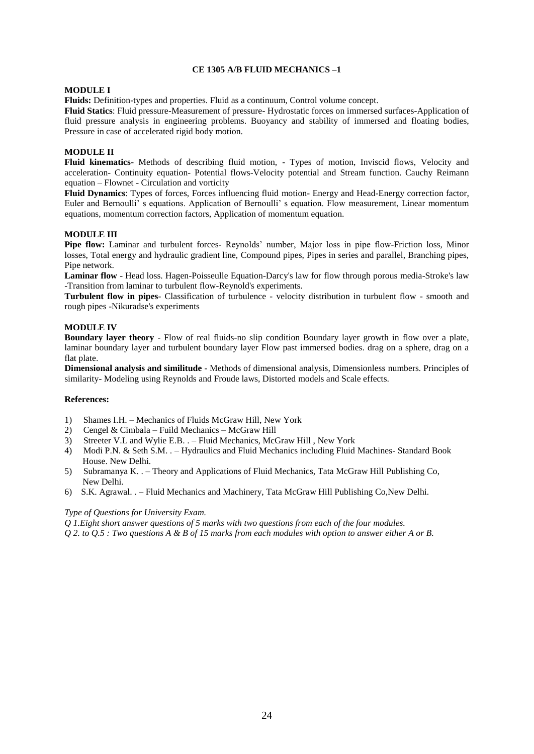# CE 1305 A/B FLUID MECHANICS –1

## MODULE I

**Fluids:** Definition-types and properties. Fluid as a continuum, Control volume concept.

**Fluid Statics**: Fluid pressure-Measurement of pressure- Hydrostatic forces on immersed surfaces-Application of fluid pressure analysis in engineering problems. Buoyancy and stability of immersed and floating bodies, Pressure in case of accelerated rigid body motion.

## MODULE II

**Fluid kinematics**- Methods of describing fluid motion, - Types of motion, Inviscid flows, Velocity and acceleration- Continuity equation- Potential flows-Velocity potential and Stream function. Cauchy Reimann equation – Flownet - Circulation and vorticity

**Fluid Dynamics**: Types of forces, Forces influencing fluid motion- Energy and Head-Energy correction factor, Euler and Bernoulli' s equations. Application of Bernoulli' s equation. Flow measurement, Linear momentum equations, momentum correction factors, Application of momentum equation.

## MODULE III

**Pipe flow:** Laminar and turbulent forces- Reynolds' number, Major loss in pipe flow-Friction loss, Minor losses, Total energy and hydraulic gradient line, Compound pipes, Pipes in series and parallel, Branching pipes, Pipe network.

**Laminar flow** - Head loss. Hagen-Poisseulle Equation-Darcy's law for flow through porous media-Stroke's law -Transition from laminar to turbulent flow-Reynold's experiments.

**Turbulent flow in pipes**- Classification of turbulence - velocity distribution in turbulent flow - smooth and rough pipes -Nikuradse's experiments

## MODULE IV

**Boundary layer theory** - Flow of real fluids-no slip condition Boundary layer growth in flow over a plate, laminar boundary layer and turbulent boundary layer Flow past immersed bodies. drag on a sphere, drag on a flat plate.

**Dimensional analysis and similitude** - Methods of dimensional analysis, Dimensionless numbers. Principles of similarity- Modeling using Reynolds and Froude laws, Distorted models and Scale effects.

**References:**

1) Shames I.H. – Mechanics of Fluids McGraw Hill, New York
2) Cengel & Cimbala – Fuild Mechanics – McGraw Hill
3) Streeter V.L and Wylie E.B. . – Fluid Mechanics, McGraw Hill , New York
4) Modi P.N. & Seth S.M. . – Hydraulics and Fluid Mechanics including Fluid Machines- Standard Book House. New Delhi.
5) Subramanya K. . – Theory and Applications of Fluid Mechanics, Tata McGraw Hill Publishing Co, New Delhi.
6) S.K. Agrawal. . – Fluid Mechanics and Machinery, Tata McGraw Hill Publishing Co,New Delhi.

*Type of Questions for University Exam.*

*Q 1.Eight short answer questions of 5 marks with two questions from each of the four modules.*

*Q 2. to Q.5 : Two questions A & B of 15 marks from each modules with option to answer either A or B.*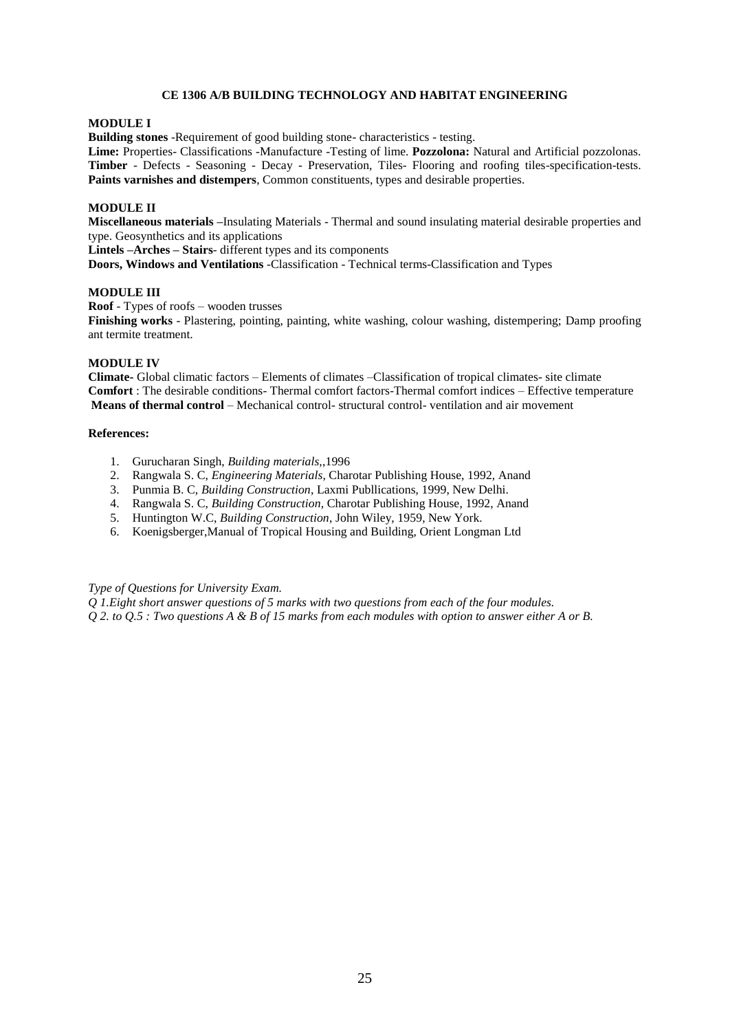### CE 1306 A/B BUILDING TECHNOLOGY AND HABITAT ENGINEERING

**MODULE I**

**Building stones** -Requirement of good building stone- characteristics - testing.
**Lime:** Properties- Classifications -Manufacture -Testing of lime. **Pozzolona:** Natural and Artificial pozzolonas.
**Timber** - Defects - Seasoning - Decay - Preservation, Tiles- Flooring and roofing tiles-specification-tests.
**Paints varnishes and distempers**, Common constituents, types and desirable properties.

**MODULE II**

**Miscellaneous materials –**Insulating Materials - Thermal and sound insulating material desirable properties and type. Geosynthetics and its applications
**Lintels –Arches – Stairs**- different types and its components
**Doors, Windows and Ventilations** -Classification - Technical terms-Classification and Types

**MODULE III**

**Roof** - Types of roofs – wooden trusses
**Finishing works** - Plastering, pointing, painting, white washing, colour washing, distempering; Damp proofing ant termite treatment.

**MODULE IV**

**Climate-** Global climatic factors – Elements of climates –Classification of tropical climates- site climate
**Comfort** : The desirable conditions- Thermal comfort factors-Thermal comfort indices – Effective temperature
**Means of thermal control** – Mechanical control- structural control- ventilation and air movement

**References:**

1. Gurucharan Singh, *Building materials*,,1996
2. Rangwala S. C, *Engineering Materials*, Charotar Publishing House, 1992, Anand
3. Punmia B. C, *Building Construction*, Laxmi Publlications, 1999, New Delhi.
4. Rangwala S. C, *Building Construction*, Charotar Publishing House, 1992, Anand
5. Huntington W.C, *Building Construction*, John Wiley, 1959, New York.
6. Koenigsberger,Manual of Tropical Housing and Building, Orient Longman Ltd

*Type of Questions for University Exam.*
*Q 1.Eight short answer questions of 5 marks with two questions from each of the four modules.*
*Q 2. to Q.5 : Two questions A & B of 15 marks from each modules with option to answer either A or B.*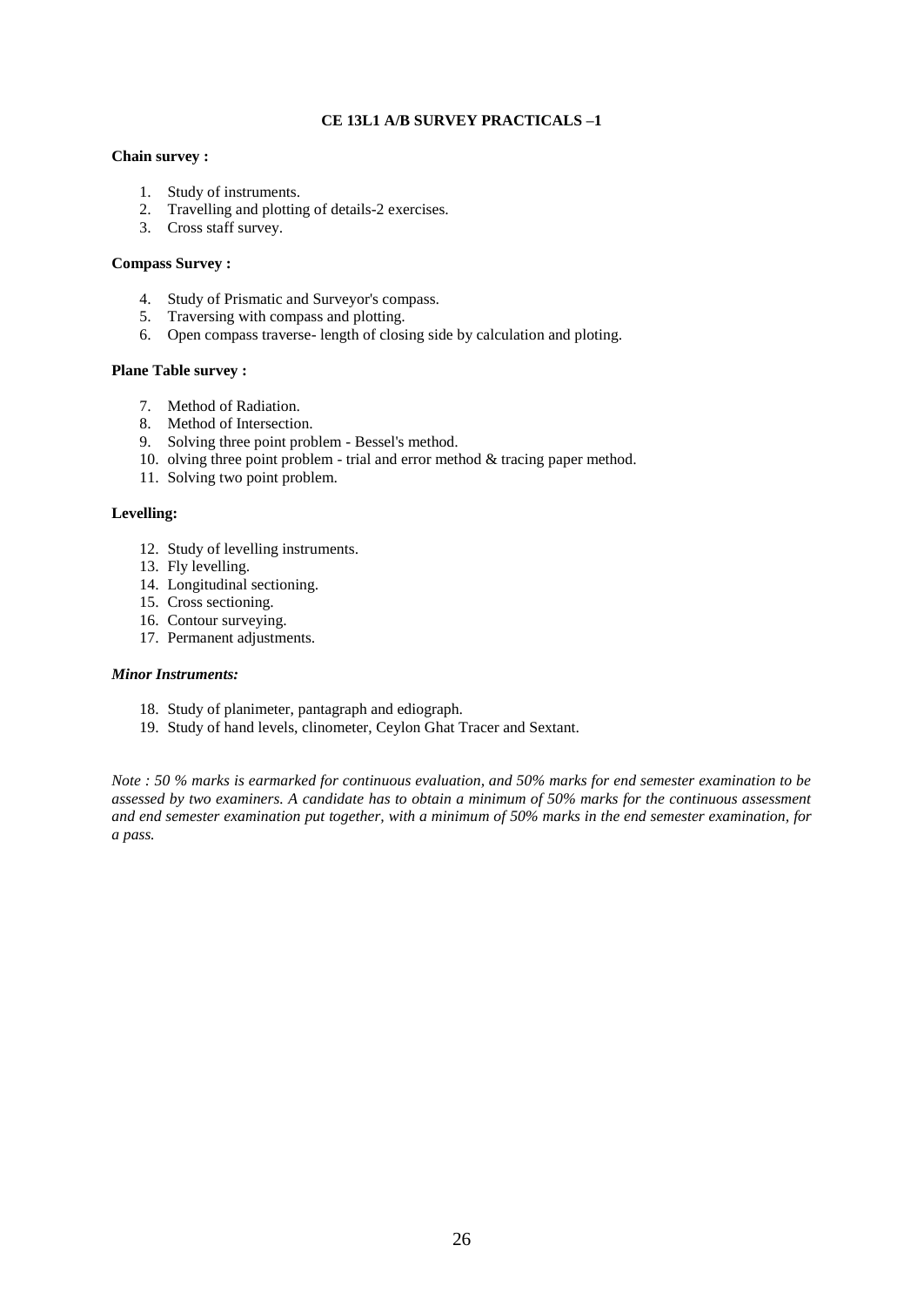## CE 13L1 A/B SURVEY PRACTICALS –1

**Chain survey :**

1. Study of instruments.
2. Travelling and plotting of details-2 exercises.
3. Cross staff survey.

**Compass Survey :**

4. Study of Prismatic and Surveyor's compass.
5. Traversing with compass and plotting.
6. Open compass traverse- length of closing side by calculation and ploting.

**Plane Table survey :**

7. Method of Radiation.
8. Method of Intersection.
9. Solving three point problem - Bessel's method.
10. olving three point problem - trial and error method & tracing paper method.
11. Solving two point problem.

**Levelling:**

12. Study of levelling instruments.
13. Fly levelling.
14. Longitudinal sectioning.
15. Cross sectioning.
16. Contour surveying.
17. Permanent adjustments.

***Minor Instruments:***

18. Study of planimeter, pantagraph and ediograph.
19. Study of hand levels, clinometer, Ceylon Ghat Tracer and Sextant.

*Note : 50 % marks is earmarked for continuous evaluation, and 50% marks for end semester examination to be assessed by two examiners. A candidate has to obtain a minimum of 50% marks for the continuous assessment and end semester examination put together, with a minimum of 50% marks in the end semester examination, for a pass.*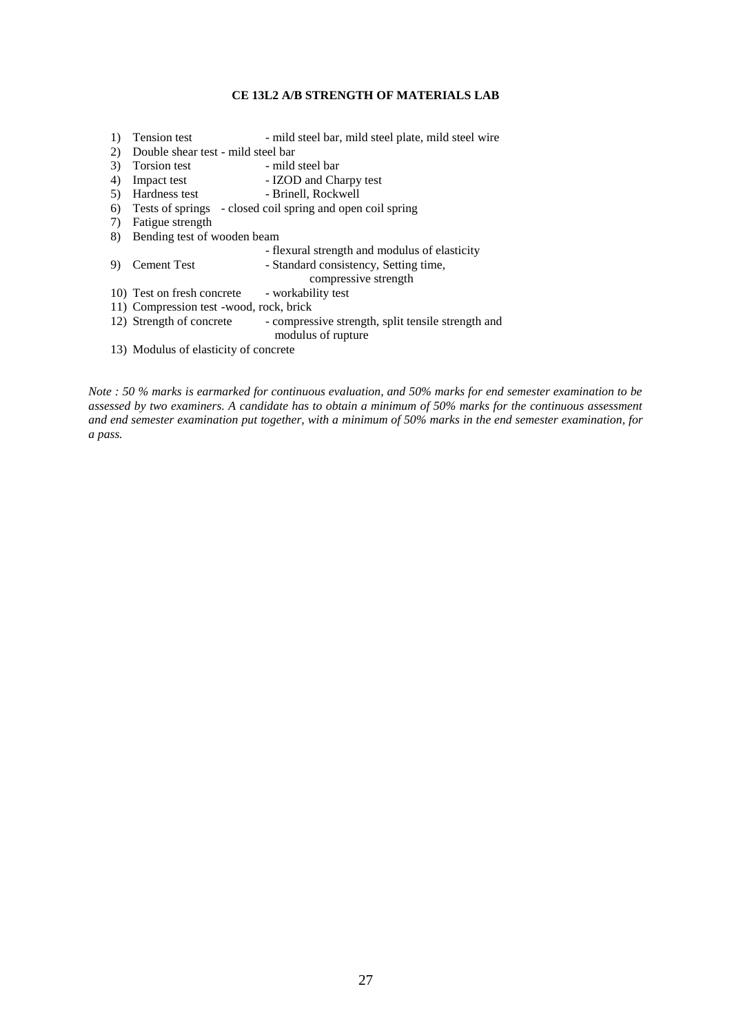**CE 13L2 A/B STRENGTH OF MATERIALS LAB**

1) Tension test - mild steel bar, mild steel plate, mild steel wire
2) Double shear test - mild steel bar
3) Torsion test - mild steel bar
4) Impact test - IZOD and Charpy test
5) Hardness test - Brinell, Rockwell
6) Tests of springs - closed coil spring and open coil spring
7) Fatigue strength
8) Bending test of wooden beam
   - flexural strength and modulus of elasticity
9) Cement Test - Standard consistency, Setting time, compressive strength
10) Test on fresh concrete - workability test
11) Compression test -wood, rock, brick
12) Strength of concrete - compressive strength, split tensile strength and modulus of rupture
13) Modulus of elasticity of concrete

*Note : 50 % marks is earmarked for continuous evaluation, and 50% marks for end semester examination to be assessed by two examiners. A candidate has to obtain a minimum of 50% marks for the continuous assessment and end semester examination put together, with a minimum of 50% marks in the end semester examination, for a pass.*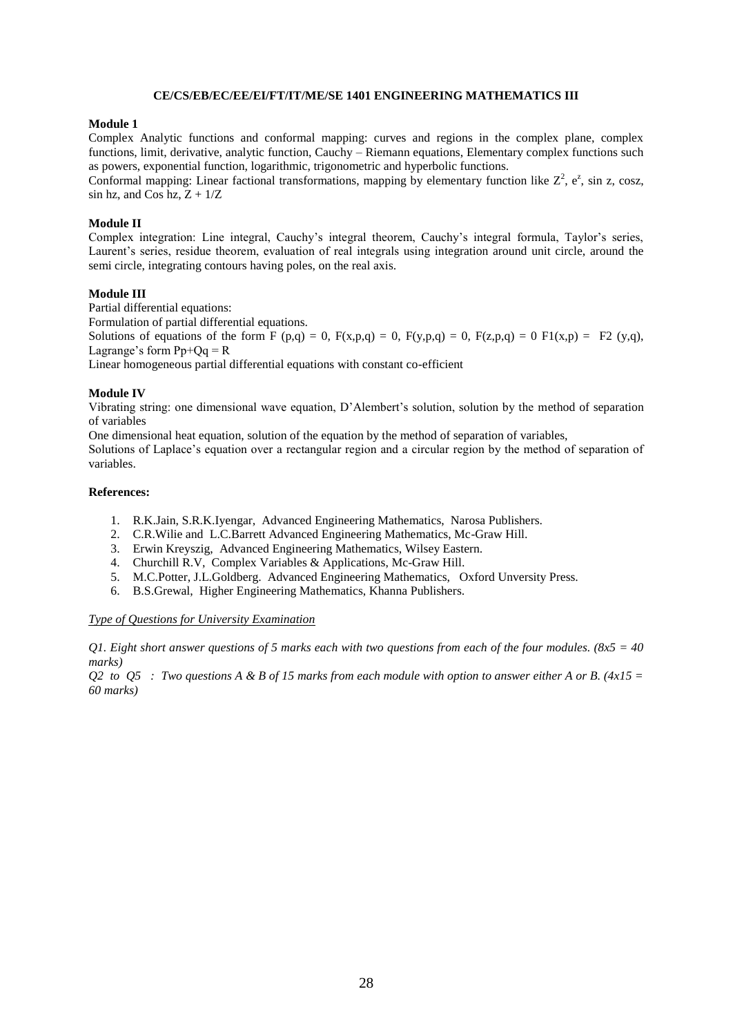### CE/CS/EB/EC/EE/EI/FT/IT/ME/SE 1401 ENGINEERING MATHEMATICS III

**Module 1**

Complex Analytic functions and conformal mapping: curves and regions in the complex plane, complex functions, limit, derivative, analytic function, Cauchy – Riemann equations, Elementary complex functions such as powers, exponential function, logarithmic, trigonometric and hyperbolic functions.

Conformal mapping: Linear factional transformations, mapping by elementary function like $Z^2$, $e^z$, sin z, cosz, sin hz, and Cos hz, $Z + 1/Z$

**Module II**

Complex integration: Line integral, Cauchy's integral theorem, Cauchy's integral formula, Taylor's series, Laurent's series, residue theorem, evaluation of real integrals using integration around unit circle, around the semi circle, integrating contours having poles, on the real axis.

**Module III**

Partial differential equations:

Formulation of partial differential equations.

Solutions of equations of the form $F(p,q) = 0$, $F(x,p,q) = 0$, $F(y,p,q) = 0$, $F(z,p,q) = 0$ $F1(x,p) = F2(y,q)$, Lagrange's form $Pp+Qq = R$

Linear homogeneous partial differential equations with constant co-efficient

**Module IV**

Vibrating string: one dimensional wave equation, D'Alembert's solution, solution by the method of separation of variables

One dimensional heat equation, solution of the equation by the method of separation of variables,

Solutions of Laplace's equation over a rectangular region and a circular region by the method of separation of variables.

**References:**

1. R.K.Jain, S.R.K.Iyengar, Advanced Engineering Mathematics, Narosa Publishers.
2. C.R.Wilie and L.C.Barrett Advanced Engineering Mathematics, Mc-Graw Hill.
3. Erwin Kreyszig, Advanced Engineering Mathematics, Wilsey Eastern.
4. Churchill R.V, Complex Variables & Applications, Mc-Graw Hill.
5. M.C.Potter, J.L.Goldberg. Advanced Engineering Mathematics, Oxford Unversity Press.
6. B.S.Grewal, Higher Engineering Mathematics, Khanna Publishers.

*Type of Questions for University Examination*

*Q1. Eight short answer questions of 5 marks each with two questions from each of the four modules. (8x5 = 40 marks)*

*Q2 to Q5 : Two questions A & B of 15 marks from each module with option to answer either A or B. (4x15 = 60 marks)*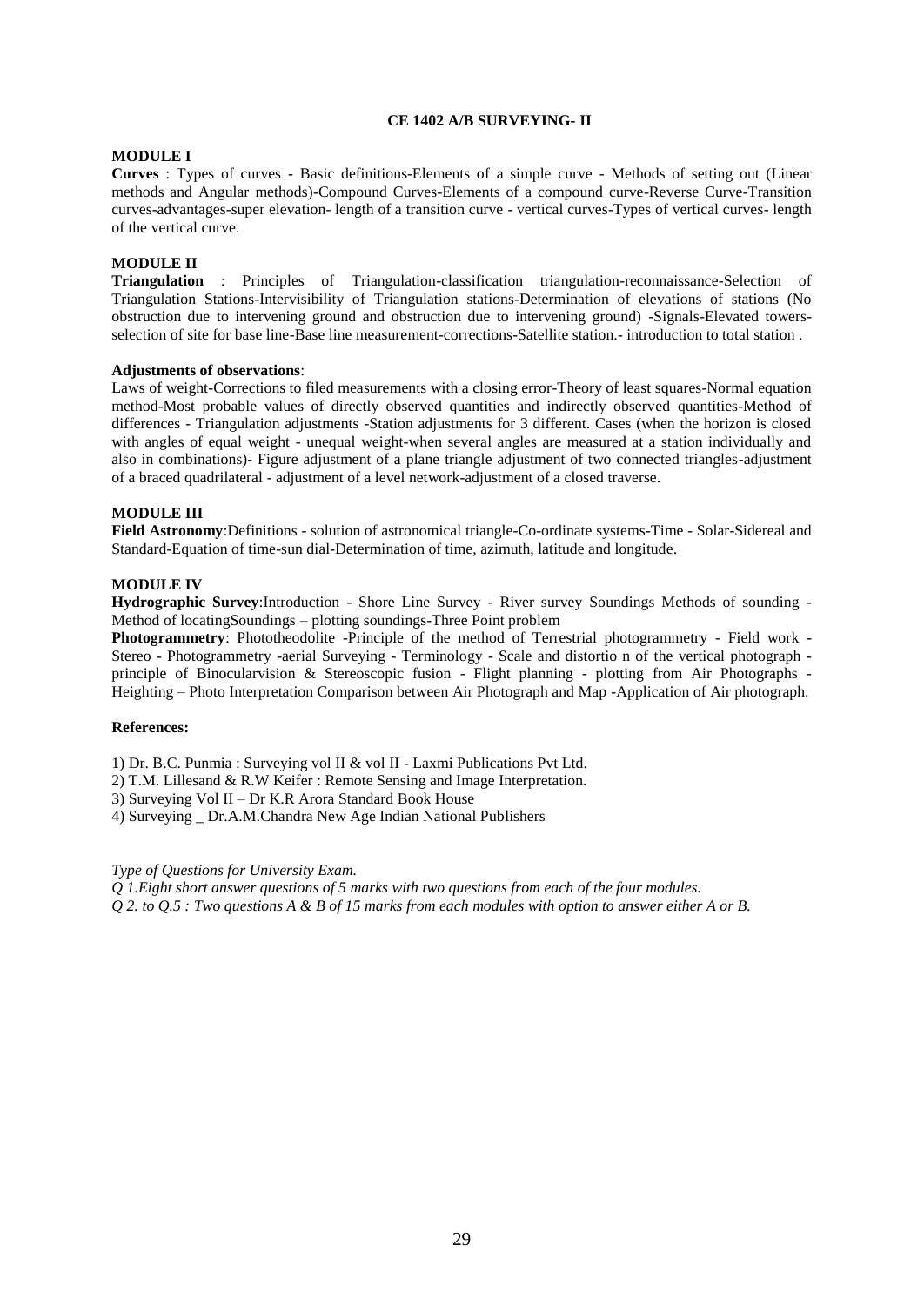## CE 1402 A/B SURVEYING- II

### MODULE I

**Curves** : Types of curves - Basic definitions-Elements of a simple curve - Methods of setting out (Linear methods and Angular methods)-Compound Curves-Elements of a compound curve-Reverse Curve-Transition curves-advantages-super elevation- length of a transition curve - vertical curves-Types of vertical curves- length of the vertical curve.

### MODULE II

**Triangulation** : Principles of Triangulation-classification triangulation-reconnaissance-Selection of Triangulation Stations-Intervisibility of Triangulation stations-Determination of elevations of stations (No obstruction due to intervening ground and obstruction due to intervening ground) -Signals-Elevated towers-selection of site for base line-Base line measurement-corrections-Satellite station.- introduction to total station .

**Adjustments of observations**:

Laws of weight-Corrections to filed measurements with a closing error-Theory of least squares-Normal equation method-Most probable values of directly observed quantities and indirectly observed quantities-Method of differences - Triangulation adjustments -Station adjustments for 3 different. Cases (when the horizon is closed with angles of equal weight - unequal weight-when several angles are measured at a station individually and also in combinations)- Figure adjustment of a plane triangle adjustment of two connected triangles-adjustment of a braced quadrilateral - adjustment of a level network-adjustment of a closed traverse.

### MODULE III

**Field Astronomy**:Definitions - solution of astronomical triangle-Co-ordinate systems-Time - Solar-Sidereal and Standard-Equation of time-sun dial-Determination of time, azimuth, latitude and longitude.

### MODULE IV

**Hydrographic Survey**:Introduction - Shore Line Survey - River survey Soundings Methods of sounding - Method of locatingSoundings – plotting soundings-Three Point problem

**Photogrammetry**: Phototheodolite -Principle of the method of Terrestrial photogrammetry - Field work - Stereo - Photogrammetry -aerial Surveying - Terminology - Scale and distortio n of the vertical photograph - principle of Binocularvision & Stereoscopic fusion - Flight planning - plotting from Air Photographs - Heighting – Photo Interpretation Comparison between Air Photograph and Map -Application of Air photograph.

**References:**

1) Dr. B.C. Punmia : Surveying vol II & vol II - Laxmi Publications Pvt Ltd.
2) T.M. Lillesand & R.W Keifer : Remote Sensing and Image Interpretation.
3) Surveying Vol II – Dr K.R Arora Standard Book House
4) Surveying _ Dr.A.M.Chandra New Age Indian National Publishers

*Type of Questions for University Exam.*

*Q 1.Eight short answer questions of 5 marks with two questions from each of the four modules.*

*Q 2. to Q.5 : Two questions A & B of 15 marks from each modules with option to answer either A or B.*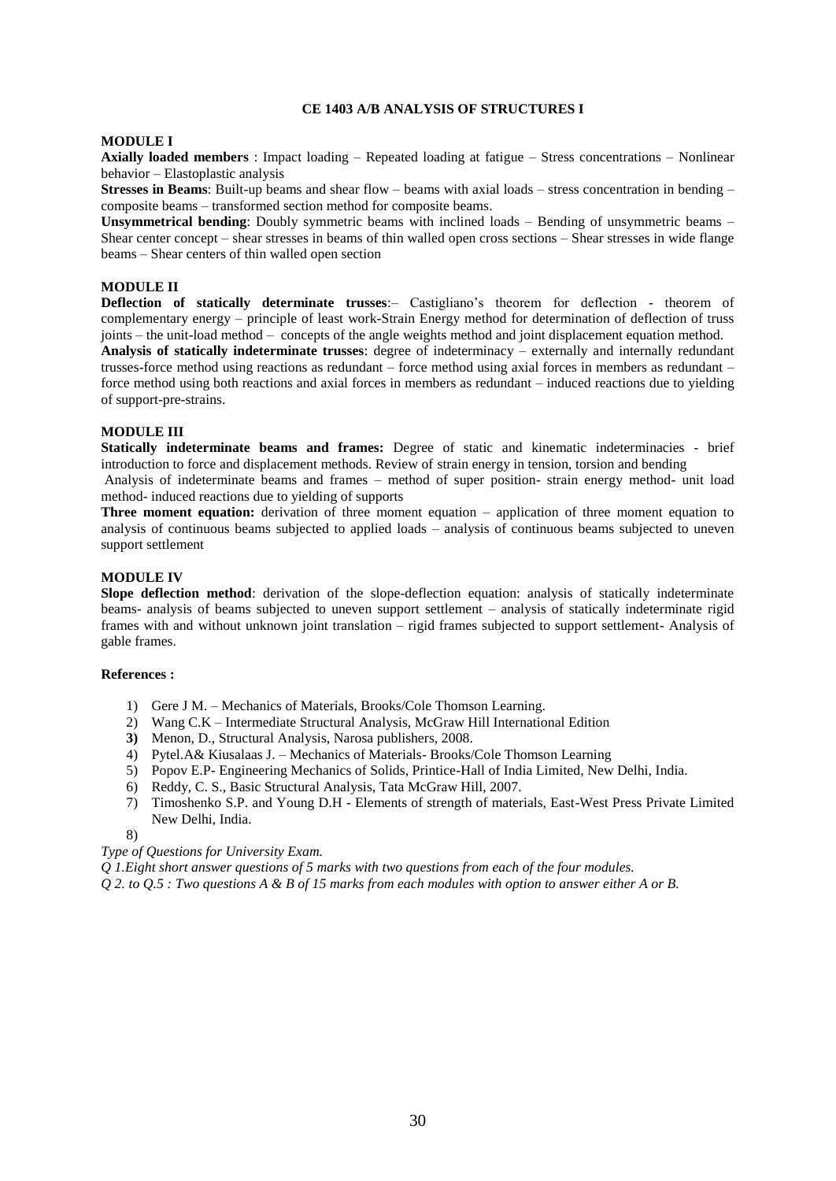# CE 1403 A/B ANALYSIS OF STRUCTURES I

## MODULE I

**Axially loaded members** : Impact loading – Repeated loading at fatigue – Stress concentrations – Nonlinear behavior – Elastoplastic analysis

**Stresses in Beams**: Built-up beams and shear flow – beams with axial loads – stress concentration in bending – composite beams – transformed section method for composite beams.

**Unsymmetrical bending**: Doubly symmetric beams with inclined loads – Bending of unsymmetric beams – Shear center concept – shear stresses in beams of thin walled open cross sections – Shear stresses in wide flange beams – Shear centers of thin walled open section

## MODULE II

**Deflection of statically determinate trusses**:– Castigliano's theorem for deflection - theorem of complementary energy – principle of least work-Strain Energy method for determination of deflection of truss joints – the unit-load method – concepts of the angle weights method and joint displacement equation method.

**Analysis of statically indeterminate trusses**: degree of indeterminacy – externally and internally redundant trusses-force method using reactions as redundant – force method using axial forces in members as redundant – force method using both reactions and axial forces in members as redundant – induced reactions due to yielding of support-pre-strains.

## MODULE III

**Statically indeterminate beams and frames:** Degree of static and kinematic indeterminacies - brief introduction to force and displacement methods. Review of strain energy in tension, torsion and bending

Analysis of indeterminate beams and frames – method of super position- strain energy method- unit load method- induced reactions due to yielding of supports

**Three moment equation:** derivation of three moment equation – application of three moment equation to analysis of continuous beams subjected to applied loads – analysis of continuous beams subjected to uneven support settlement

## MODULE IV

**Slope deflection method**: derivation of the slope-deflection equation: analysis of statically indeterminate beams- analysis of beams subjected to uneven support settlement – analysis of statically indeterminate rigid frames with and without unknown joint translation – rigid frames subjected to support settlement- Analysis of gable frames.

**References :**

1) Gere J M. – Mechanics of Materials, Brooks/Cole Thomson Learning.
2) Wang C.K – Intermediate Structural Analysis, McGraw Hill International Edition
3) Menon, D., Structural Analysis, Narosa publishers, 2008.
4) Pytel.A& Kiusalaas J. – Mechanics of Materials- Brooks/Cole Thomson Learning
5) Popov E.P- Engineering Mechanics of Solids, Printice-Hall of India Limited, New Delhi, India.
6) Reddy, C. S., Basic Structural Analysis, Tata McGraw Hill, 2007.
7) Timoshenko S.P. and Young D.H - Elements of strength of materials, East-West Press Private Limited New Delhi, India.
8)

*Type of Questions for University Exam.*

*Q 1.Eight short answer questions of 5 marks with two questions from each of the four modules.*

*Q 2. to Q.5 : Two questions A & B of 15 marks from each modules with option to answer either A or B.*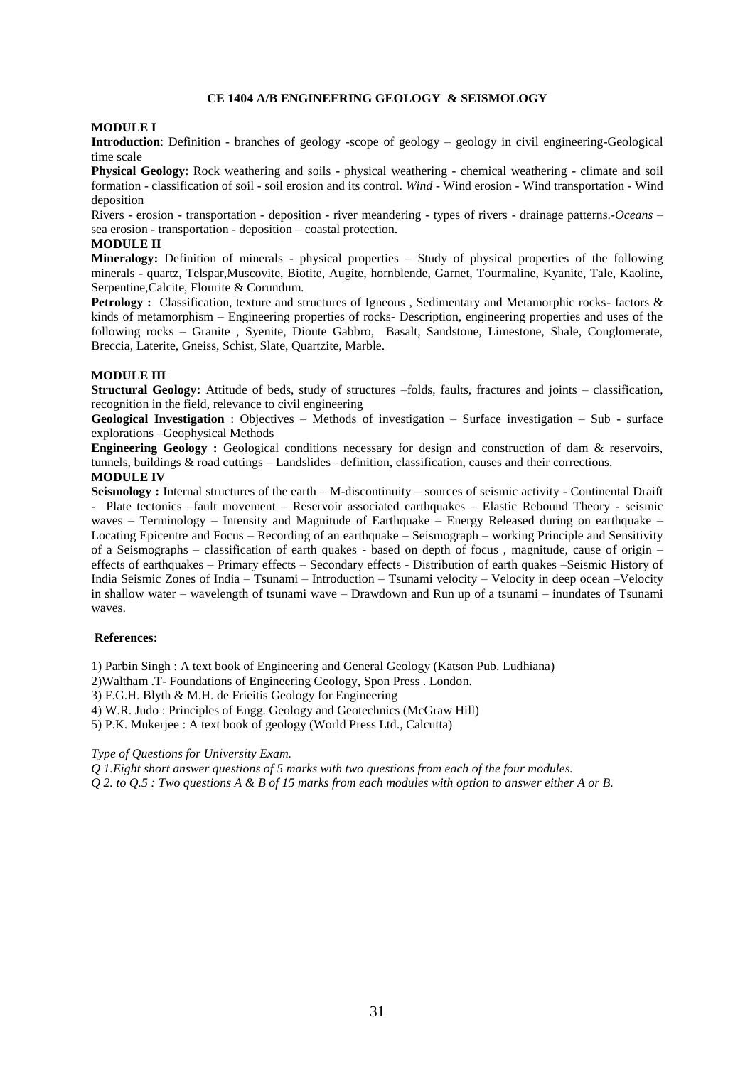# CE 1404 A/B ENGINEERING GEOLOGY & SEISMOLOGY

## MODULE I

**Introduction**: Definition - branches of geology -scope of geology – geology in civil engineering-Geological time scale

**Physical Geology**: Rock weathering and soils - physical weathering - chemical weathering - climate and soil formation - classification of soil - soil erosion and its control. *Wind* - Wind erosion - Wind transportation - Wind deposition

Rivers - erosion - transportation - deposition - river meandering - types of rivers - drainage patterns.-*Oceans* – sea erosion - transportation - deposition – coastal protection.

## MODULE II

**Mineralogy:** Definition of minerals - physical properties – Study of physical properties of the following minerals - quartz, Telspar,Muscovite, Biotite, Augite, hornblende, Garnet, Tourmaline, Kyanite, Tale, Kaoline, Serpentine,Calcite, Flourite & Corundum.

**Petrology :** Classification, texture and structures of Igneous , Sedimentary and Metamorphic rocks- factors & kinds of metamorphism – Engineering properties of rocks- Description, engineering properties and uses of the following rocks – Granite , Syenite, Dioute Gabbro, Basalt, Sandstone, Limestone, Shale, Conglomerate, Breccia, Laterite, Gneiss, Schist, Slate, Quartzite, Marble.

## MODULE III

**Structural Geology:** Attitude of beds, study of structures –folds, faults, fractures and joints – classification, recognition in the field, relevance to civil engineering

**Geological Investigation** : Objectives – Methods of investigation – Surface investigation – Sub - surface explorations –Geophysical Methods

**Engineering Geology :** Geological conditions necessary for design and construction of dam & reservoirs, tunnels, buildings & road cuttings – Landslides –definition, classification, causes and their corrections.

## MODULE IV

**Seismology :** Internal structures of the earth – M-discontinuity – sources of seismic activity - Continental Draift - Plate tectonics –fault movement – Reservoir associated earthquakes – Elastic Rebound Theory - seismic waves – Terminology – Intensity and Magnitude of Earthquake – Energy Released during on earthquake – Locating Epicentre and Focus – Recording of an earthquake – Seismograph – working Principle and Sensitivity of a Seismographs – classification of earth quakes - based on depth of focus , magnitude, cause of origin – effects of earthquakes – Primary effects – Secondary effects - Distribution of earth quakes –Seismic History of India Seismic Zones of India – Tsunami – Introduction – Tsunami velocity – Velocity in deep ocean –Velocity in shallow water – wavelength of tsunami wave – Drawdown and Run up of a tsunami – inundates of Tsunami waves.

**References:**

1) Parbin Singh : A text book of Engineering and General Geology (Katson Pub. Ludhiana)

2)Waltham .T- Foundations of Engineering Geology, Spon Press . London.

3) F.G.H. Blyth & M.H. de Frieitis Geology for Engineering

4) W.R. Judo : Principles of Engg. Geology and Geotechnics (McGraw Hill)

5) P.K. Mukerjee : A text book of geology (World Press Ltd., Calcutta)

*Type of Questions for University Exam.*

*Q 1.Eight short answer questions of 5 marks with two questions from each of the four modules.*

*Q 2. to Q.5 : Two questions A & B of 15 marks from each modules with option to answer either A or B.*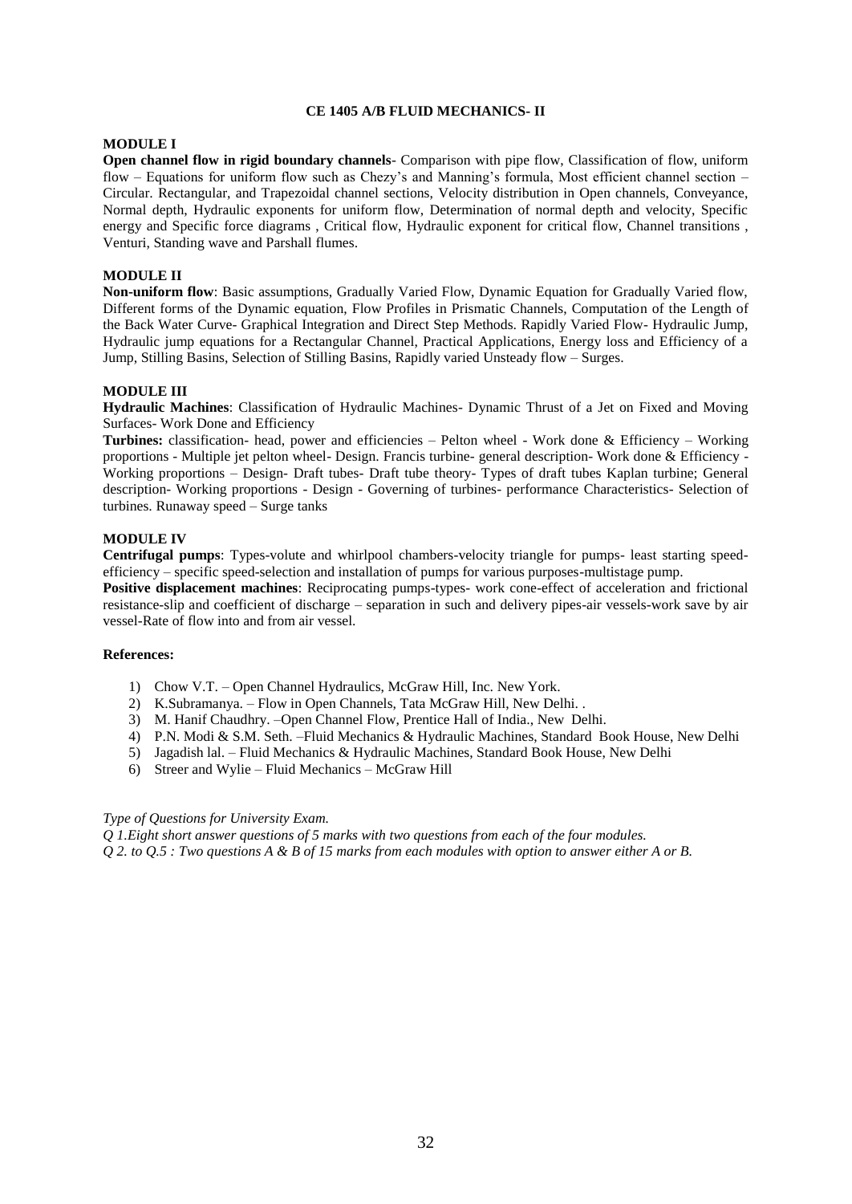# CE 1405 A/B FLUID MECHANICS- II

## MODULE I

**Open channel flow in rigid boundary channels**- Comparison with pipe flow, Classification of flow, uniform flow – Equations for uniform flow such as Chezy's and Manning's formula, Most efficient channel section – Circular. Rectangular, and Trapezoidal channel sections, Velocity distribution in Open channels, Conveyance, Normal depth, Hydraulic exponents for uniform flow, Determination of normal depth and velocity, Specific energy and Specific force diagrams , Critical flow, Hydraulic exponent for critical flow, Channel transitions , Venturi, Standing wave and Parshall flumes.

## MODULE II

**Non-uniform flow**: Basic assumptions, Gradually Varied Flow, Dynamic Equation for Gradually Varied flow, Different forms of the Dynamic equation, Flow Profiles in Prismatic Channels, Computation of the Length of the Back Water Curve- Graphical Integration and Direct Step Methods. Rapidly Varied Flow- Hydraulic Jump, Hydraulic jump equations for a Rectangular Channel, Practical Applications, Energy loss and Efficiency of a Jump, Stilling Basins, Selection of Stilling Basins, Rapidly varied Unsteady flow – Surges.

## MODULE III

**Hydraulic Machines**: Classification of Hydraulic Machines- Dynamic Thrust of a Jet on Fixed and Moving Surfaces- Work Done and Efficiency

**Turbines:** classification- head, power and efficiencies – Pelton wheel - Work done & Efficiency – Working proportions - Multiple jet pelton wheel- Design. Francis turbine- general description- Work done & Efficiency - Working proportions – Design- Draft tubes- Draft tube theory- Types of draft tubes Kaplan turbine; General description- Working proportions - Design - Governing of turbines- performance Characteristics- Selection of turbines. Runaway speed – Surge tanks

## MODULE IV

**Centrifugal pumps**: Types-volute and whirlpool chambers-velocity triangle for pumps- least starting speed-efficiency – specific speed-selection and installation of pumps for various purposes-multistage pump.

**Positive displacement machines**: Reciprocating pumps-types- work cone-effect of acceleration and frictional resistance-slip and coefficient of discharge – separation in such and delivery pipes-air vessels-work save by air vessel-Rate of flow into and from air vessel.

## References:

1) Chow V.T. – Open Channel Hydraulics, McGraw Hill, Inc. New York.
2) K.Subramanya. – Flow in Open Channels, Tata McGraw Hill, New Delhi. .
3) M. Hanif Chaudhry. –Open Channel Flow, Prentice Hall of India., New Delhi.
4) P.N. Modi & S.M. Seth. –Fluid Mechanics & Hydraulic Machines, Standard Book House, New Delhi
5) Jagadish lal. – Fluid Mechanics & Hydraulic Machines, Standard Book House, New Delhi
6) Streer and Wylie – Fluid Mechanics – McGraw Hill

*Type of Questions for University Exam.*

*Q 1.Eight short answer questions of 5 marks with two questions from each of the four modules.*

*Q 2. to Q.5 : Two questions A & B of 15 marks from each modules with option to answer either A or B.*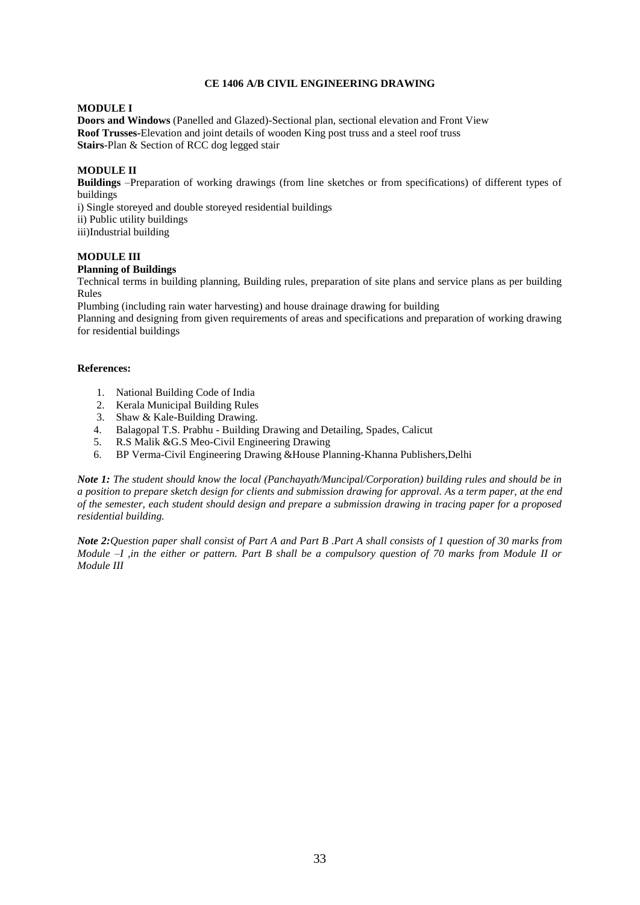# CE 1406 A/B CIVIL ENGINEERING DRAWING

**MODULE I**

**Doors and Windows** (Panelled and Glazed)-Sectional plan, sectional elevation and Front View
**Roof Trusses**-Elevation and joint details of wooden King post truss and a steel roof truss
**Stairs**-Plan & Section of RCC dog legged stair

**MODULE II**

**Buildings** –Preparation of working drawings (from line sketches or from specifications) of different types of buildings

i) Single storeyed and double storeyed residential buildings
ii) Public utility buildings
iii)Industrial building

**MODULE III**

**Planning of Buildings**

Technical terms in building planning, Building rules, preparation of site plans and service plans as per building Rules

Plumbing (including rain water harvesting) and house drainage drawing for building

Planning and designing from given requirements of areas and specifications and preparation of working drawing for residential buildings

**References:**

1. National Building Code of India
2. Kerala Municipal Building Rules
3. Shaw & Kale-Building Drawing.
4. Balagopal T.S. Prabhu - Building Drawing and Detailing, Spades, Calicut
5. R.S Malik &G.S Meo-Civil Engineering Drawing
6. BP Verma-Civil Engineering Drawing &House Planning-Khanna Publishers,Delhi

***Note 1:*** *The student should know the local (Panchayath/Muncipal/Corporation) building rules and should be in a position to prepare sketch design for clients and submission drawing for approval. As a term paper, at the end of the semester, each student should design and prepare a submission drawing in tracing paper for a proposed residential building.*

***Note 2:****Question paper shall consist of Part A and Part B .Part A shall consists of 1 question of 30 marks from Module –I ,in the either or pattern. Part B shall be a compulsory question of 70 marks from Module II or Module III*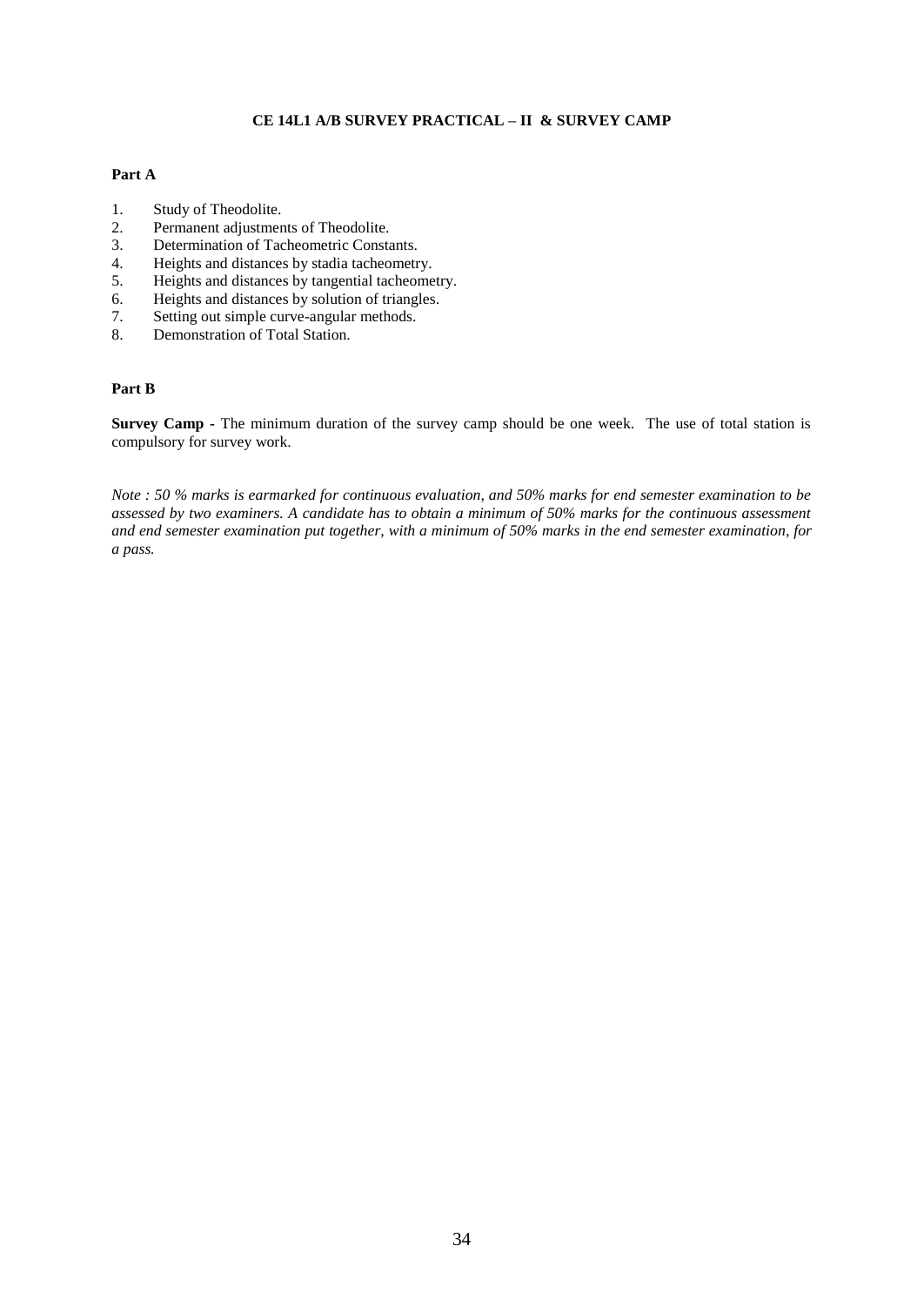## CE 14L1 A/B SURVEY PRACTICAL – II & SURVEY CAMP

### Part A

1. Study of Theodolite.
2. Permanent adjustments of Theodolite.
3. Determination of Tacheometric Constants.
4. Heights and distances by stadia tacheometry.
5. Heights and distances by tangential tacheometry.
6. Heights and distances by solution of triangles.
7. Setting out simple curve-angular methods.
8. Demonstration of Total Station.

### Part B

**Survey Camp -** The minimum duration of the survey camp should be one week. The use of total station is compulsory for survey work.

*Note : 50 % marks is earmarked for continuous evaluation, and 50% marks for end semester examination to be assessed by two examiners. A candidate has to obtain a minimum of 50% marks for the continuous assessment and end semester examination put together, with a minimum of 50% marks in the end semester examination, for a pass.*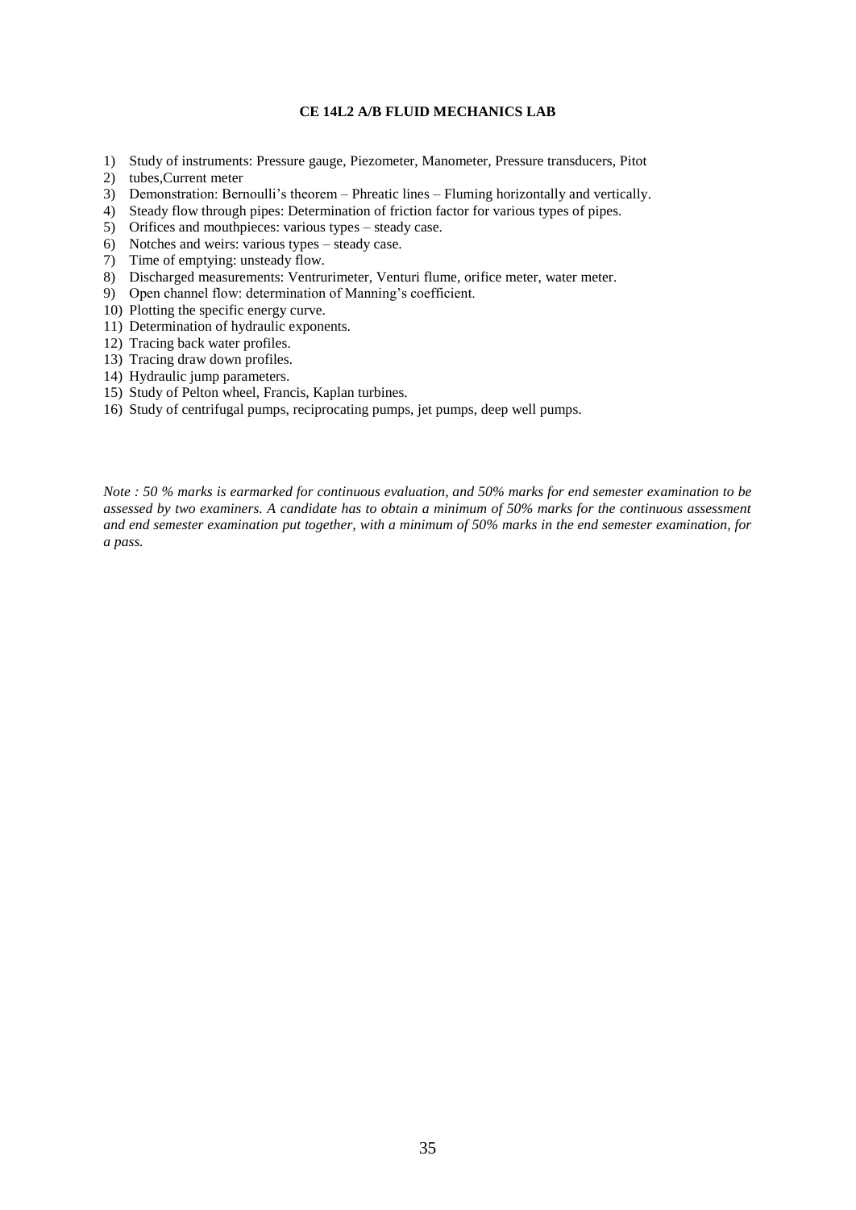**CE 14L2 A/B FLUID MECHANICS LAB**

1) Study of instruments: Pressure gauge, Piezometer, Manometer, Pressure transducers, Pitot
2) tubes,Current meter
3) Demonstration: Bernoulli's theorem – Phreatic lines – Fluming horizontally and vertically.
4) Steady flow through pipes: Determination of friction factor for various types of pipes.
5) Orifices and mouthpieces: various types – steady case.
6) Notches and weirs: various types – steady case.
7) Time of emptying: unsteady flow.
8) Discharged measurements: Ventrurimeter, Venturi flume, orifice meter, water meter.
9) Open channel flow: determination of Manning's coefficient.
10) Plotting the specific energy curve.
11) Determination of hydraulic exponents.
12) Tracing back water profiles.
13) Tracing draw down profiles.
14) Hydraulic jump parameters.
15) Study of Pelton wheel, Francis, Kaplan turbines.
16) Study of centrifugal pumps, reciprocating pumps, jet pumps, deep well pumps.

*Note : 50 % marks is earmarked for continuous evaluation, and 50% marks for end semester examination to be assessed by two examiners. A candidate has to obtain a minimum of 50% marks for the continuous assessment and end semester examination put together, with a minimum of 50% marks in the end semester examination, for a pass.*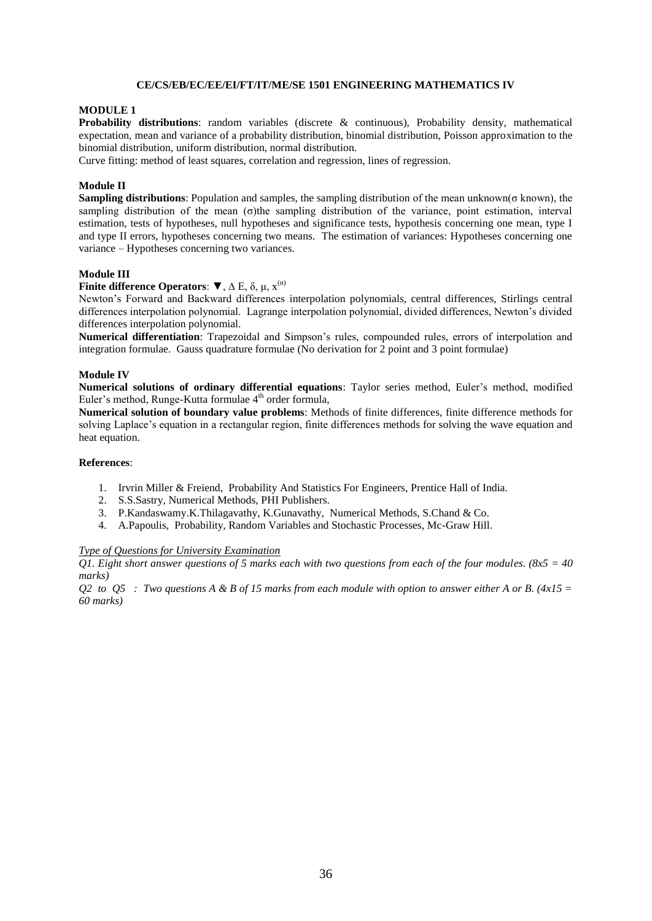### CE/CS/EB/EC/EE/EI/FT/IT/ME/SE 1501 ENGINEERING MATHEMATICS IV

**MODULE 1**

**Probability distributions**: random variables (discrete & continuous), Probability density, mathematical expectation, mean and variance of a probability distribution, binomial distribution, Poisson approximation to the binomial distribution, uniform distribution, normal distribution.

Curve fitting: method of least squares, correlation and regression, lines of regression.

**Module II**

**Sampling distributions**: Population and samples, the sampling distribution of the mean unknown($\sigma$ known), the sampling distribution of the mean ($\sigma$)the sampling distribution of the variance, point estimation, interval estimation, tests of hypotheses, null hypotheses and significance tests, hypothesis concerning one mean, type I and type II errors, hypotheses concerning two means. The estimation of variances: Hypotheses concerning one variance – Hypotheses concerning two variances.

**Module III**

**Finite difference Operators**: $\nabla$, $\Delta$ E, $\delta$, $\mu$, $x^{(n)}$

Newton's Forward and Backward differences interpolation polynomials, central differences, Stirlings central differences interpolation polynomial. Lagrange interpolation polynomial, divided differences, Newton's divided differences interpolation polynomial.

**Numerical differentiation**: Trapezoidal and Simpson's rules, compounded rules, errors of interpolation and integration formulae. Gauss quadrature formulae (No derivation for 2 point and 3 point formulae)

**Module IV**

**Numerical solutions of ordinary differential equations**: Taylor series method, Euler's method, modified Euler's method, Runge-Kutta formulae 4th order formula,

**Numerical solution of boundary value problems**: Methods of finite differences, finite difference methods for solving Laplace's equation in a rectangular region, finite differences methods for solving the wave equation and heat equation.

**References**:

1. Irvrin Miller & Freiend, Probability And Statistics For Engineers, Prentice Hall of India.
2. S.S.Sastry, Numerical Methods, PHI Publishers.
3. P.Kandaswamy.K.Thilagavathy, K.Gunavathy, Numerical Methods, S.Chand & Co.
4. A.Papoulis, Probability, Random Variables and Stochastic Processes, Mc-Graw Hill.

*Type of Questions for University Examination*

*Q1. Eight short answer questions of 5 marks each with two questions from each of the four modules. (8x5 = 40 marks)*

*Q2 to Q5 : Two questions A & B of 15 marks from each module with option to answer either A or B. (4x15 = 60 marks)*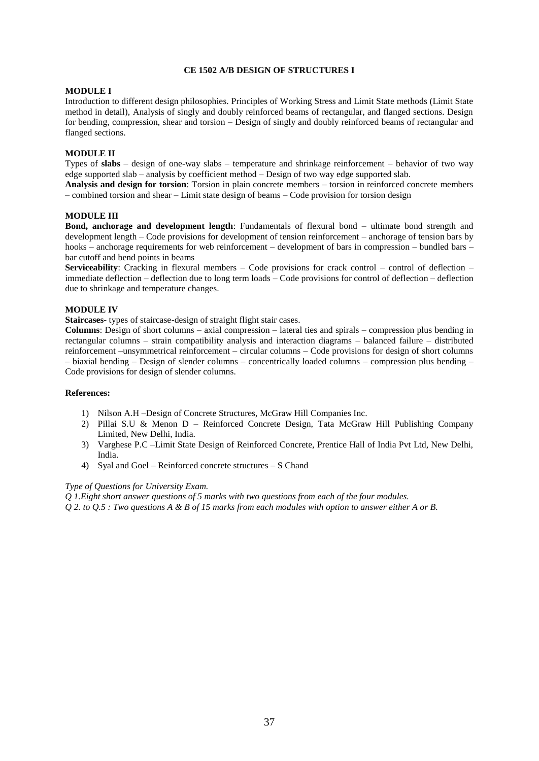## CE 1502 A/B DESIGN OF STRUCTURES I

### MODULE I

Introduction to different design philosophies. Principles of Working Stress and Limit State methods (Limit State method in detail), Analysis of singly and doubly reinforced beams of rectangular, and flanged sections. Design for bending, compression, shear and torsion – Design of singly and doubly reinforced beams of rectangular and flanged sections.

### MODULE II

Types of **slabs** – design of one-way slabs – temperature and shrinkage reinforcement – behavior of two way edge supported slab – analysis by coefficient method – Design of two way edge supported slab.

**Analysis and design for torsion**: Torsion in plain concrete members – torsion in reinforced concrete members – combined torsion and shear – Limit state design of beams – Code provision for torsion design

### MODULE III

**Bond, anchorage and development length**: Fundamentals of flexural bond – ultimate bond strength and development length – Code provisions for development of tension reinforcement – anchorage of tension bars by hooks – anchorage requirements for web reinforcement – development of bars in compression – bundled bars – bar cutoff and bend points in beams

**Serviceability**: Cracking in flexural members – Code provisions for crack control – control of deflection – immediate deflection – deflection due to long term loads – Code provisions for control of deflection – deflection due to shrinkage and temperature changes.

### MODULE IV

**Staircases**- types of staircase-design of straight flight stair cases.

**Columns**: Design of short columns – axial compression – lateral ties and spirals – compression plus bending in rectangular columns – strain compatibility analysis and interaction diagrams – balanced failure – distributed reinforcement –unsymmetrical reinforcement – circular columns – Code provisions for design of short columns – biaxial bending – Design of slender columns – concentrically loaded columns – compression plus bending – Code provisions for design of slender columns.

**References:**

1) Nilson A.H –Design of Concrete Structures, McGraw Hill Companies Inc.
2) Pillai S.U & Menon D – Reinforced Concrete Design, Tata McGraw Hill Publishing Company Limited, New Delhi, India.
3) Varghese P.C –Limit State Design of Reinforced Concrete, Prentice Hall of India Pvt Ltd, New Delhi, India.
4) Syal and Goel – Reinforced concrete structures – S Chand

*Type of Questions for University Exam.*

*Q 1.Eight short answer questions of 5 marks with two questions from each of the four modules.*

*Q 2. to Q.5 : Two questions A & B of 15 marks from each modules with option to answer either A or B.*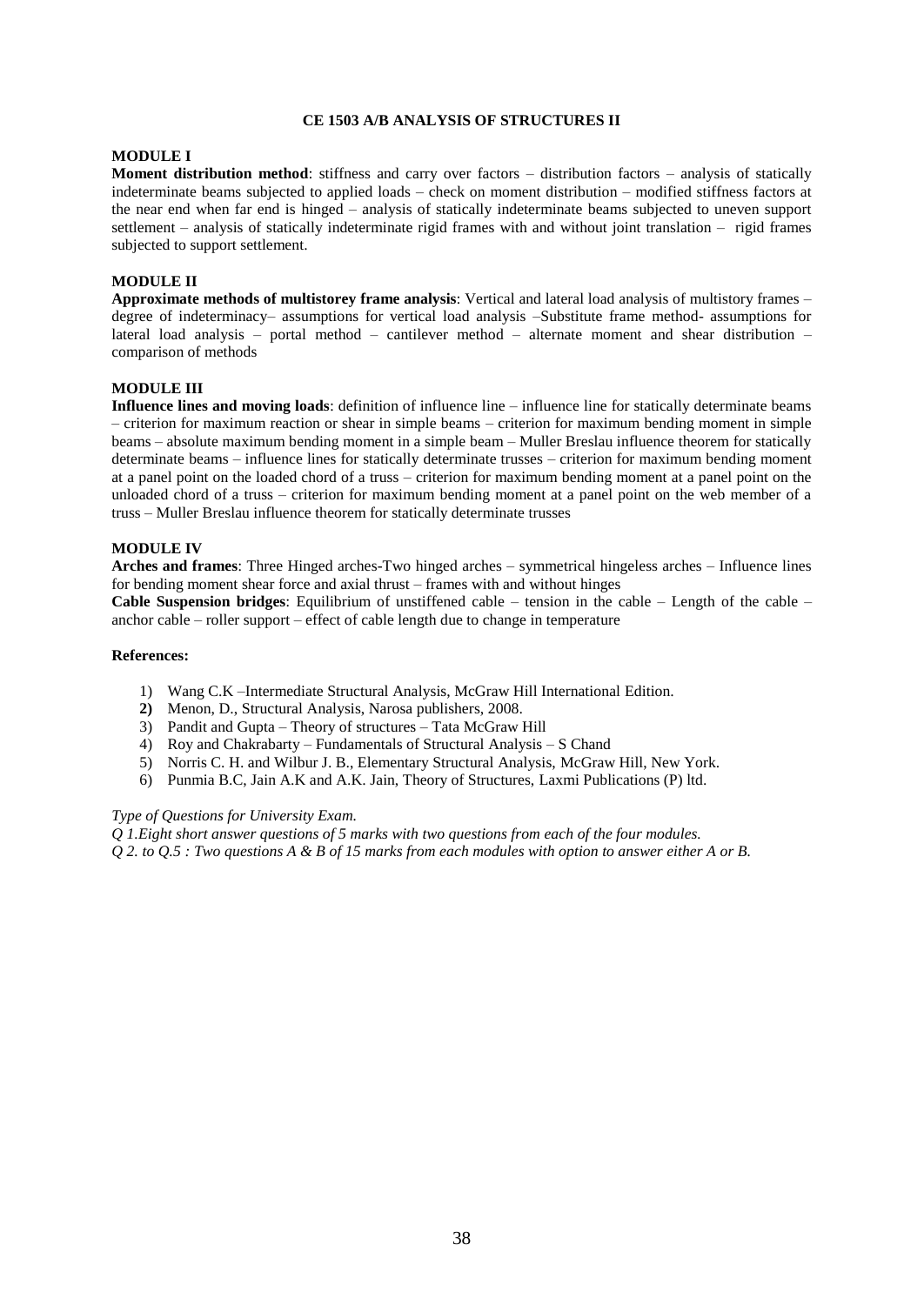# CE 1503 A/B ANALYSIS OF STRUCTURES II

## MODULE I

**Moment distribution method**: stiffness and carry over factors – distribution factors – analysis of statically indeterminate beams subjected to applied loads – check on moment distribution – modified stiffness factors at the near end when far end is hinged – analysis of statically indeterminate beams subjected to uneven support settlement – analysis of statically indeterminate rigid frames with and without joint translation – rigid frames subjected to support settlement.

## MODULE II

**Approximate methods of multistorey frame analysis**: Vertical and lateral load analysis of multistory frames – degree of indeterminacy– assumptions for vertical load analysis –Substitute frame method- assumptions for lateral load analysis – portal method – cantilever method – alternate moment and shear distribution – comparison of methods

## MODULE III

**Influence lines and moving loads**: definition of influence line – influence line for statically determinate beams – criterion for maximum reaction or shear in simple beams – criterion for maximum bending moment in simple beams – absolute maximum bending moment in a simple beam – Muller Breslau influence theorem for statically determinate beams – influence lines for statically determinate trusses – criterion for maximum bending moment at a panel point on the loaded chord of a truss – criterion for maximum bending moment at a panel point on the unloaded chord of a truss – criterion for maximum bending moment at a panel point on the web member of a truss – Muller Breslau influence theorem for statically determinate trusses

## MODULE IV

**Arches and frames**: Three Hinged arches-Two hinged arches – symmetrical hingeless arches – Influence lines for bending moment shear force and axial thrust – frames with and without hinges

**Cable Suspension bridges**: Equilibrium of unstiffened cable – tension in the cable – Length of the cable – anchor cable – roller support – effect of cable length due to change in temperature

**References:**

1) Wang C.K –Intermediate Structural Analysis, McGraw Hill International Edition.
2) Menon, D., Structural Analysis, Narosa publishers, 2008.
3) Pandit and Gupta – Theory of structures – Tata McGraw Hill
4) Roy and Chakrabarty – Fundamentals of Structural Analysis – S Chand
5) Norris C. H. and Wilbur J. B., Elementary Structural Analysis, McGraw Hill, New York.
6) Punmia B.C, Jain A.K and A.K. Jain, Theory of Structures, Laxmi Publications (P) ltd.

*Type of Questions for University Exam.*

*Q 1.Eight short answer questions of 5 marks with two questions from each of the four modules.*

*Q 2. to Q.5 : Two questions A & B of 15 marks from each modules with option to answer either A or B.*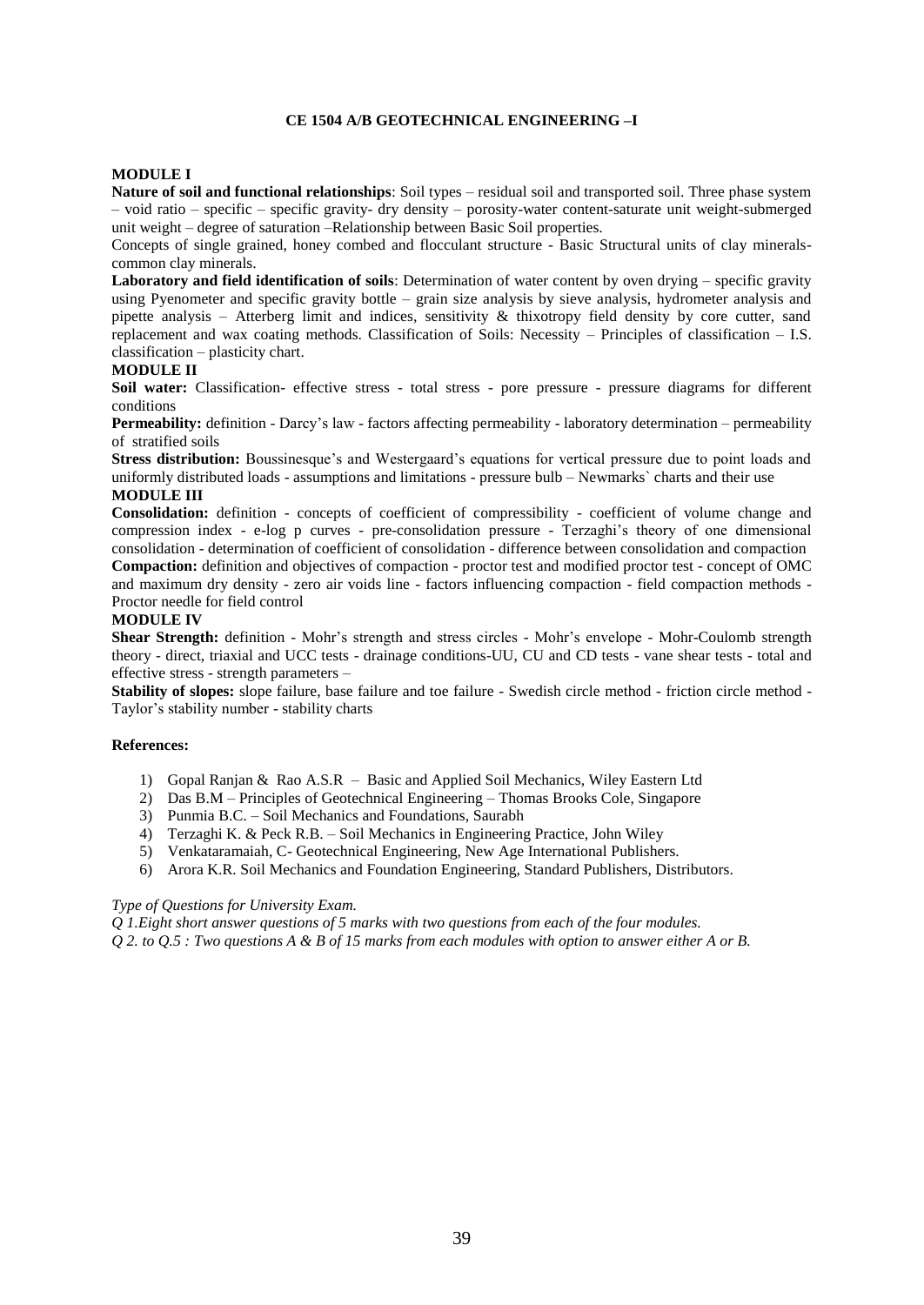# CE 1504 A/B GEOTECHNICAL ENGINEERING –I

## MODULE I

**Nature of soil and functional relationships**: Soil types – residual soil and transported soil. Three phase system – void ratio – specific – specific gravity- dry density – porosity-water content-saturate unit weight-submerged unit weight – degree of saturation –Relationship between Basic Soil properties.

Concepts of single grained, honey combed and flocculant structure - Basic Structural units of clay minerals-common clay minerals.

**Laboratory and field identification of soils**: Determination of water content by oven drying – specific gravity using Pyenometer and specific gravity bottle – grain size analysis by sieve analysis, hydrometer analysis and pipette analysis – Atterberg limit and indices, sensitivity & thixotropy field density by core cutter, sand replacement and wax coating methods. Classification of Soils: Necessity – Principles of classification – I.S. classification – plasticity chart.

## MODULE II

**Soil water:** Classification- effective stress - total stress - pore pressure - pressure diagrams for different conditions

**Permeability:** definition - Darcy's law - factors affecting permeability - laboratory determination – permeability of stratified soils

**Stress distribution:** Boussinesque's and Westergaard's equations for vertical pressure due to point loads and uniformly distributed loads - assumptions and limitations - pressure bulb – Newmarks` charts and their use

## MODULE III

**Consolidation:** definition - concepts of coefficient of compressibility - coefficient of volume change and compression index - e-log p curves - pre-consolidation pressure - Terzaghi's theory of one dimensional consolidation - determination of coefficient of consolidation - difference between consolidation and compaction

**Compaction:** definition and objectives of compaction - proctor test and modified proctor test - concept of OMC and maximum dry density - zero air voids line - factors influencing compaction - field compaction methods - Proctor needle for field control

## MODULE IV

**Shear Strength:** definition - Mohr's strength and stress circles - Mohr's envelope - Mohr-Coulomb strength theory - direct, triaxial and UCC tests - drainage conditions-UU, CU and CD tests - vane shear tests - total and effective stress - strength parameters –

**Stability of slopes:** slope failure, base failure and toe failure - Swedish circle method - friction circle method - Taylor's stability number - stability charts

**References:**

1) Gopal Ranjan & Rao A.S.R – Basic and Applied Soil Mechanics, Wiley Eastern Ltd
2) Das B.M – Principles of Geotechnical Engineering – Thomas Brooks Cole, Singapore
3) Punmia B.C. – Soil Mechanics and Foundations, Saurabh
4) Terzaghi K. & Peck R.B. – Soil Mechanics in Engineering Practice, John Wiley
5) Venkataramaiah, C- Geotechnical Engineering, New Age International Publishers.
6) Arora K.R. Soil Mechanics and Foundation Engineering, Standard Publishers, Distributors.

*Type of Questions for University Exam.*

*Q 1.Eight short answer questions of 5 marks with two questions from each of the four modules.*

*Q 2. to Q.5 : Two questions A & B of 15 marks from each modules with option to answer either A or B.*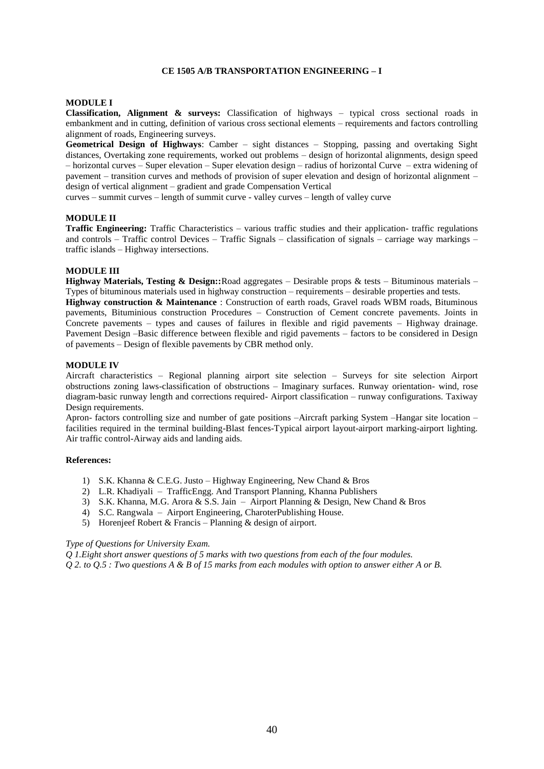# CE 1505 A/B TRANSPORTATION ENGINEERING – I

## MODULE I

**Classification, Alignment & surveys:** Classification of highways – typical cross sectional roads in embankment and in cutting, definition of various cross sectional elements – requirements and factors controlling alignment of roads, Engineering surveys.

**Geometrical Design of Highways**: Camber – sight distances – Stopping, passing and overtaking Sight distances, Overtaking zone requirements, worked out problems – design of horizontal alignments, design speed – horizontal curves – Super elevation – Super elevation design – radius of horizontal Curve – extra widening of pavement – transition curves and methods of provision of super elevation and design of horizontal alignment – design of vertical alignment – gradient and grade Compensation Vertical curves – summit curves – length of summit curve - valley curves – length of valley curve

## MODULE II

**Traffic Engineering:** Traffic Characteristics – various traffic studies and their application- traffic regulations and controls – Traffic control Devices – Traffic Signals – classification of signals – carriage way markings – traffic islands – Highway intersections.

## MODULE III

**Highway Materials, Testing & Design::**Road aggregates – Desirable props & tests – Bituminous materials – Types of bituminous materials used in highway construction – requirements – desirable properties and tests.

**Highway construction & Maintenance** : Construction of earth roads, Gravel roads WBM roads, Bituminous pavements, Bituminious construction Procedures – Construction of Cement concrete pavements. Joints in Concrete pavements – types and causes of failures in flexible and rigid pavements – Highway drainage. Pavement Design –Basic difference between flexible and rigid pavements – factors to be considered in Design of pavements – Design of flexible pavements by CBR method only.

## MODULE IV

Aircraft characteristics – Regional planning airport site selection – Surveys for site selection Airport obstructions zoning laws-classification of obstructions – Imaginary surfaces. Runway orientation- wind, rose diagram-basic runway length and corrections required- Airport classification – runway configurations. Taxiway Design requirements.

Apron- factors controlling size and number of gate positions –Aircraft parking System –Hangar site location – facilities required in the terminal building-Blast fences-Typical airport layout-airport marking-airport lighting. Air traffic control-Airway aids and landing aids.

**References:**

1) S.K. Khanna & C.E.G. Justo – Highway Engineering, New Chand & Bros
2) L.R. Khadiyali – TrafficEngg. And Transport Planning, Khanna Publishers
3) S.K. Khanna, M.G. Arora & S.S. Jain – Airport Planning & Design, New Chand & Bros
4) S.C. Rangwala – Airport Engineering, CharoterPublishing House.
5) Horenjeef Robert & Francis – Planning & design of airport.

*Type of Questions for University Exam.*

*Q 1.Eight short answer questions of 5 marks with two questions from each of the four modules.*

*Q 2. to Q.5 : Two questions A & B of 15 marks from each modules with option to answer either A or B.*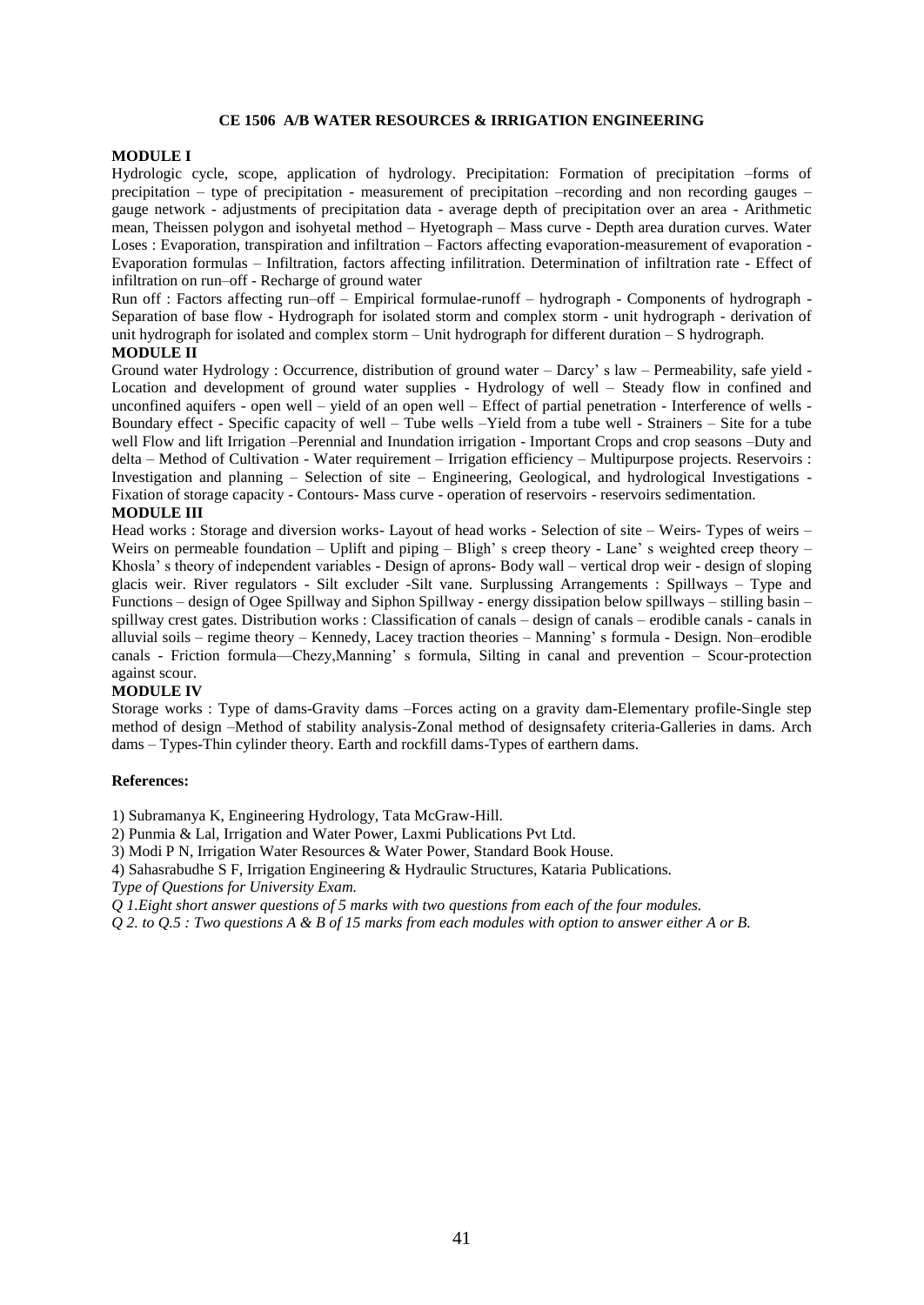## CE 1506 A/B WATER RESOURCES & IRRIGATION ENGINEERING

**MODULE I**

Hydrologic cycle, scope, application of hydrology. Precipitation: Formation of precipitation –forms of precipitation – type of precipitation - measurement of precipitation –recording and non recording gauges – gauge network - adjustments of precipitation data - average depth of precipitation over an area - Arithmetic mean, Theissen polygon and isohyetal method – Hyetograph – Mass curve - Depth area duration curves. Water Loses : Evaporation, transpiration and infiltration – Factors affecting evaporation-measurement of evaporation - Evaporation formulas – Infiltration, factors affecting infilitration. Determination of infiltration rate - Effect of infiltration on run–off - Recharge of ground water

Run off : Factors affecting run–off – Empirical formulae-runoff – hydrograph - Components of hydrograph - Separation of base flow - Hydrograph for isolated storm and complex storm - unit hydrograph - derivation of unit hydrograph for isolated and complex storm – Unit hydrograph for different duration – S hydrograph.

**MODULE II**

Ground water Hydrology : Occurrence, distribution of ground water – Darcy' s law – Permeability, safe yield - Location and development of ground water supplies - Hydrology of well – Steady flow in confined and unconfined aquifers - open well – yield of an open well – Effect of partial penetration - Interference of wells - Boundary effect - Specific capacity of well – Tube wells –Yield from a tube well - Strainers – Site for a tube well Flow and lift Irrigation –Perennial and Inundation irrigation - Important Crops and crop seasons –Duty and delta – Method of Cultivation - Water requirement – Irrigation efficiency – Multipurpose projects. Reservoirs : Investigation and planning – Selection of site – Engineering, Geological, and hydrological Investigations - Fixation of storage capacity - Contours- Mass curve - operation of reservoirs - reservoirs sedimentation.

**MODULE III**

Head works : Storage and diversion works- Layout of head works - Selection of site – Weirs- Types of weirs – Weirs on permeable foundation – Uplift and piping – Bligh' s creep theory - Lane' s weighted creep theory – Khosla' s theory of independent variables - Design of aprons- Body wall – vertical drop weir - design of sloping glacis weir. River regulators - Silt excluder -Silt vane. Surplussing Arrangements : Spillways – Type and Functions – design of Ogee Spillway and Siphon Spillway - energy dissipation below spillways – stilling basin – spillway crest gates. Distribution works : Classification of canals – design of canals – erodible canals - canals in alluvial soils – regime theory – Kennedy, Lacey traction theories – Manning' s formula - Design. Non–erodible canals - Friction formula—Chezy,Manning' s formula, Silting in canal and prevention – Scour-protection against scour.

**MODULE IV**

Storage works : Type of dams-Gravity dams –Forces acting on a gravity dam-Elementary profile-Single step method of design –Method of stability analysis-Zonal method of designsafety criteria-Galleries in dams. Arch dams – Types-Thin cylinder theory. Earth and rockfill dams-Types of earthern dams.

**References:**

1) Subramanya K, Engineering Hydrology, Tata McGraw-Hill.
2) Punmia & Lal, Irrigation and Water Power, Laxmi Publications Pvt Ltd.
3) Modi P N, Irrigation Water Resources & Water Power, Standard Book House.
4) Sahasrabudhe S F, Irrigation Engineering & Hydraulic Structures, Kataria Publications.

*Type of Questions for University Exam.*

*Q 1.Eight short answer questions of 5 marks with two questions from each of the four modules.*

*Q 2. to Q.5 : Two questions A & B of 15 marks from each modules with option to answer either A or B.*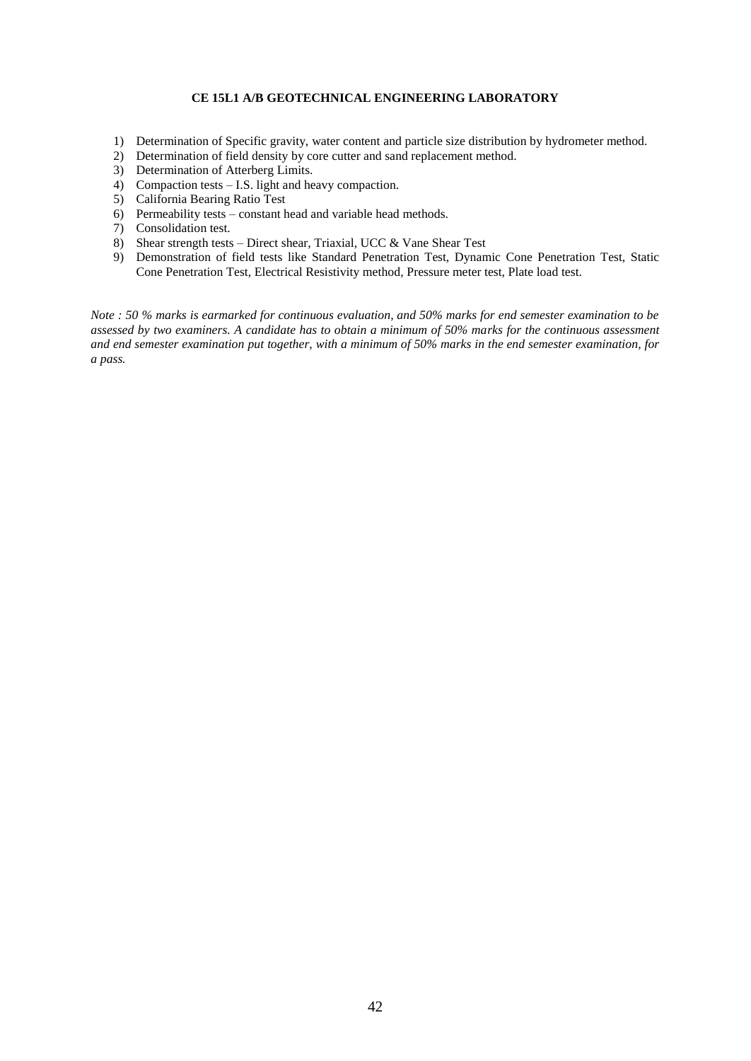**CE 15L1 A/B GEOTECHNICAL ENGINEERING LABORATORY**

1) Determination of Specific gravity, water content and particle size distribution by hydrometer method.
2) Determination of field density by core cutter and sand replacement method.
3) Determination of Atterberg Limits.
4) Compaction tests – I.S. light and heavy compaction.
5) California Bearing Ratio Test
6) Permeability tests – constant head and variable head methods.
7) Consolidation test.
8) Shear strength tests – Direct shear, Triaxial, UCC & Vane Shear Test
9) Demonstration of field tests like Standard Penetration Test, Dynamic Cone Penetration Test, Static Cone Penetration Test, Electrical Resistivity method, Pressure meter test, Plate load test.

*Note : 50 % marks is earmarked for continuous evaluation, and 50% marks for end semester examination to be assessed by two examiners. A candidate has to obtain a minimum of 50% marks for the continuous assessment and end semester examination put together, with a minimum of 50% marks in the end semester examination, for a pass.*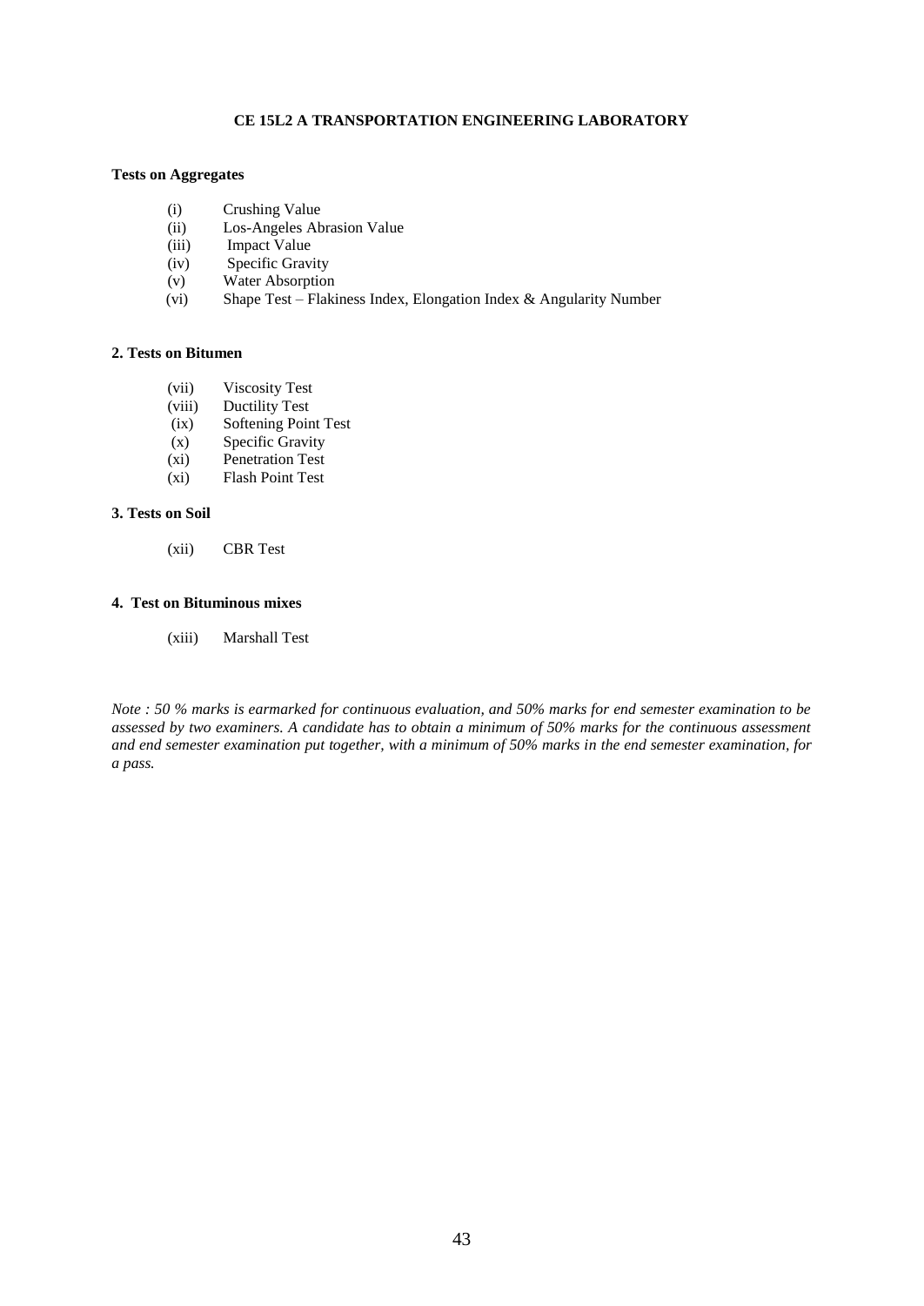# CE 15L2 A TRANSPORTATION ENGINEERING LABORATORY

**Tests on Aggregates**

- (i) Crushing Value
- (ii) Los-Angeles Abrasion Value
- (iii) Impact Value
- (iv) Specific Gravity
- (v) Water Absorption
- (vi) Shape Test – Flakiness Index, Elongation Index & Angularity Number

**2. Tests on Bitumen**

- (vii) Viscosity Test
- (viii) Ductility Test
- (ix) Softening Point Test
- (x) Specific Gravity
- (xi) Penetration Test
- (xi) Flash Point Test

**3. Tests on Soil**

- (xii) CBR Test

**4. Test on Bituminous mixes**

- (xiii) Marshall Test

*Note : 50 % marks is earmarked for continuous evaluation, and 50% marks for end semester examination to be assessed by two examiners. A candidate has to obtain a minimum of 50% marks for the continuous assessment and end semester examination put together, with a minimum of 50% marks in the end semester examination, for a pass.*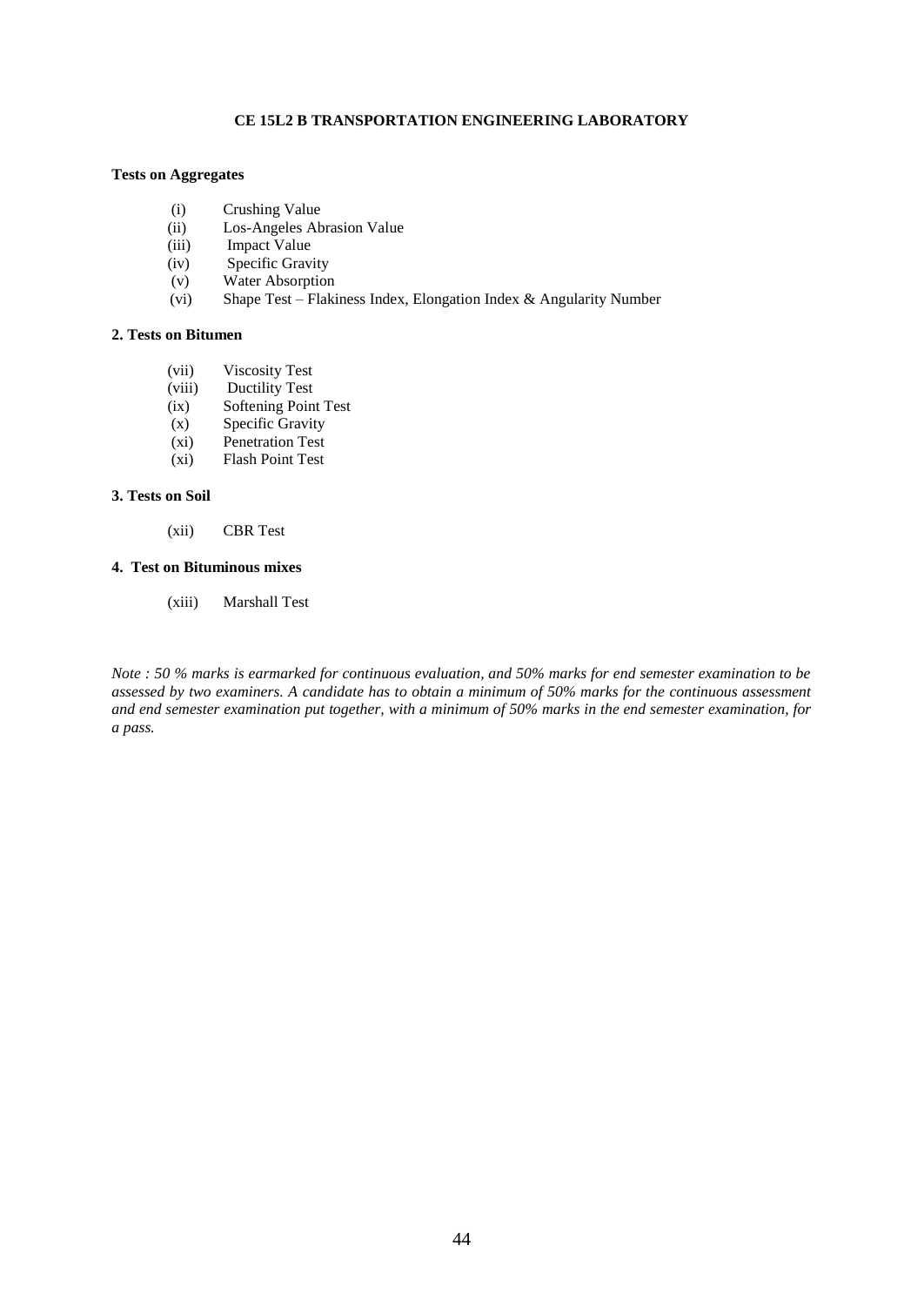## CE 15L2 B TRANSPORTATION ENGINEERING LABORATORY

**Tests on Aggregates**

- (i) Crushing Value
- (ii) Los-Angeles Abrasion Value
- (iii) Impact Value
- (iv) Specific Gravity
- (v) Water Absorption
- (vi) Shape Test – Flakiness Index, Elongation Index & Angularity Number

**2. Tests on Bitumen**

- (vii) Viscosity Test
- (viii) Ductility Test
- (ix) Softening Point Test
- (x) Specific Gravity
- (xi) Penetration Test
- (xi) Flash Point Test

**3. Tests on Soil**

- (xii) CBR Test

**4. Test on Bituminous mixes**

- (xiii) Marshall Test

*Note : 50 % marks is earmarked for continuous evaluation, and 50% marks for end semester examination to be assessed by two examiners. A candidate has to obtain a minimum of 50% marks for the continuous assessment and end semester examination put together, with a minimum of 50% marks in the end semester examination, for a pass.*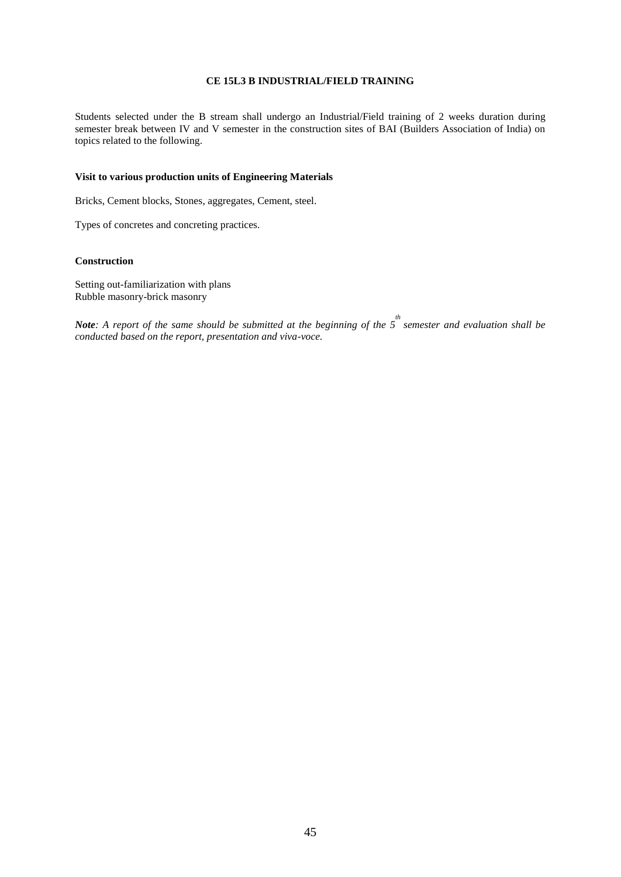## CE 15L3 B INDUSTRIAL/FIELD TRAINING

Students selected under the B stream shall undergo an Industrial/Field training of 2 weeks duration during semester break between IV and V semester in the construction sites of BAI (Builders Association of India) on topics related to the following.

**Visit to various production units of Engineering Materials**

Bricks, Cement blocks, Stones, aggregates, Cement, steel.

Types of concretes and concreting practices.

**Construction**

Setting out-familiarization with plans
Rubble masonry-brick masonry

***Note**: A report of the same should be submitted at the beginning of the 5th semester and evaluation shall be conducted based on the report, presentation and viva-voce.*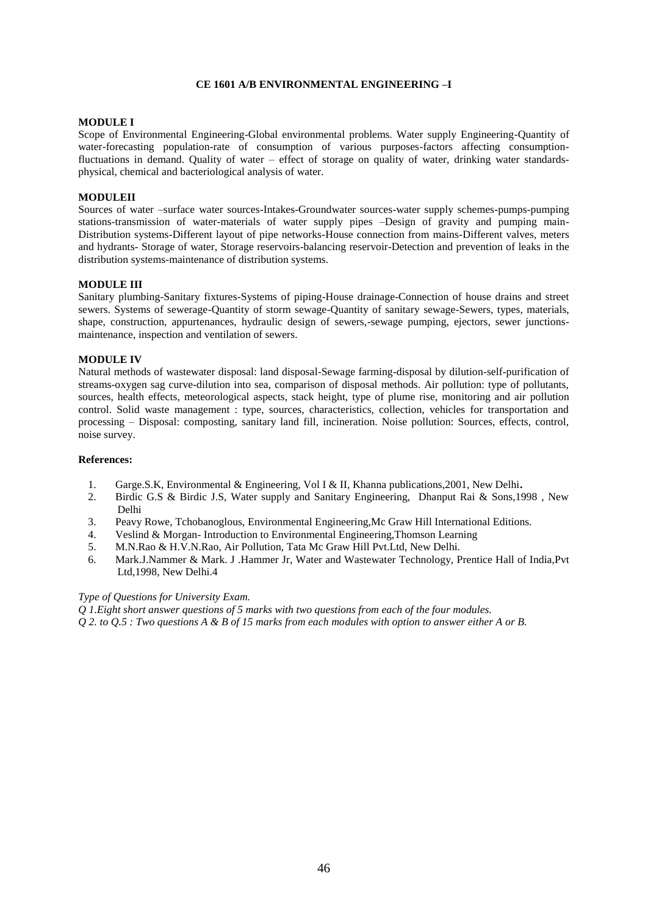# CE 1601 A/B ENVIRONMENTAL ENGINEERING –I

**MODULE I**

Scope of Environmental Engineering-Global environmental problems. Water supply Engineering-Quantity of water-forecasting population-rate of consumption of various purposes-factors affecting consumption-fluctuations in demand. Quality of water – effect of storage on quality of water, drinking water standards-physical, chemical and bacteriological analysis of water.

**MODULEII**

Sources of water –surface water sources-Intakes-Groundwater sources-water supply schemes-pumps-pumping stations-transmission of water-materials of water supply pipes –Design of gravity and pumping main-Distribution systems-Different layout of pipe networks-House connection from mains-Different valves, meters and hydrants- Storage of water, Storage reservoirs-balancing reservoir-Detection and prevention of leaks in the distribution systems-maintenance of distribution systems.

**MODULE III**

Sanitary plumbing-Sanitary fixtures-Systems of piping-House drainage-Connection of house drains and street sewers. Systems of sewerage-Quantity of storm sewage-Quantity of sanitary sewage-Sewers, types, materials, shape, construction, appurtenances, hydraulic design of sewers,-sewage pumping, ejectors, sewer junctions-maintenance, inspection and ventilation of sewers.

**MODULE IV**

Natural methods of wastewater disposal: land disposal-Sewage farming-disposal by dilution-self-purification of streams-oxygen sag curve-dilution into sea, comparison of disposal methods. Air pollution: type of pollutants, sources, health effects, meteorological aspects, stack height, type of plume rise, monitoring and air pollution control. Solid waste management : type, sources, characteristics, collection, vehicles for transportation and processing – Disposal: composting, sanitary land fill, incineration. Noise pollution: Sources, effects, control, noise survey.

**References:**

1. Garge.S.K, Environmental & Engineering, Vol I & II, Khanna publications,2001, New Delhi.
2. Birdic G.S & Birdic J.S, Water supply and Sanitary Engineering, Dhanput Rai & Sons,1998 , New Delhi
3. Peavy Rowe, Tchobanoglous, Environmental Engineering,Mc Graw Hill International Editions.
4. Veslind & Morgan- Introduction to Environmental Engineering,Thomson Learning
5. M.N.Rao & H.V.N.Rao, Air Pollution, Tata Mc Graw Hill Pvt.Ltd, New Delhi.
6. Mark.J.Nammer & Mark. J .Hammer Jr, Water and Wastewater Technology, Prentice Hall of India,Pvt Ltd,1998, New Delhi.4

*Type of Questions for University Exam.*

*Q 1.Eight short answer questions of 5 marks with two questions from each of the four modules.*

*Q 2. to Q.5 : Two questions A & B of 15 marks from each modules with option to answer either A or B.*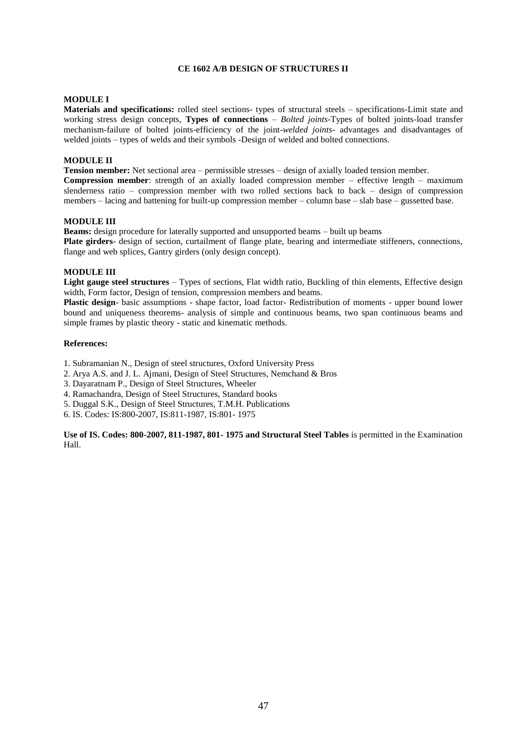# CE 1602 A/B DESIGN OF STRUCTURES II

## MODULE I

**Materials and specifications:** rolled steel sections- types of structural steels – specifications-Limit state and working stress design concepts, **Types of connections** – *Bolted joints*-Types of bolted joints-load transfer mechanism-failure of bolted joints-efficiency of the joint-*welded joints*- advantages and disadvantages of welded joints – types of welds and their symbols -Design of welded and bolted connections.

## MODULE II

**Tension member:** Net sectional area – permissible stresses – design of axially loaded tension member.

**Compression member**: strength of an axially loaded compression member – effective length – maximum slenderness ratio – compression member with two rolled sections back to back – design of compression members – lacing and battening for built-up compression member – column base – slab base – gussetted base.

## MODULE III

**Beams:** design procedure for laterally supported and unsupported beams – built up beams

**Plate girders**- design of section, curtailment of flange plate, bearing and intermediate stiffeners, connections, flange and web splices, Gantry girders (only design concept).

## MODULE III

**Light gauge steel structures** – Types of sections, Flat width ratio, Buckling of thin elements, Effective design width, Form factor, Design of tension, compression members and beams.

**Plastic design**- basic assumptions - shape factor, load factor- Redistribution of moments - upper bound lower bound and uniqueness theorems- analysis of simple and continuous beams, two span continuous beams and simple frames by plastic theory - static and kinematic methods.

**References:**

1. Subramanian N., Design of steel structures, Oxford University Press
2. Arya A.S. and J. L. Ajmani, Design of Steel Structures, Nemchand & Bros
3. Dayaratnam P., Design of Steel Structures, Wheeler
4. Ramachandra, Design of Steel Structures, Standard books
5. Duggal S.K., Design of Steel Structures, T.M.H. Publications
6. IS. Codes: IS:800-2007, IS:811-1987, IS:801- 1975

**Use of IS. Codes: 800-2007, 811-1987, 801- 1975 and Structural Steel Tables** is permitted in the Examination Hall.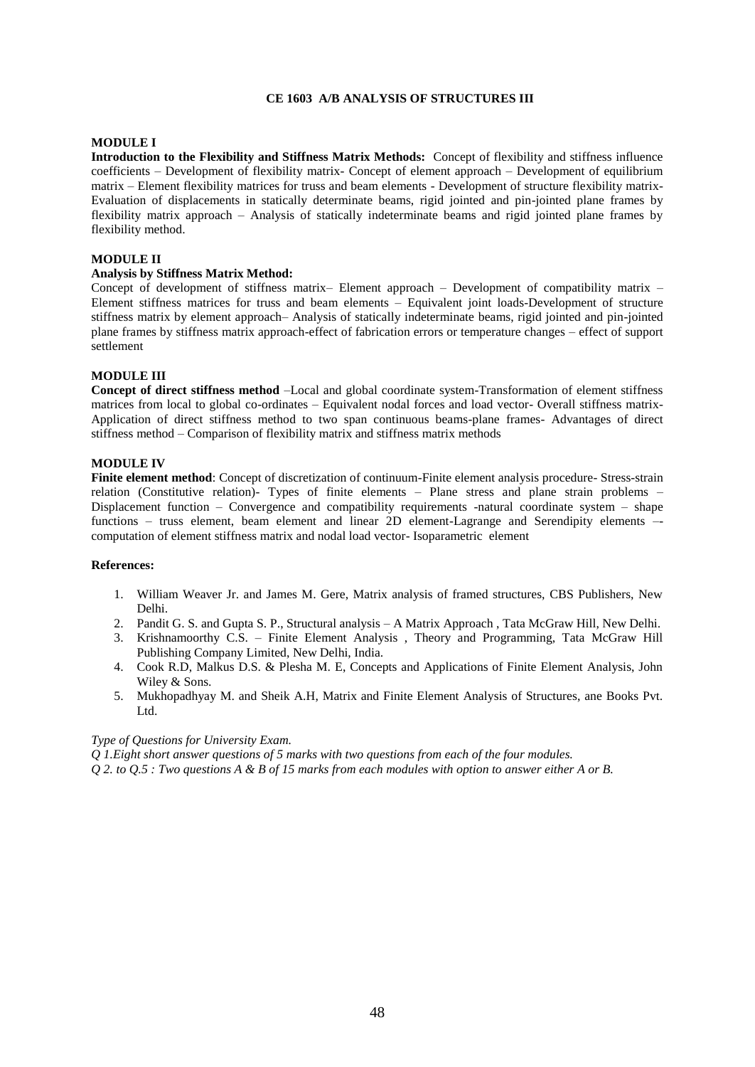# CE 1603 A/B ANALYSIS OF STRUCTURES III

## MODULE I

**Introduction to the Flexibility and Stiffness Matrix Methods:** Concept of flexibility and stiffness influence coefficients – Development of flexibility matrix- Concept of element approach – Development of equilibrium matrix – Element flexibility matrices for truss and beam elements - Development of structure flexibility matrix- Evaluation of displacements in statically determinate beams, rigid jointed and pin-jointed plane frames by flexibility matrix approach – Analysis of statically indeterminate beams and rigid jointed plane frames by flexibility method.

## MODULE II

**Analysis by Stiffness Matrix Method:**

Concept of development of stiffness matrix– Element approach – Development of compatibility matrix – Element stiffness matrices for truss and beam elements – Equivalent joint loads-Development of structure stiffness matrix by element approach– Analysis of statically indeterminate beams, rigid jointed and pin-jointed plane frames by stiffness matrix approach-effect of fabrication errors or temperature changes – effect of support settlement

## MODULE III

**Concept of direct stiffness method** –Local and global coordinate system-Transformation of element stiffness matrices from local to global co-ordinates – Equivalent nodal forces and load vector- Overall stiffness matrix- Application of direct stiffness method to two span continuous beams-plane frames- Advantages of direct stiffness method – Comparison of flexibility matrix and stiffness matrix methods

## MODULE IV

**Finite element method**: Concept of discretization of continuum-Finite element analysis procedure- Stress-strain relation (Constitutive relation)- Types of finite elements – Plane stress and plane strain problems – Displacement function – Convergence and compatibility requirements -natural coordinate system – shape functions – truss element, beam element and linear 2D element-Lagrange and Serendipity elements –-computation of element stiffness matrix and nodal load vector- Isoparametric element

**References:**

1. William Weaver Jr. and James M. Gere, Matrix analysis of framed structures, CBS Publishers, New Delhi.
2. Pandit G. S. and Gupta S. P., Structural analysis – A Matrix Approach , Tata McGraw Hill, New Delhi.
3. Krishnamoorthy C.S. – Finite Element Analysis , Theory and Programming, Tata McGraw Hill Publishing Company Limited, New Delhi, India.
4. Cook R.D, Malkus D.S. & Plesha M. E, Concepts and Applications of Finite Element Analysis, John Wiley & Sons.
5. Mukhopadhyay M. and Sheik A.H, Matrix and Finite Element Analysis of Structures, ane Books Pvt. Ltd.

*Type of Questions for University Exam.*

*Q 1.Eight short answer questions of 5 marks with two questions from each of the four modules.*

*Q 2. to Q.5 : Two questions A & B of 15 marks from each modules with option to answer either A or B.*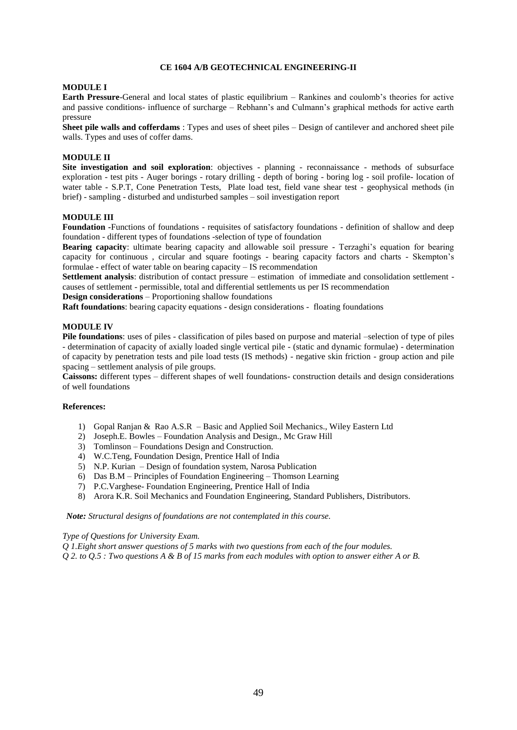## CE 1604 A/B GEOTECHNICAL ENGINEERING-II

### MODULE I

**Earth Pressure**-General and local states of plastic equilibrium – Rankines and coulomb's theories for active and passive conditions- influence of surcharge – Rebhann's and Culmann's graphical methods for active earth pressure

**Sheet pile walls and cofferdams** : Types and uses of sheet piles – Design of cantilever and anchored sheet pile walls. Types and uses of coffer dams.

### MODULE II

**Site investigation and soil exploration**: objectives - planning - reconnaissance - methods of subsurface exploration - test pits - Auger borings - rotary drilling - depth of boring - boring log - soil profile- location of water table - S.P.T, Cone Penetration Tests, Plate load test, field vane shear test - geophysical methods (in brief) - sampling - disturbed and undisturbed samples – soil investigation report

### MODULE III

**Foundation** -Functions of foundations - requisites of satisfactory foundations - definition of shallow and deep foundation - different types of foundations -selection of type of foundation

**Bearing capacity**: ultimate bearing capacity and allowable soil pressure - Terzaghi's equation for bearing capacity for continuous , circular and square footings - bearing capacity factors and charts - Skempton's formulae - effect of water table on bearing capacity – IS recommendation

**Settlement analysis**: distribution of contact pressure – estimation of immediate and consolidation settlement - causes of settlement - permissible, total and differential settlements us per IS recommendation

**Design considerations** – Proportioning shallow foundations

**Raft foundations**: bearing capacity equations - design considerations - floating foundations

### MODULE IV

**Pile foundations**: uses of piles - classification of piles based on purpose and material –selection of type of piles - determination of capacity of axially loaded single vertical pile - (static and dynamic formulae) - determination of capacity by penetration tests and pile load tests (IS methods) - negative skin friction - group action and pile spacing – settlement analysis of pile groups.

**Caissons:** different types – different shapes of well foundations- construction details and design considerations of well foundations

### References:

1) Gopal Ranjan & Rao A.S.R – Basic and Applied Soil Mechanics., Wiley Eastern Ltd
2) Joseph.E. Bowles – Foundation Analysis and Design., Mc Graw Hill
3) Tomlinson – Foundations Design and Construction.
4) W.C.Teng, Foundation Design, Prentice Hall of India
5) N.P. Kurian – Design of foundation system, Narosa Publication
6) Das B.M – Principles of Foundation Engineering – Thomson Learning
7) P.C.Varghese- Foundation Engineering, Prentice Hall of India
8) Arora K.R. Soil Mechanics and Foundation Engineering, Standard Publishers, Distributors.

***Note:** Structural designs of foundations are not contemplated in this course.*

*Type of Questions for University Exam.*

*Q 1.Eight short answer questions of 5 marks with two questions from each of the four modules.*

*Q 2. to Q.5 : Two questions A & B of 15 marks from each modules with option to answer either A or B.*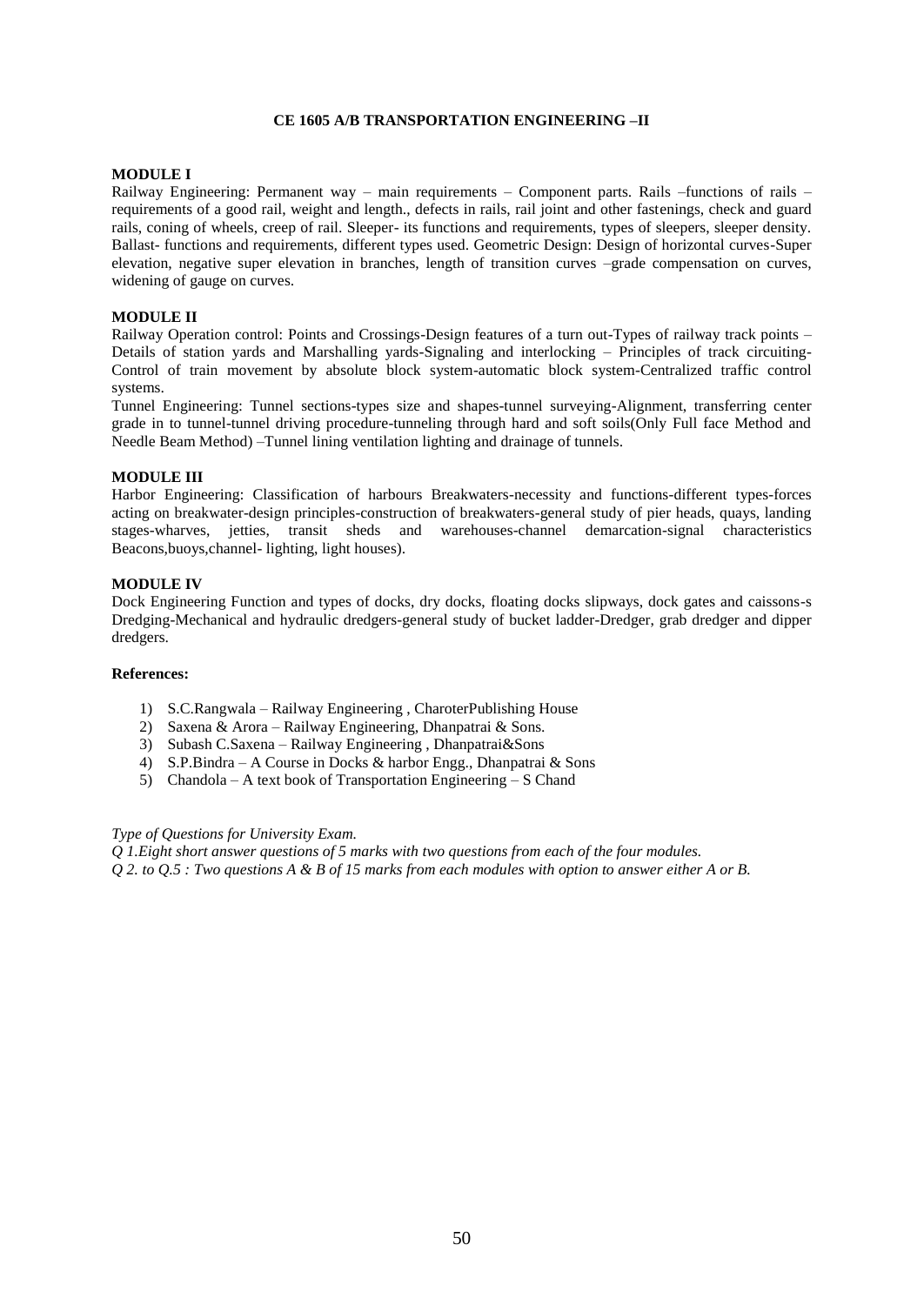# CE 1605 A/B TRANSPORTATION ENGINEERING –II

## MODULE I

Railway Engineering: Permanent way – main requirements – Component parts. Rails –functions of rails – requirements of a good rail, weight and length., defects in rails, rail joint and other fastenings, check and guard rails, coning of wheels, creep of rail. Sleeper- its functions and requirements, types of sleepers, sleeper density. Ballast- functions and requirements, different types used. Geometric Design: Design of horizontal curves-Super elevation, negative super elevation in branches, length of transition curves –grade compensation on curves, widening of gauge on curves.

## MODULE II

Railway Operation control: Points and Crossings-Design features of a turn out-Types of railway track points – Details of station yards and Marshalling yards-Signaling and interlocking – Principles of track circuiting-Control of train movement by absolute block system-automatic block system-Centralized traffic control systems.

Tunnel Engineering: Tunnel sections-types size and shapes-tunnel surveying-Alignment, transferring center grade in to tunnel-tunnel driving procedure-tunneling through hard and soft soils(Only Full face Method and Needle Beam Method) –Tunnel lining ventilation lighting and drainage of tunnels.

## MODULE III

Harbor Engineering: Classification of harbours Breakwaters-necessity and functions-different types-forces acting on breakwater-design principles-construction of breakwaters-general study of pier heads, quays, landing stages-wharves, jetties, transit sheds and warehouses-channel demarcation-signal characteristics Beacons,buoys,channel- lighting, light houses).

## MODULE IV

Dock Engineering Function and types of docks, dry docks, floating docks slipways, dock gates and caissons-s Dredging-Mechanical and hydraulic dredgers-general study of bucket ladder-Dredger, grab dredger and dipper dredgers.

**References:**

1) S.C.Rangwala – Railway Engineering , CharoterPublishing House
2) Saxena & Arora – Railway Engineering, Dhanpatrai & Sons.
3) Subash C.Saxena – Railway Engineering , Dhanpatrai&Sons
4) S.P.Bindra – A Course in Docks & harbor Engg., Dhanpatrai & Sons
5) Chandola – A text book of Transportation Engineering – S Chand

*Type of Questions for University Exam.*

*Q 1.Eight short answer questions of 5 marks with two questions from each of the four modules.*

*Q 2. to Q.5 : Two questions A & B of 15 marks from each modules with option to answer either A or B.*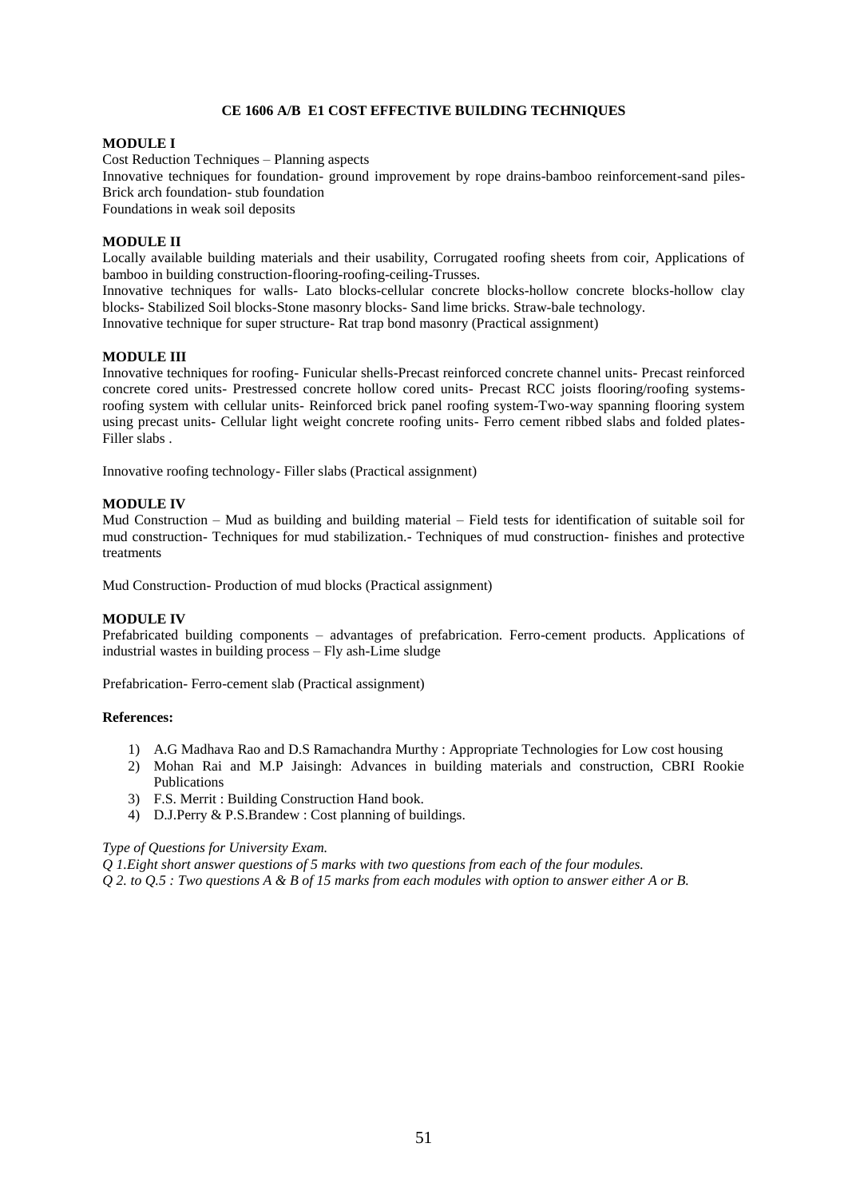## CE 1606 A/B E1 COST EFFECTIVE BUILDING TECHNIQUES

**MODULE I**

Cost Reduction Techniques – Planning aspects

Innovative techniques for foundation- ground improvement by rope drains-bamboo reinforcement-sand piles-Brick arch foundation- stub foundation

Foundations in weak soil deposits

**MODULE II**

Locally available building materials and their usability, Corrugated roofing sheets from coir, Applications of bamboo in building construction-flooring-roofing-ceiling-Trusses.

Innovative techniques for walls- Lato blocks-cellular concrete blocks-hollow concrete blocks-hollow clay blocks- Stabilized Soil blocks-Stone masonry blocks- Sand lime bricks. Straw-bale technology.

Innovative technique for super structure- Rat trap bond masonry (Practical assignment)

**MODULE III**

Innovative techniques for roofing- Funicular shells-Precast reinforced concrete channel units- Precast reinforced concrete cored units- Prestressed concrete hollow cored units- Precast RCC joists flooring/roofing systems-roofing system with cellular units- Reinforced brick panel roofing system-Two-way spanning flooring system using precast units- Cellular light weight concrete roofing units- Ferro cement ribbed slabs and folded plates-Filler slabs .

Innovative roofing technology- Filler slabs (Practical assignment)

**MODULE IV**

Mud Construction – Mud as building and building material – Field tests for identification of suitable soil for mud construction- Techniques for mud stabilization.- Techniques of mud construction- finishes and protective treatments

Mud Construction- Production of mud blocks (Practical assignment)

**MODULE IV**

Prefabricated building components – advantages of prefabrication. Ferro-cement products. Applications of industrial wastes in building process – Fly ash-Lime sludge

Prefabrication- Ferro-cement slab (Practical assignment)

**References:**

1) A.G Madhava Rao and D.S Ramachandra Murthy : Appropriate Technologies for Low cost housing
2) Mohan Rai and M.P Jaisingh: Advances in building materials and construction, CBRI Rookie Publications
3) F.S. Merrit : Building Construction Hand book.
4) D.J.Perry & P.S.Brandew : Cost planning of buildings.

*Type of Questions for University Exam.*

*Q 1.Eight short answer questions of 5 marks with two questions from each of the four modules.*

*Q 2. to Q.5 : Two questions A & B of 15 marks from each modules with option to answer either A or B.*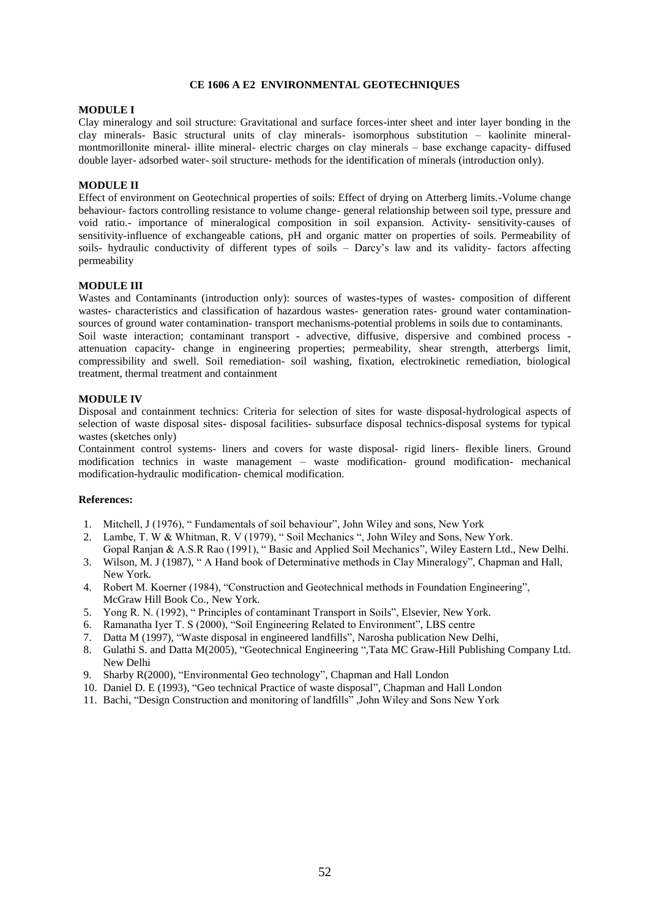# CE 1606 A E2 ENVIRONMENTAL GEOTECHNIQUES

**MODULE I**

Clay mineralogy and soil structure: Gravitational and surface forces-inter sheet and inter layer bonding in the clay minerals- Basic structural units of clay minerals- isomorphous substitution – kaolinite mineral-montmorillonite mineral- illite mineral- electric charges on clay minerals – base exchange capacity- diffused double layer- adsorbed water- soil structure- methods for the identification of minerals (introduction only).

**MODULE II**

Effect of environment on Geotechnical properties of soils: Effect of drying on Atterberg limits.-Volume change behaviour- factors controlling resistance to volume change- general relationship between soil type, pressure and void ratio.- importance of mineralogical composition in soil expansion. Activity- sensitivity-causes of sensitivity-influence of exchangeable cations, pH and organic matter on properties of soils. Permeability of soils- hydraulic conductivity of different types of soils – Darcy's law and its validity- factors affecting permeability

**MODULE III**

Wastes and Contaminants (introduction only): sources of wastes-types of wastes- composition of different wastes- characteristics and classification of hazardous wastes- generation rates- ground water contamination-sources of ground water contamination- transport mechanisms-potential problems in soils due to contaminants.
Soil waste interaction; contaminant transport - advective, diffusive, dispersive and combined process - attenuation capacity- change in engineering properties; permeability, shear strength, atterbergs limit, compressibility and swell. Soil remediation- soil washing, fixation, electrokinetic remediation, biological treatment, thermal treatment and containment

**MODULE IV**

Disposal and containment technics: Criteria for selection of sites for waste disposal-hydrological aspects of selection of waste disposal sites- disposal facilities- subsurface disposal technics-disposal systems for typical wastes (sketches only)

Containment control systems- liners and covers for waste disposal- rigid liners- flexible liners. Ground modification technics in waste management – waste modification- ground modification- mechanical modification-hydraulic modification- chemical modification.

**References:**

1. Mitchell, J (1976), " Fundamentals of soil behaviour", John Wiley and sons, New York
2. Lambe, T. W & Whitman, R. V (1979), " Soil Mechanics ", John Wiley and Sons, New York.
   Gopal Ranjan & A.S.R Rao (1991), " Basic and Applied Soil Mechanics", Wiley Eastern Ltd., New Delhi.
3. Wilson, M. J (1987), " A Hand book of Determinative methods in Clay Mineralogy", Chapman and Hall, New York.
4. Robert M. Koerner (1984), "Construction and Geotechnical methods in Foundation Engineering", McGraw Hill Book Co., New York.
5. Yong R. N. (1992), " Principles of contaminant Transport in Soils", Elsevier, New York.
6. Ramanatha Iyer T. S (2000), "Soil Engineering Related to Environment", LBS centre
7. Datta M (1997), "Waste disposal in engineered landfills", Narosha publication New Delhi,
8. Gulathi S. and Datta M(2005), "Geotechnical Engineering ",Tata MC Graw-Hill Publishing Company Ltd. New Delhi
9. Sharby R(2000), "Environmental Geo technology", Chapman and Hall London
10. Daniel D. E (1993), "Geo technical Practice of waste disposal", Chapman and Hall London
11. Bachi, "Design Construction and monitoring of landfills" ,John Wiley and Sons New York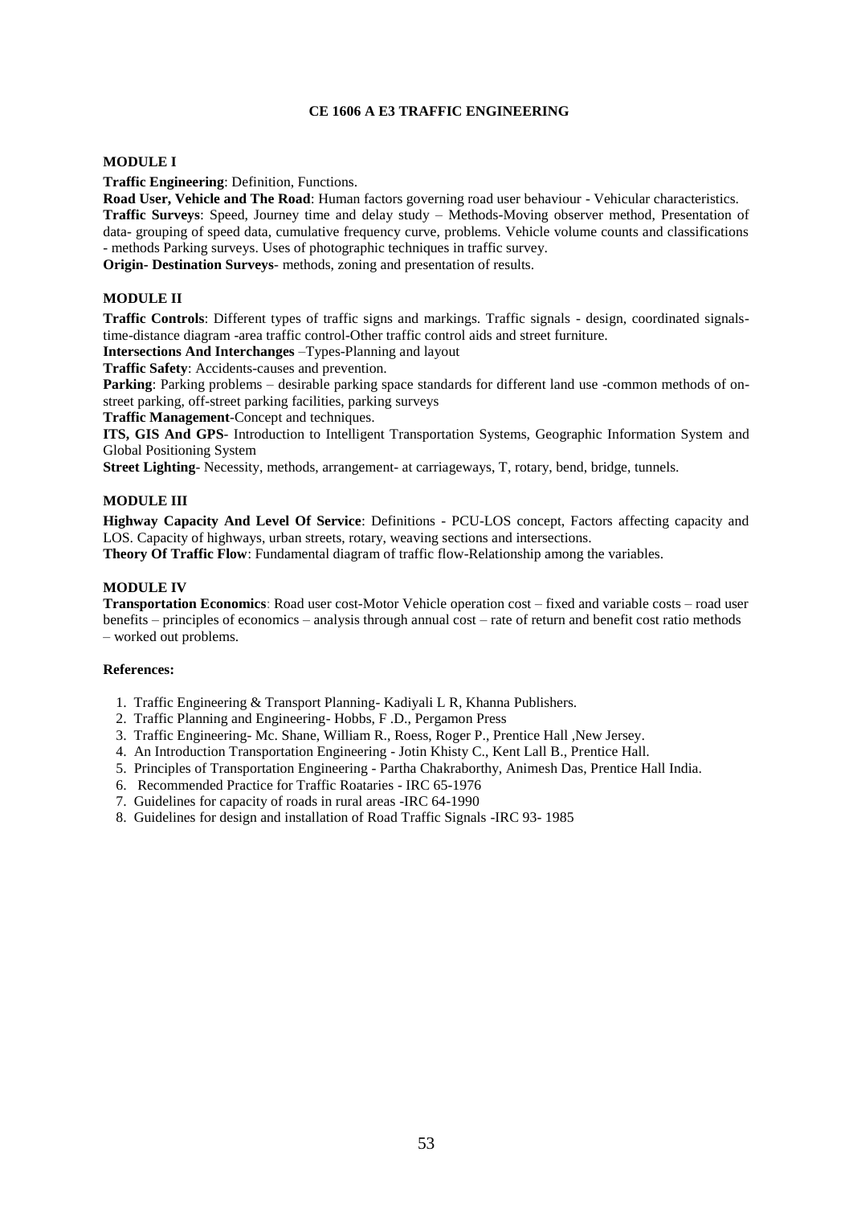# CE 1606 A E3 TRAFFIC ENGINEERING

## MODULE I

**Traffic Engineering**: Definition, Functions.

**Road User, Vehicle and The Road**: Human factors governing road user behaviour - Vehicular characteristics.

**Traffic Surveys**: Speed, Journey time and delay study – Methods-Moving observer method, Presentation of data- grouping of speed data, cumulative frequency curve, problems. Vehicle volume counts and classifications - methods Parking surveys. Uses of photographic techniques in traffic survey.

**Origin- Destination Surveys**- methods, zoning and presentation of results.

## MODULE II

**Traffic Controls**: Different types of traffic signs and markings. Traffic signals - design, coordinated signals-time-distance diagram -area traffic control-Other traffic control aids and street furniture.

**Intersections And Interchanges** –Types-Planning and layout

**Traffic Safety**: Accidents-causes and prevention.

**Parking**: Parking problems – desirable parking space standards for different land use -common methods of on-street parking, off-street parking facilities, parking surveys

**Traffic Management**-Concept and techniques.

**ITS, GIS And GPS**- Introduction to Intelligent Transportation Systems, Geographic Information System and Global Positioning System

**Street Lighting**- Necessity, methods, arrangement- at carriageways, T, rotary, bend, bridge, tunnels.

## MODULE III

**Highway Capacity And Level Of Service**: Definitions - PCU-LOS concept, Factors affecting capacity and LOS. Capacity of highways, urban streets, rotary, weaving sections and intersections.

**Theory Of Traffic Flow**: Fundamental diagram of traffic flow-Relationship among the variables.

## MODULE IV

**Transportation Economics**: Road user cost-Motor Vehicle operation cost – fixed and variable costs – road user benefits – principles of economics – analysis through annual cost – rate of return and benefit cost ratio methods – worked out problems.

**References:**

1. Traffic Engineering & Transport Planning- Kadiyali L R, Khanna Publishers.
2. Traffic Planning and Engineering- Hobbs, F .D., Pergamon Press
3. Traffic Engineering- Mc. Shane, William R., Roess, Roger P., Prentice Hall ,New Jersey.
4. An Introduction Transportation Engineering - Jotin Khisty C., Kent Lall B., Prentice Hall.
5. Principles of Transportation Engineering - Partha Chakraborthy, Animesh Das, Prentice Hall India.
6. Recommended Practice for Traffic Roataries - IRC 65-1976
7. Guidelines for capacity of roads in rural areas -IRC 64-1990
8. Guidelines for design and installation of Road Traffic Signals -IRC 93- 1985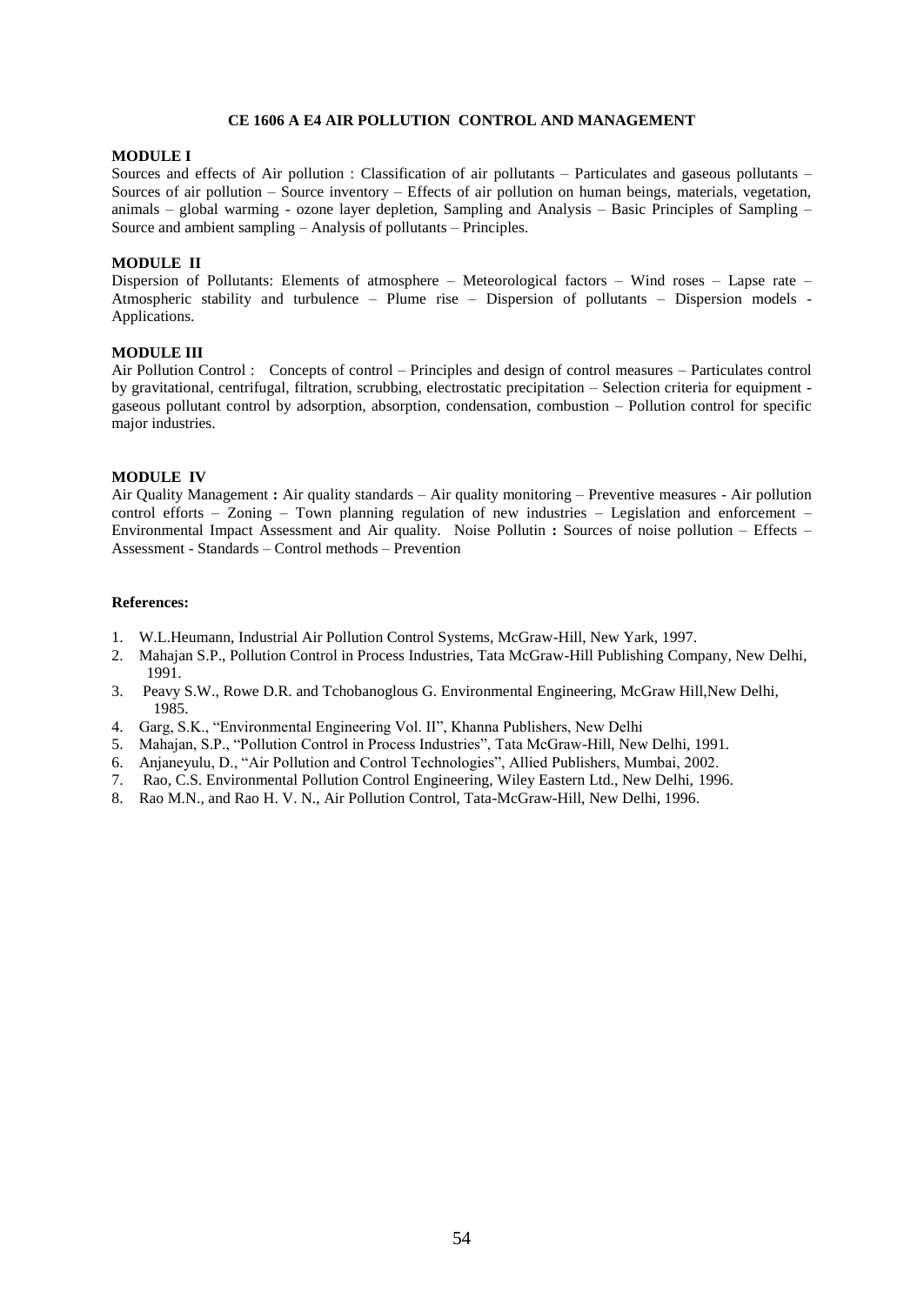## CE 1606 A E4 AIR POLLUTION CONTROL AND MANAGEMENT

**MODULE I**

Sources and effects of Air pollution : Classification of air pollutants – Particulates and gaseous pollutants – Sources of air pollution – Source inventory – Effects of air pollution on human beings, materials, vegetation, animals – global warming - ozone layer depletion, Sampling and Analysis – Basic Principles of Sampling – Source and ambient sampling – Analysis of pollutants – Principles.

**MODULE II**

Dispersion of Pollutants: Elements of atmosphere – Meteorological factors – Wind roses – Lapse rate – Atmospheric stability and turbulence – Plume rise – Dispersion of pollutants – Dispersion models - Applications.

**MODULE III**

Air Pollution Control : Concepts of control – Principles and design of control measures – Particulates control by gravitational, centrifugal, filtration, scrubbing, electrostatic precipitation – Selection criteria for equipment - gaseous pollutant control by adsorption, absorption, condensation, combustion – Pollution control for specific major industries.

**MODULE IV**

Air Quality Management **:** Air quality standards – Air quality monitoring – Preventive measures - Air pollution control efforts – Zoning – Town planning regulation of new industries – Legislation and enforcement – Environmental Impact Assessment and Air quality. Noise Pollutin **:** Sources of noise pollution – Effects – Assessment - Standards – Control methods – Prevention

**References:**

1. W.L.Heumann, Industrial Air Pollution Control Systems, McGraw-Hill, New Yark, 1997.
2. Mahajan S.P., Pollution Control in Process Industries, Tata McGraw-Hill Publishing Company, New Delhi, 1991.
3. Peavy S.W., Rowe D.R. and Tchobanoglous G. Environmental Engineering, McGraw Hill,New Delhi, 1985.
4. Garg, S.K., "Environmental Engineering Vol. II", Khanna Publishers, New Delhi
5. Mahajan, S.P., "Pollution Control in Process Industries", Tata McGraw-Hill, New Delhi, 1991.
6. Anjaneyulu, D., "Air Pollution and Control Technologies", Allied Publishers, Mumbai, 2002.
7. Rao, C.S. Environmental Pollution Control Engineering, Wiley Eastern Ltd., New Delhi, 1996.
8. Rao M.N., and Rao H. V. N., Air Pollution Control, Tata-McGraw-Hill, New Delhi, 1996.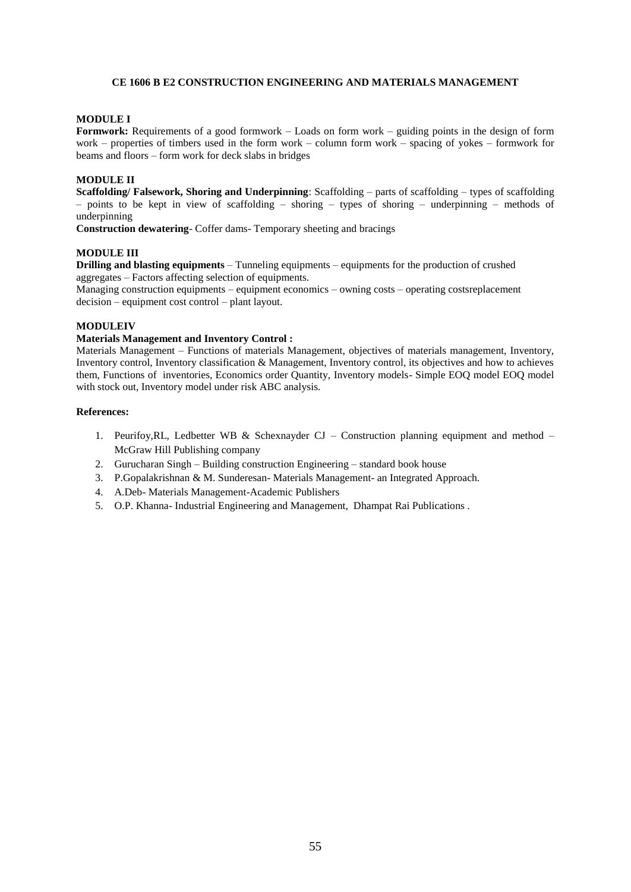# CE 1606 B E2 CONSTRUCTION ENGINEERING AND MATERIALS MANAGEMENT

**MODULE I**

**Formwork:** Requirements of a good formwork – Loads on form work – guiding points in the design of form work – properties of timbers used in the form work – column form work – spacing of yokes – formwork for beams and floors – form work for deck slabs in bridges

**MODULE II**

**Scaffolding/ Falsework, Shoring and Underpinning**: Scaffolding – parts of scaffolding – types of scaffolding – points to be kept in view of scaffolding – shoring – types of shoring – underpinning – methods of underpinning

**Construction dewatering**- Coffer dams- Temporary sheeting and bracings

**MODULE III**

**Drilling and blasting equipments** – Tunneling equipments – equipments for the production of crushed aggregates – Factors affecting selection of equipments.

Managing construction equipments – equipment economics – owning costs – operating costsreplacement decision – equipment cost control – plant layout.

**MODULEIV**

**Materials Management and Inventory Control :**

Materials Management – Functions of materials Management, objectives of materials management, Inventory, Inventory control, Inventory classification & Management, Inventory control, its objectives and how to achieves them, Functions of inventories, Economics order Quantity, Inventory models- Simple EOQ model EOQ model with stock out, Inventory model under risk ABC analysis.

**References:**

1. Peurifoy,RL, Ledbetter WB & Schexnayder CJ – Construction planning equipment and method – McGraw Hill Publishing company
2. Gurucharan Singh – Building construction Engineering – standard book house
3. P.Gopalakrishnan & M. Sunderesan- Materials Management- an Integrated Approach.
4. A.Deb- Materials Management-Academic Publishers
5. O.P. Khanna- Industrial Engineering and Management, Dhampat Rai Publications .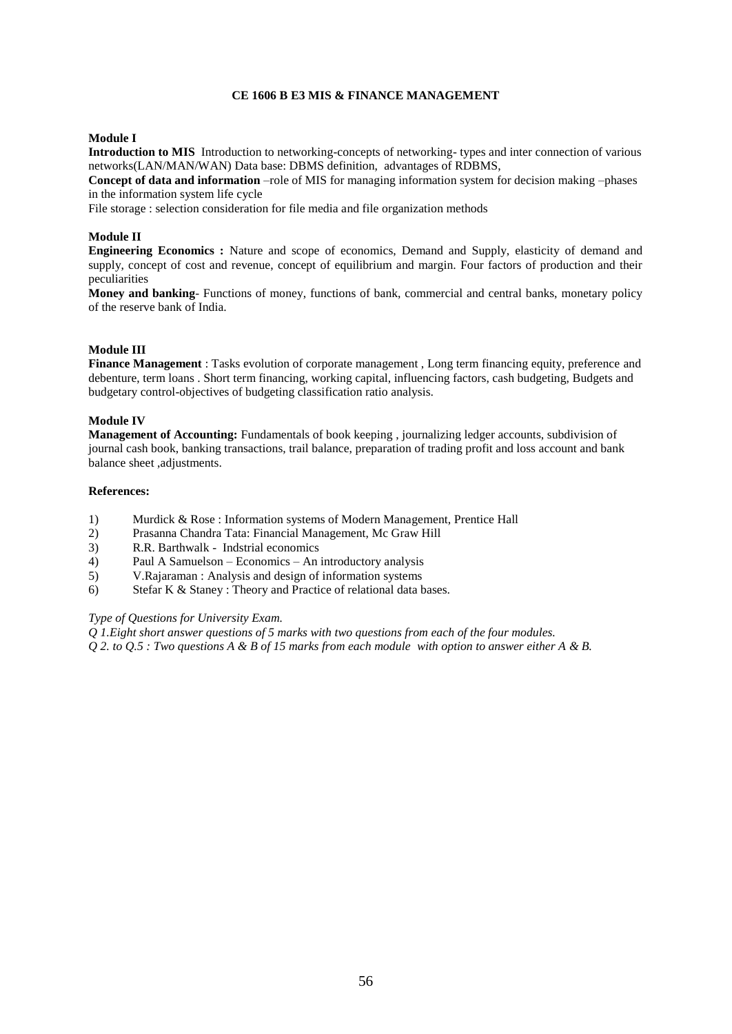### CE 1606 B E3 MIS & FINANCE MANAGEMENT

**Module I**

**Introduction to MIS** Introduction to networking-concepts of networking- types and inter connection of various networks(LAN/MAN/WAN) Data base: DBMS definition, advantages of RDBMS,

**Concept of data and information** –role of MIS for managing information system for decision making –phases in the information system life cycle

File storage : selection consideration for file media and file organization methods

**Module II**

**Engineering Economics :** Nature and scope of economics, Demand and Supply, elasticity of demand and supply, concept of cost and revenue, concept of equilibrium and margin. Four factors of production and their peculiarities

**Money and banking**- Functions of money, functions of bank, commercial and central banks, monetary policy of the reserve bank of India.

**Module III**

**Finance Management** : Tasks evolution of corporate management , Long term financing equity, preference and debenture, term loans . Short term financing, working capital, influencing factors, cash budgeting, Budgets and budgetary control-objectives of budgeting classification ratio analysis.

**Module IV**

**Management of Accounting:** Fundamentals of book keeping , journalizing ledger accounts, subdivision of journal cash book, banking transactions, trail balance, preparation of trading profit and loss account and bank balance sheet ,adjustments.

**References:**

1) Murdick & Rose : Information systems of Modern Management, Prentice Hall
2) Prasanna Chandra Tata: Financial Management, Mc Graw Hill
3) R.R. Barthwalk - Indstrial economics
4) Paul A Samuelson – Economics – An introductory analysis
5) V.Rajaraman : Analysis and design of information systems
6) Stefar K & Staney : Theory and Practice of relational data bases.

*Type of Questions for University Exam.*

*Q 1.Eight short answer questions of 5 marks with two questions from each of the four modules.*

*Q 2. to Q.5 : Two questions A & B of 15 marks from each module with option to answer either A & B.*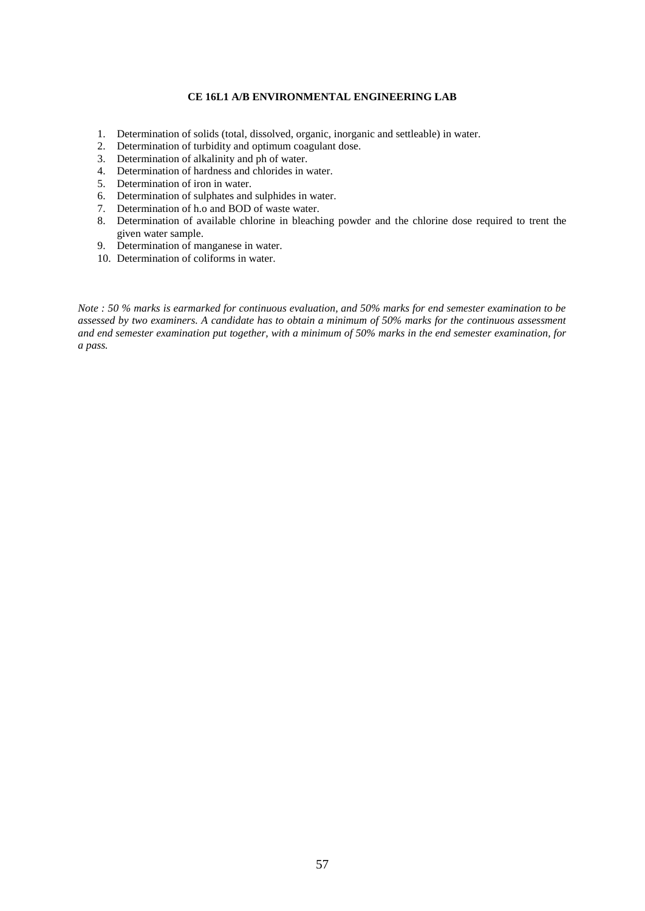**CE 16L1 A/B ENVIRONMENTAL ENGINEERING LAB**

1. Determination of solids (total, dissolved, organic, inorganic and settleable) in water.
2. Determination of turbidity and optimum coagulant dose.
3. Determination of alkalinity and ph of water.
4. Determination of hardness and chlorides in water.
5. Determination of iron in water.
6. Determination of sulphates and sulphides in water.
7. Determination of h.o and BOD of waste water.
8. Determination of available chlorine in bleaching powder and the chlorine dose required to trent the given water sample.
9. Determination of manganese in water.
10. Determination of coliforms in water.

*Note : 50 % marks is earmarked for continuous evaluation, and 50% marks for end semester examination to be assessed by two examiners. A candidate has to obtain a minimum of 50% marks for the continuous assessment and end semester examination put together, with a minimum of 50% marks in the end semester examination, for a pass.*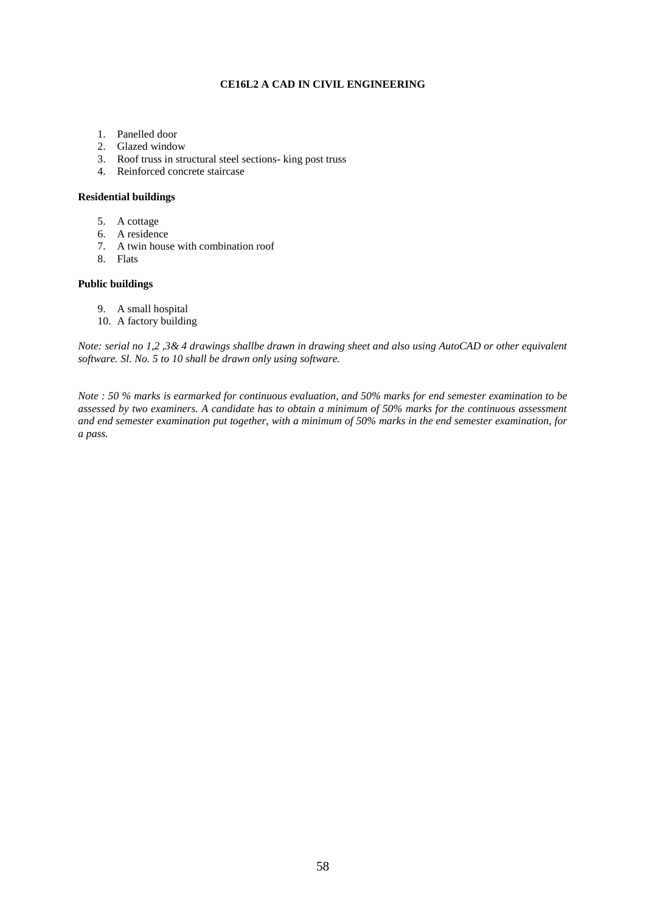**CE16L2 A CAD IN CIVIL ENGINEERING**

1. Panelled door
2. Glazed window
3. Roof truss in structural steel sections- king post truss
4. Reinforced concrete staircase

**Residential buildings**

5. A cottage
6. A residence
7. A twin house with combination roof
8. Flats

**Public buildings**

9. A small hospital
10. A factory building

*Note: serial no 1,2 ,3& 4 drawings shallbe drawn in drawing sheet and also using AutoCAD or other equivalent software. Sl. No. 5 to 10 shall be drawn only using software.*

*Note : 50 % marks is earmarked for continuous evaluation, and 50% marks for end semester examination to be assessed by two examiners. A candidate has to obtain a minimum of 50% marks for the continuous assessment and end semester examination put together, with a minimum of 50% marks in the end semester examination, for a pass.*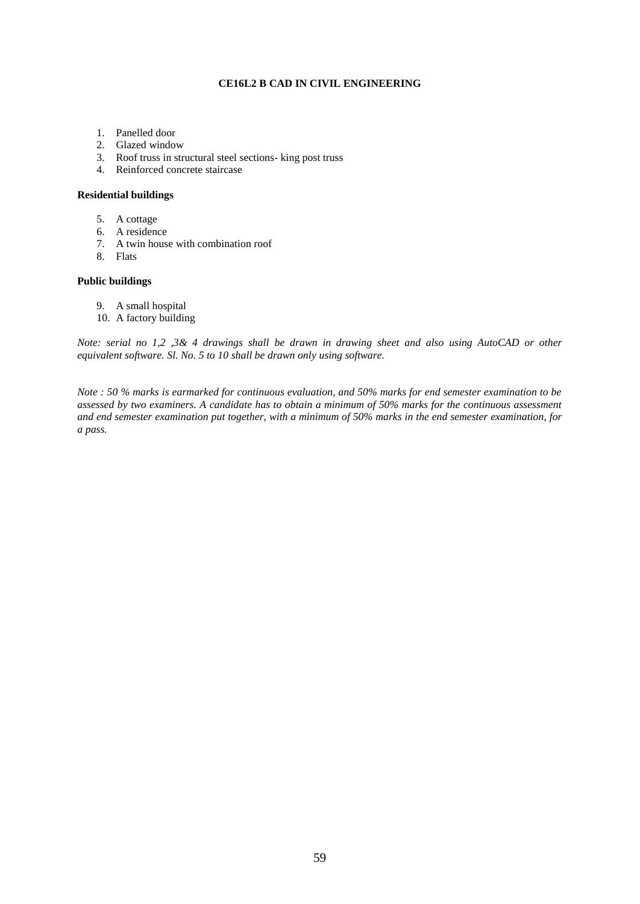## CE16L2 B CAD IN CIVIL ENGINEERING

1. Panelled door
2. Glazed window
3. Roof truss in structural steel sections- king post truss
4. Reinforced concrete staircase

**Residential buildings**

5. A cottage
6. A residence
7. A twin house with combination roof
8. Flats

**Public buildings**

9. A small hospital
10. A factory building

*Note: serial no 1,2 ,3& 4 drawings shall be drawn in drawing sheet and also using AutoCAD or other equivalent software. Sl. No. 5 to 10 shall be drawn only using software.*

*Note : 50 % marks is earmarked for continuous evaluation, and 50% marks for end semester examination to be assessed by two examiners. A candidate has to obtain a minimum of 50% marks for the continuous assessment and end semester examination put together, with a minimum of 50% marks in the end semester examination, for a pass.*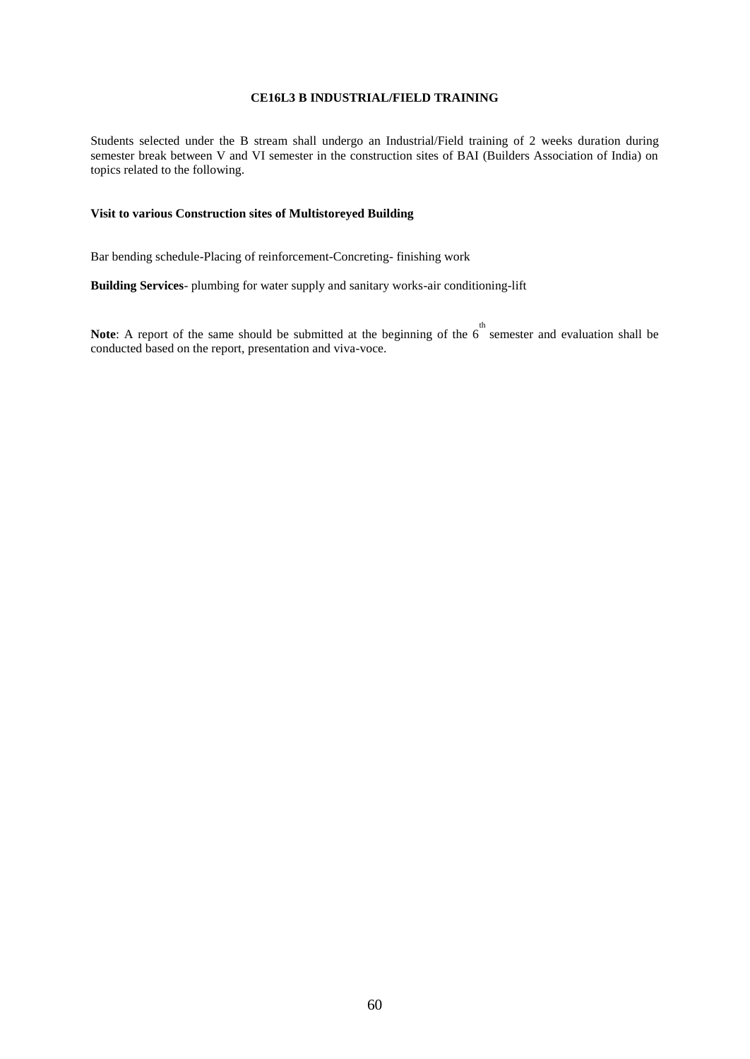## CE16L3 B INDUSTRIAL/FIELD TRAINING

Students selected under the B stream shall undergo an Industrial/Field training of 2 weeks duration during semester break between V and VI semester in the construction sites of BAI (Builders Association of India) on topics related to the following.

**Visit to various Construction sites of Multistoreyed Building**

Bar bending schedule-Placing of reinforcement-Concreting- finishing work

**Building Services**- plumbing for water supply and sanitary works-air conditioning-lift

**Note**: A report of the same should be submitted at the beginning of the 6th semester and evaluation shall be conducted based on the report, presentation and viva-voce.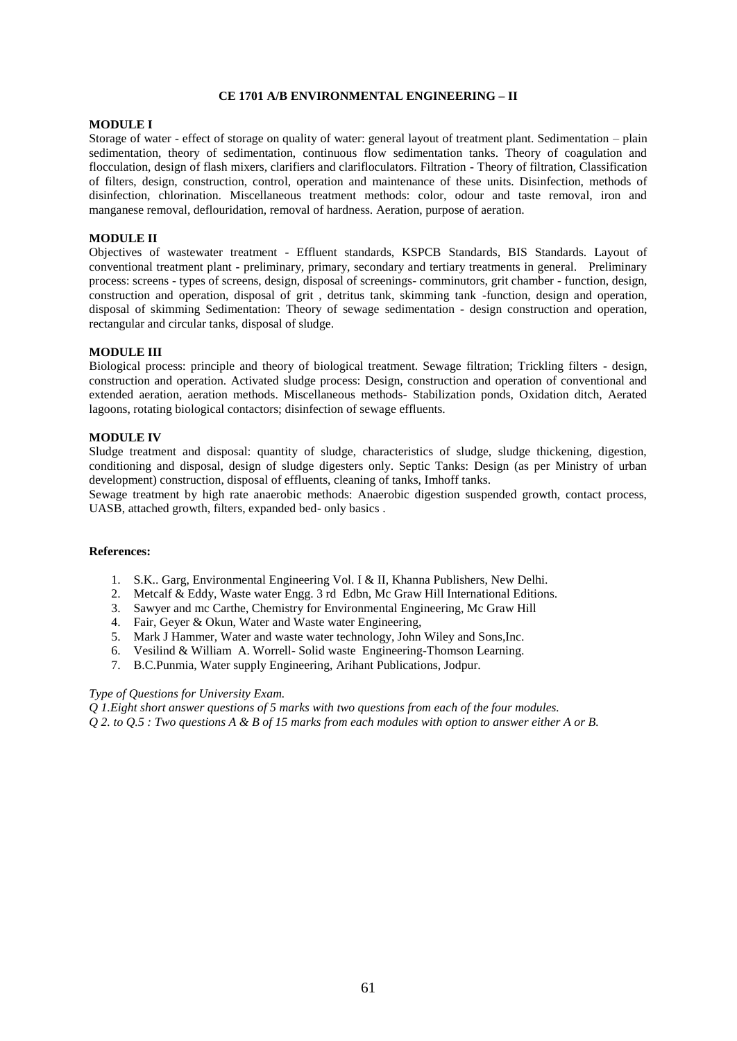## CE 1701 A/B ENVIRONMENTAL ENGINEERING – II

### MODULE I

Storage of water - effect of storage on quality of water: general layout of treatment plant. Sedimentation – plain sedimentation, theory of sedimentation, continuous flow sedimentation tanks. Theory of coagulation and flocculation, design of flash mixers, clarifiers and clarifloculators. Filtration - Theory of filtration, Classification of filters, design, construction, control, operation and maintenance of these units. Disinfection, methods of disinfection, chlorination. Miscellaneous treatment methods: color, odour and taste removal, iron and manganese removal, deflouridation, removal of hardness. Aeration, purpose of aeration.

### MODULE II

Objectives of wastewater treatment - Effluent standards, KSPCB Standards, BIS Standards. Layout of conventional treatment plant - preliminary, primary, secondary and tertiary treatments in general. Preliminary process: screens - types of screens, design, disposal of screenings- comminutors, grit chamber - function, design, construction and operation, disposal of grit , detritus tank, skimming tank -function, design and operation, disposal of skimming Sedimentation: Theory of sewage sedimentation - design construction and operation, rectangular and circular tanks, disposal of sludge.

### MODULE III

Biological process: principle and theory of biological treatment. Sewage filtration; Trickling filters - design, construction and operation. Activated sludge process: Design, construction and operation of conventional and extended aeration, aeration methods. Miscellaneous methods- Stabilization ponds, Oxidation ditch, Aerated lagoons, rotating biological contactors; disinfection of sewage effluents.

### MODULE IV

Sludge treatment and disposal: quantity of sludge, characteristics of sludge, sludge thickening, digestion, conditioning and disposal, design of sludge digesters only. Septic Tanks: Design (as per Ministry of urban development) construction, disposal of effluents, cleaning of tanks, Imhoff tanks.

Sewage treatment by high rate anaerobic methods: Anaerobic digestion suspended growth, contact process, UASB, attached growth, filters, expanded bed- only basics .

### References:

1. S.K.. Garg, Environmental Engineering Vol. I & II, Khanna Publishers, New Delhi.
2. Metcalf & Eddy, Waste water Engg. 3 rd Edbn, Mc Graw Hill International Editions.
3. Sawyer and mc Carthe, Chemistry for Environmental Engineering, Mc Graw Hill
4. Fair, Geyer & Okun, Water and Waste water Engineering,
5. Mark J Hammer, Water and waste water technology, John Wiley and Sons,Inc.
6. Vesilind & William A. Worrell- Solid waste Engineering-Thomson Learning.
7. B.C.Punmia, Water supply Engineering, Arihant Publications, Jodpur.

*Type of Questions for University Exam.*

*Q 1.Eight short answer questions of 5 marks with two questions from each of the four modules.*

*Q 2. to Q.5 : Two questions A & B of 15 marks from each modules with option to answer either A or B.*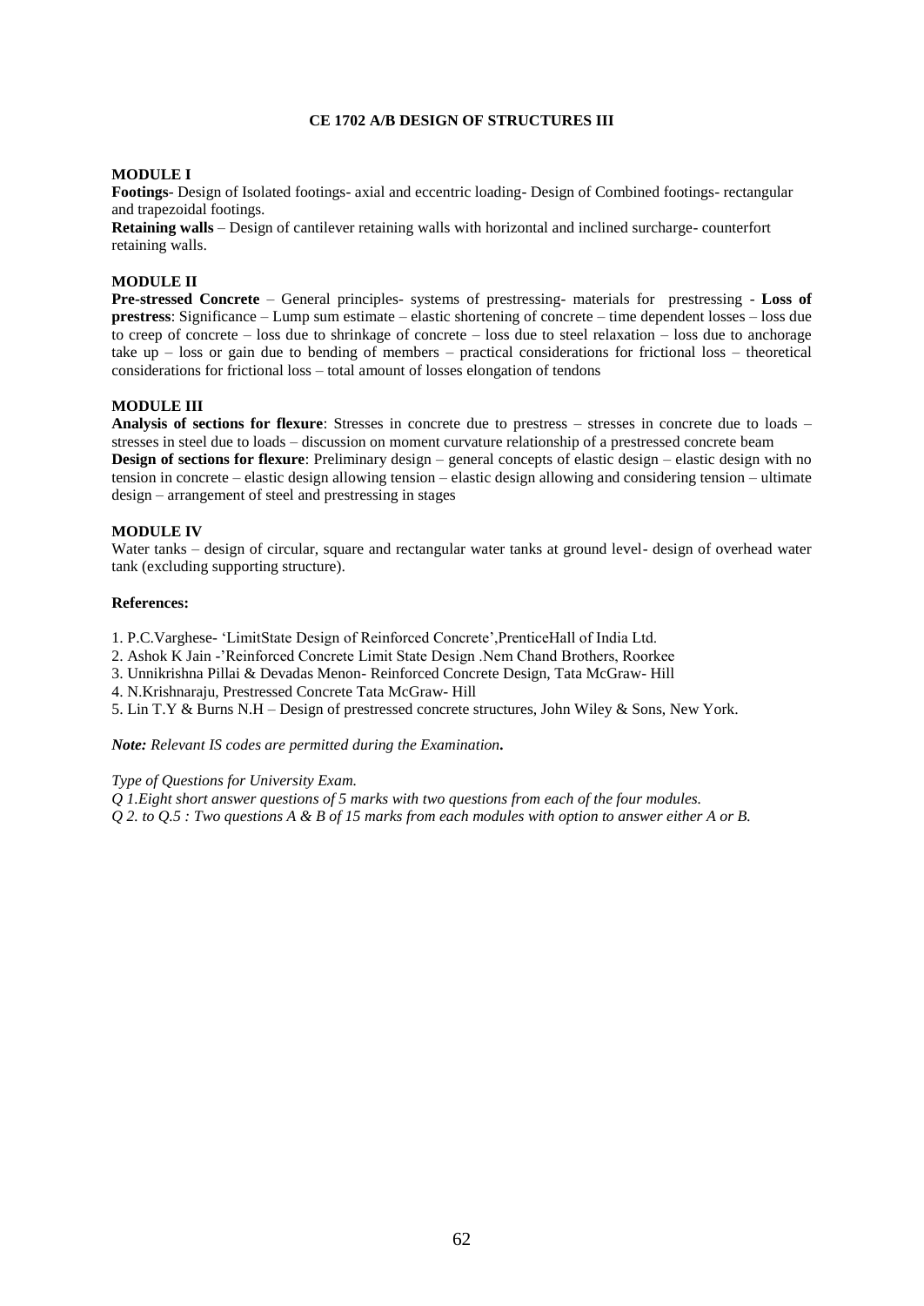# CE 1702 A/B DESIGN OF STRUCTURES III

## MODULE I

**Footings**- Design of Isolated footings- axial and eccentric loading- Design of Combined footings- rectangular and trapezoidal footings.

**Retaining walls** – Design of cantilever retaining walls with horizontal and inclined surcharge- counterfort retaining walls.

## MODULE II

**Pre-stressed Concrete** – General principles- systems of prestressing- materials for prestressing - **Loss of prestress**: Significance – Lump sum estimate – elastic shortening of concrete – time dependent losses – loss due to creep of concrete – loss due to shrinkage of concrete – loss due to steel relaxation – loss due to anchorage take up – loss or gain due to bending of members – practical considerations for frictional loss – theoretical considerations for frictional loss – total amount of losses elongation of tendons

## MODULE III

**Analysis of sections for flexure**: Stresses in concrete due to prestress – stresses in concrete due to loads – stresses in steel due to loads – discussion on moment curvature relationship of a prestressed concrete beam

**Design of sections for flexure**: Preliminary design – general concepts of elastic design – elastic design with no tension in concrete – elastic design allowing tension – elastic design allowing and considering tension – ultimate design – arrangement of steel and prestressing in stages

## MODULE IV

Water tanks – design of circular, square and rectangular water tanks at ground level- design of overhead water tank (excluding supporting structure).

**References:**

1. P.C.Varghese- 'LimitState Design of Reinforced Concrete',PrenticeHall of India Ltd.
2. Ashok K Jain -'Reinforced Concrete Limit State Design .Nem Chand Brothers, Roorkee
3. Unnikrishna Pillai & Devadas Menon- Reinforced Concrete Design, Tata McGraw- Hill
4. N.Krishnaraju, Prestressed Concrete Tata McGraw- Hill
5. Lin T.Y & Burns N.H – Design of prestressed concrete structures, John Wiley & Sons, New York.

***Note:** Relevant IS codes are permitted during the Examination.*

*Type of Questions for University Exam.*

*Q 1.Eight short answer questions of 5 marks with two questions from each of the four modules.*

*Q 2. to Q.5 : Two questions A & B of 15 marks from each modules with option to answer either A or B.*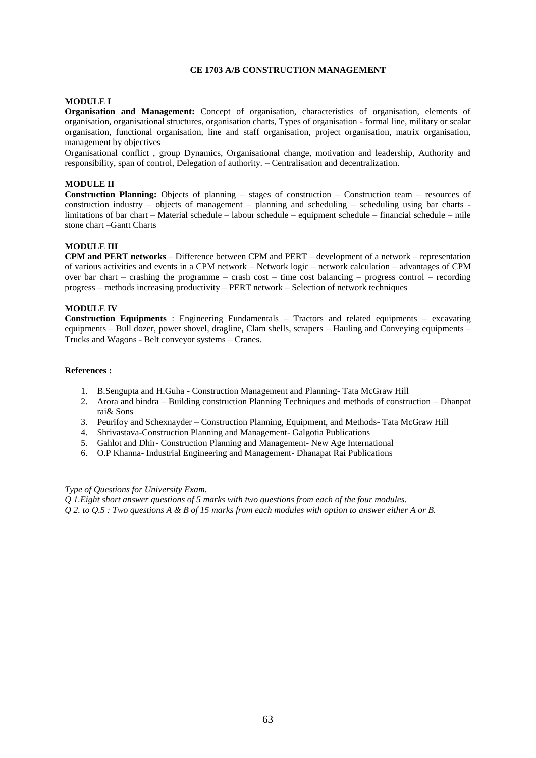# CE 1703 A/B CONSTRUCTION MANAGEMENT

## MODULE I

**Organisation and Management:** Concept of organisation, characteristics of organisation, elements of organisation, organisational structures, organisation charts, Types of organisation - formal line, military or scalar organisation, functional organisation, line and staff organisation, project organisation, matrix organisation, management by objectives

Organisational conflict , group Dynamics, Organisational change, motivation and leadership, Authority and responsibility, span of control, Delegation of authority. – Centralisation and decentralization.

## MODULE II

**Construction Planning:** Objects of planning – stages of construction – Construction team – resources of construction industry – objects of management – planning and scheduling – scheduling using bar charts - limitations of bar chart – Material schedule – labour schedule – equipment schedule – financial schedule – mile stone chart –Gantt Charts

## MODULE III

**CPM and PERT networks** – Difference between CPM and PERT – development of a network – representation of various activities and events in a CPM network – Network logic – network calculation – advantages of CPM over bar chart – crashing the programme – crash cost – time cost balancing – progress control – recording progress – methods increasing productivity – PERT network – Selection of network techniques

## MODULE IV

**Construction Equipments** : Engineering Fundamentals – Tractors and related equipments – excavating equipments – Bull dozer, power shovel, dragline, Clam shells, scrapers – Hauling and Conveying equipments – Trucks and Wagons - Belt conveyor systems – Cranes.

**References :**

1. B.Sengupta and H.Guha - Construction Management and Planning- Tata McGraw Hill
2. Arora and bindra – Building construction Planning Techniques and methods of construction – Dhanpat rai& Sons
3. Peurifoy and Schexnayder – Construction Planning, Equipment, and Methods- Tata McGraw Hill
4. Shrivastava-Construction Planning and Management- Galgotia Publications
5. Gahlot and Dhir- Construction Planning and Management- New Age International
6. O.P Khanna- Industrial Engineering and Management- Dhanapat Rai Publications

*Type of Questions for University Exam.*

*Q 1.Eight short answer questions of 5 marks with two questions from each of the four modules.*

*Q 2. to Q.5 : Two questions A & B of 15 marks from each modules with option to answer either A or B.*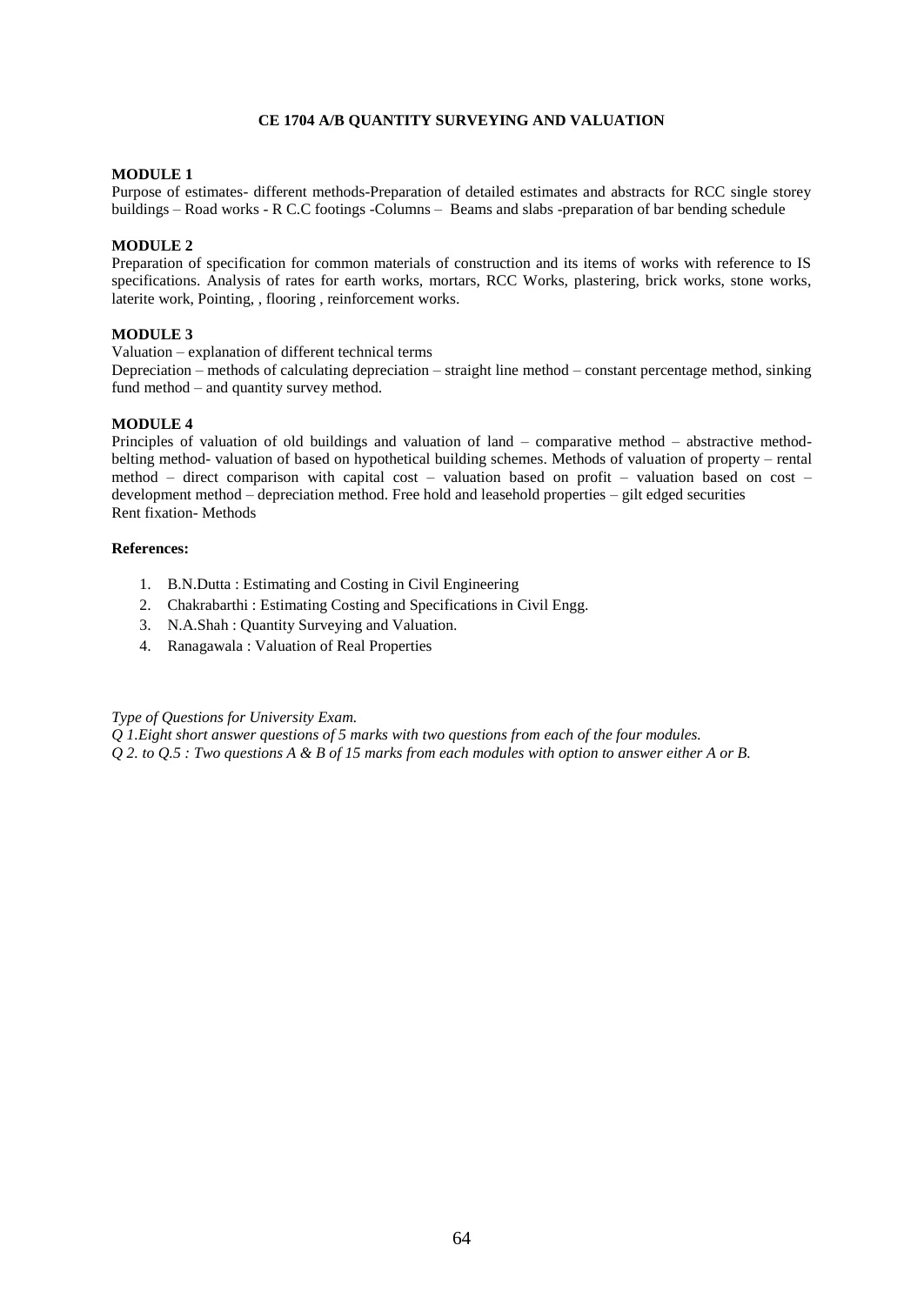# CE 1704 A/B QUANTITY SURVEYING AND VALUATION

**MODULE 1**

Purpose of estimates- different methods-Preparation of detailed estimates and abstracts for RCC single storey buildings – Road works - R C.C footings -Columns – Beams and slabs -preparation of bar bending schedule

**MODULE 2**

Preparation of specification for common materials of construction and its items of works with reference to IS specifications. Analysis of rates for earth works, mortars, RCC Works, plastering, brick works, stone works, laterite work, Pointing, , flooring , reinforcement works.

**MODULE 3**

Valuation – explanation of different technical terms

Depreciation – methods of calculating depreciation – straight line method – constant percentage method, sinking fund method – and quantity survey method.

**MODULE 4**

Principles of valuation of old buildings and valuation of land – comparative method – abstractive method- belting method- valuation of based on hypothetical building schemes. Methods of valuation of property – rental method – direct comparison with capital cost – valuation based on profit – valuation based on cost – development method – depreciation method. Free hold and leasehold properties – gilt edged securities

Rent fixation- Methods

**References:**

1. B.N.Dutta : Estimating and Costing in Civil Engineering
2. Chakrabarthi : Estimating Costing and Specifications in Civil Engg.
3. N.A.Shah : Quantity Surveying and Valuation.
4. Ranagawala : Valuation of Real Properties

*Type of Questions for University Exam.*

*Q 1.Eight short answer questions of 5 marks with two questions from each of the four modules.*

*Q 2. to Q.5 : Two questions A & B of 15 marks from each modules with option to answer either A or B.*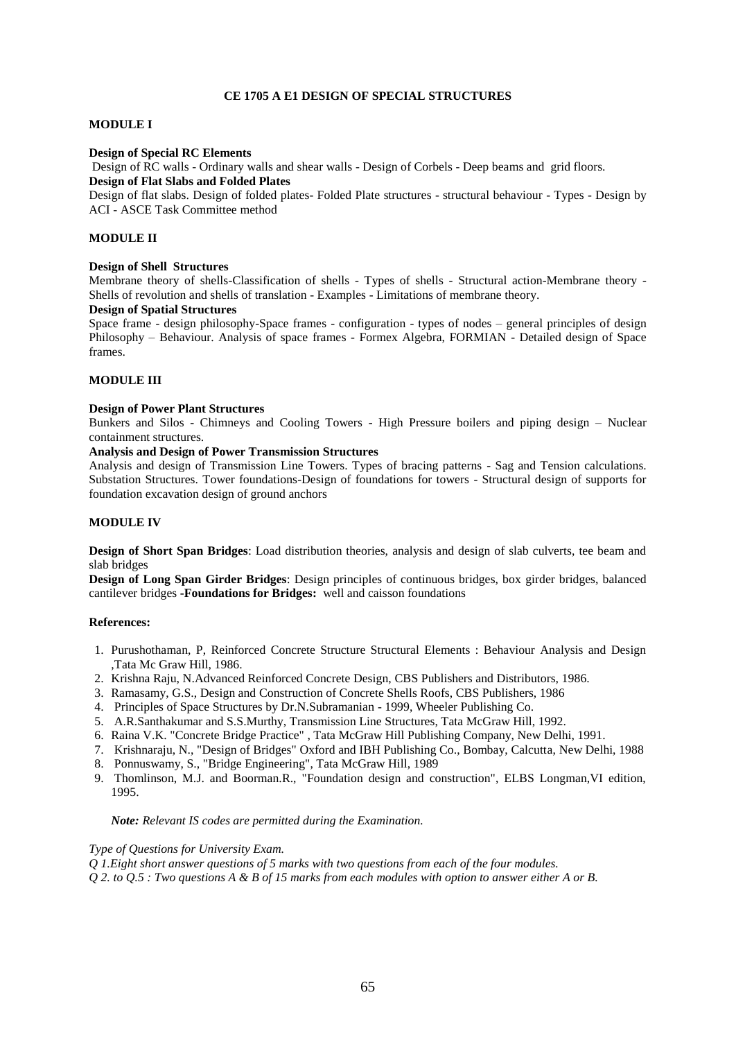# CE 1705 A E1 DESIGN OF SPECIAL STRUCTURES

## MODULE I

**Design of Special RC Elements**

Design of RC walls - Ordinary walls and shear walls - Design of Corbels - Deep beams and grid floors.

**Design of Flat Slabs and Folded Plates**

Design of flat slabs. Design of folded plates- Folded Plate structures - structural behaviour - Types - Design by ACI - ASCE Task Committee method

## MODULE II

**Design of Shell Structures**

Membrane theory of shells-Classification of shells - Types of shells - Structural action-Membrane theory - Shells of revolution and shells of translation - Examples - Limitations of membrane theory.

**Design of Spatial Structures**

Space frame - design philosophy-Space frames - configuration - types of nodes – general principles of design Philosophy – Behaviour. Analysis of space frames - Formex Algebra, FORMIAN - Detailed design of Space frames.

## MODULE III

**Design of Power Plant Structures**

Bunkers and Silos - Chimneys and Cooling Towers - High Pressure boilers and piping design – Nuclear containment structures.

**Analysis and Design of Power Transmission Structures**

Analysis and design of Transmission Line Towers. Types of bracing patterns - Sag and Tension calculations. Substation Structures. Tower foundations-Design of foundations for towers - Structural design of supports for foundation excavation design of ground anchors

## MODULE IV

**Design of Short Span Bridges**: Load distribution theories, analysis and design of slab culverts, tee beam and slab bridges

**Design of Long Span Girder Bridges**: Design principles of continuous bridges, box girder bridges, balanced cantilever bridges **-Foundations for Bridges:** well and caisson foundations

**References:**

1. Purushothaman, P, Reinforced Concrete Structure Structural Elements : Behaviour Analysis and Design ,Tata Mc Graw Hill, 1986.
2. Krishna Raju, N.Advanced Reinforced Concrete Design, CBS Publishers and Distributors, 1986.
3. Ramasamy, G.S., Design and Construction of Concrete Shells Roofs, CBS Publishers, 1986
4. Principles of Space Structures by Dr.N.Subramanian - 1999, Wheeler Publishing Co.
5. A.R.Santhakumar and S.S.Murthy, Transmission Line Structures, Tata McGraw Hill, 1992.
6. Raina V.K. "Concrete Bridge Practice" , Tata McGraw Hill Publishing Company, New Delhi, 1991.
7. Krishnaraju, N., "Design of Bridges" Oxford and IBH Publishing Co., Bombay, Calcutta, New Delhi, 1988
8. Ponnuswamy, S., "Bridge Engineering", Tata McGraw Hill, 1989
9. Thomlinson, M.J. and Boorman.R., "Foundation design and construction", ELBS Longman,VI edition, 1995.

***Note:** Relevant IS codes are permitted during the Examination.*

*Type of Questions for University Exam.*

*Q 1.Eight short answer questions of 5 marks with two questions from each of the four modules.*

*Q 2. to Q.5 : Two questions A & B of 15 marks from each modules with option to answer either A or B.*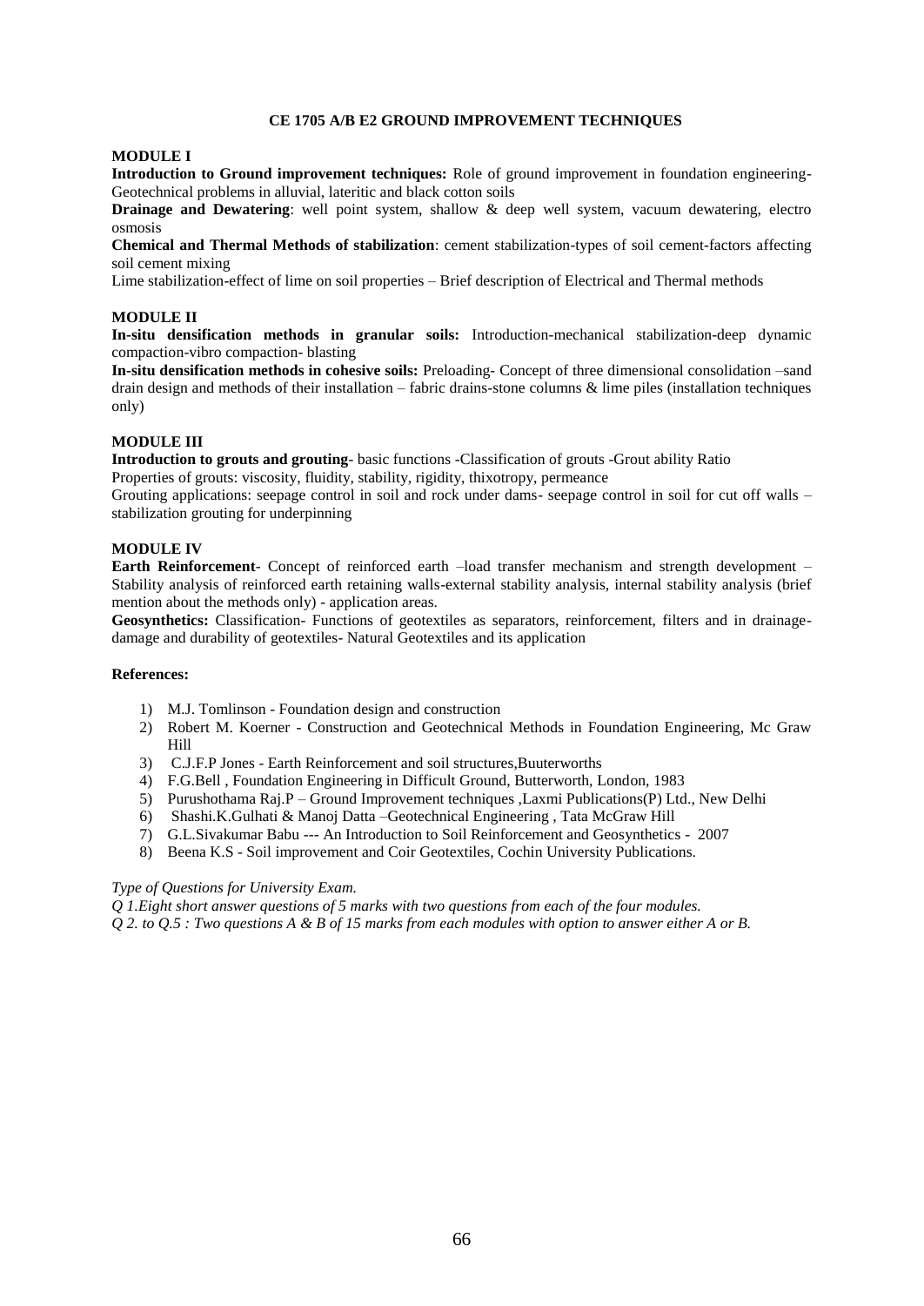# CE 1705 A/B E2 GROUND IMPROVEMENT TECHNIQUES

## MODULE I

**Introduction to Ground improvement techniques:** Role of ground improvement in foundation engineering-Geotechnical problems in alluvial, lateritic and black cotton soils

**Drainage and Dewatering**: well point system, shallow & deep well system, vacuum dewatering, electro osmosis

**Chemical and Thermal Methods of stabilization**: cement stabilization-types of soil cement-factors affecting soil cement mixing

Lime stabilization-effect of lime on soil properties – Brief description of Electrical and Thermal methods

## MODULE II

**In-situ densification methods in granular soils:** Introduction-mechanical stabilization-deep dynamic compaction-vibro compaction- blasting

**In-situ densification methods in cohesive soils:** Preloading- Concept of three dimensional consolidation –sand drain design and methods of their installation – fabric drains-stone columns & lime piles (installation techniques only)

## MODULE III

**Introduction to grouts and grouting**- basic functions -Classification of grouts -Grout ability Ratio

Properties of grouts: viscosity, fluidity, stability, rigidity, thixotropy, permeance

Grouting applications: seepage control in soil and rock under dams- seepage control in soil for cut off walls – stabilization grouting for underpinning

## MODULE IV

**Earth Reinforcement**- Concept of reinforced earth –load transfer mechanism and strength development – Stability analysis of reinforced earth retaining walls-external stability analysis, internal stability analysis (brief mention about the methods only) - application areas.

**Geosynthetics:** Classification- Functions of geotextiles as separators, reinforcement, filters and in drainage-damage and durability of geotextiles- Natural Geotextiles and its application

**References:**

1) M.J. Tomlinson - Foundation design and construction
2) Robert M. Koerner - Construction and Geotechnical Methods in Foundation Engineering, Mc Graw Hill
3) C.J.F.P Jones - Earth Reinforcement and soil structures,Buuterworths
4) F.G.Bell , Foundation Engineering in Difficult Ground, Butterworth, London, 1983
5) Purushothama Raj.P – Ground Improvement techniques ,Laxmi Publications(P) Ltd., New Delhi
6) Shashi.K.Gulhati & Manoj Datta –Geotechnical Engineering , Tata McGraw Hill
7) G.L.Sivakumar Babu --- An Introduction to Soil Reinforcement and Geosynthetics - 2007
8) Beena K.S - Soil improvement and Coir Geotextiles, Cochin University Publications.

*Type of Questions for University Exam.*

*Q 1.Eight short answer questions of 5 marks with two questions from each of the four modules.*

*Q 2. to Q.5 : Two questions A & B of 15 marks from each modules with option to answer either A or B.*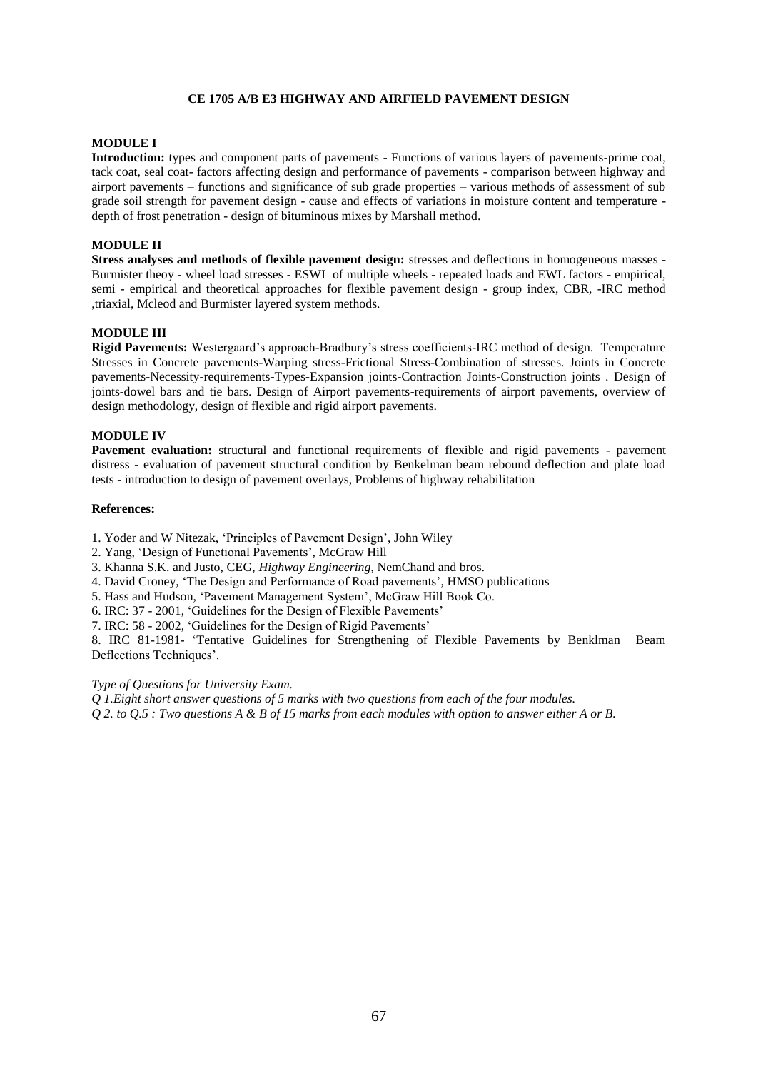# CE 1705 A/B E3 HIGHWAY AND AIRFIELD PAVEMENT DESIGN

## MODULE I

**Introduction:** types and component parts of pavements - Functions of various layers of pavements-prime coat, tack coat, seal coat- factors affecting design and performance of pavements - comparison between highway and airport pavements – functions and significance of sub grade properties – various methods of assessment of sub grade soil strength for pavement design - cause and effects of variations in moisture content and temperature - depth of frost penetration - design of bituminous mixes by Marshall method.

## MODULE II

**Stress analyses and methods of flexible pavement design:** stresses and deflections in homogeneous masses - Burmister theoy - wheel load stresses - ESWL of multiple wheels - repeated loads and EWL factors - empirical, semi - empirical and theoretical approaches for flexible pavement design - group index, CBR, -IRC method ,triaxial, Mcleod and Burmister layered system methods.

## MODULE III

**Rigid Pavements:** Westergaard's approach-Bradbury's stress coefficients-IRC method of design. Temperature Stresses in Concrete pavements-Warping stress-Frictional Stress-Combination of stresses. Joints in Concrete pavements-Necessity-requirements-Types-Expansion joints-Contraction Joints-Construction joints . Design of joints-dowel bars and tie bars. Design of Airport pavements-requirements of airport pavements, overview of design methodology, design of flexible and rigid airport pavements.

## MODULE IV

**Pavement evaluation:** structural and functional requirements of flexible and rigid pavements - pavement distress - evaluation of pavement structural condition by Benkelman beam rebound deflection and plate load tests - introduction to design of pavement overlays, Problems of highway rehabilitation

**References:**

1. Yoder and W Nitezak, 'Principles of Pavement Design', John Wiley
2. Yang, 'Design of Functional Pavements', McGraw Hill
3. Khanna S.K. and Justo, CEG, *Highway Engineering*, NemChand and bros.
4. David Croney, 'The Design and Performance of Road pavements', HMSO publications
5. Hass and Hudson, 'Pavement Management System', McGraw Hill Book Co.
6. IRC: 37 - 2001, 'Guidelines for the Design of Flexible Pavements'
7. IRC: 58 - 2002, 'Guidelines for the Design of Rigid Pavements'
8. IRC 81-1981- 'Tentative Guidelines for Strengthening of Flexible Pavements by Benklman Beam Deflections Techniques'.

*Type of Questions for University Exam.*

*Q 1.Eight short answer questions of 5 marks with two questions from each of the four modules.*

*Q 2. to Q.5 : Two questions A & B of 15 marks from each modules with option to answer either A or B.*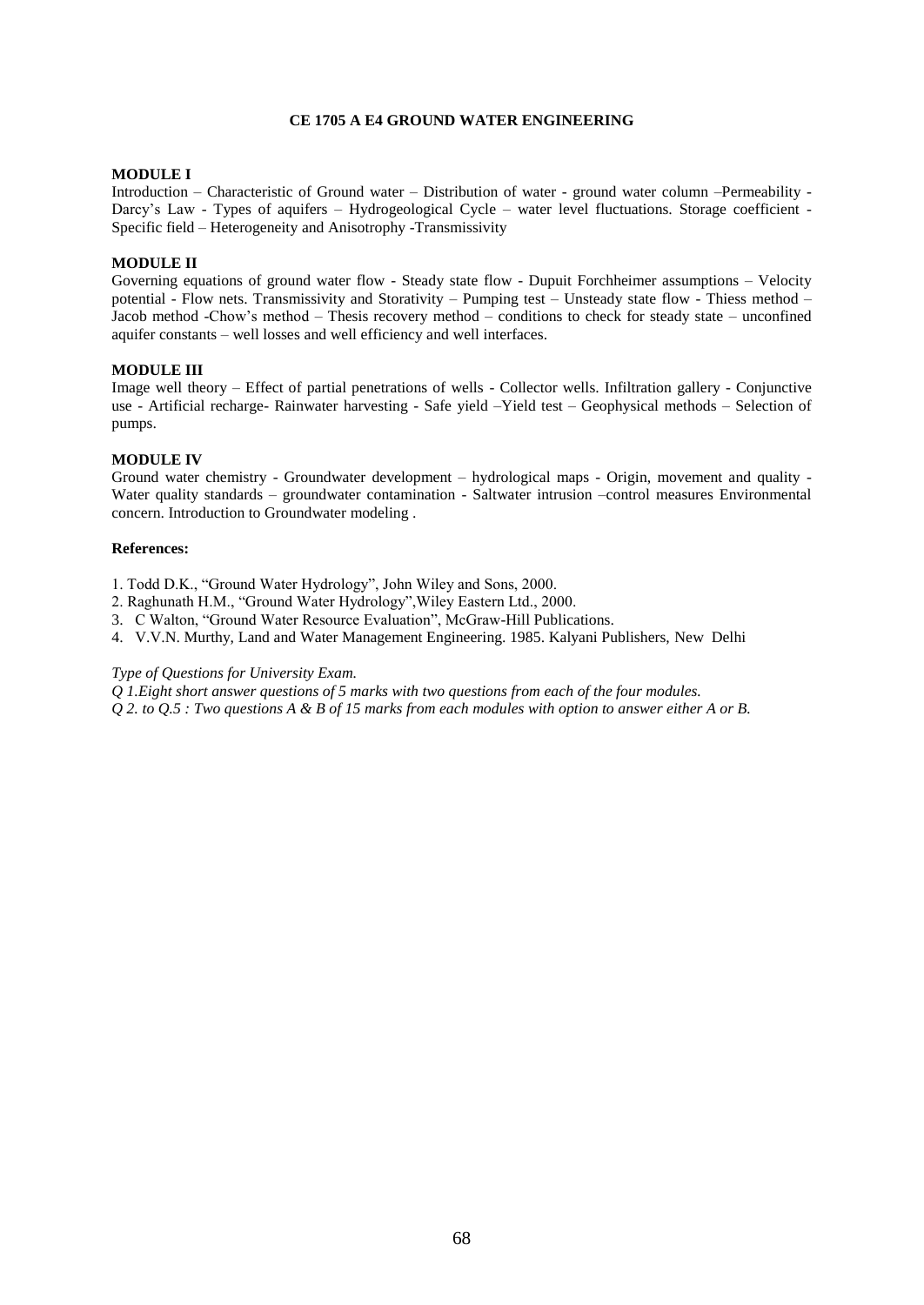# CE 1705 A E4 GROUND WATER ENGINEERING

**MODULE I**

Introduction – Characteristic of Ground water – Distribution of water - ground water column –Permeability - Darcy's Law - Types of aquifers – Hydrogeological Cycle – water level fluctuations. Storage coefficient - Specific field – Heterogeneity and Anisotrophy -Transmissivity

**MODULE II**

Governing equations of ground water flow - Steady state flow - Dupuit Forchheimer assumptions – Velocity potential - Flow nets. Transmissivity and Storativity – Pumping test – Unsteady state flow - Thiess method – Jacob method -Chow's method – Thesis recovery method – conditions to check for steady state – unconfined aquifer constants – well losses and well efficiency and well interfaces.

**MODULE III**

Image well theory – Effect of partial penetrations of wells - Collector wells. Infiltration gallery - Conjunctive use - Artificial recharge- Rainwater harvesting - Safe yield –Yield test – Geophysical methods – Selection of pumps.

**MODULE IV**

Ground water chemistry - Groundwater development – hydrological maps - Origin, movement and quality - Water quality standards – groundwater contamination - Saltwater intrusion –control measures Environmental concern. Introduction to Groundwater modeling .

**References:**

1. Todd D.K., "Ground Water Hydrology", John Wiley and Sons, 2000.
2. Raghunath H.M., "Ground Water Hydrology",Wiley Eastern Ltd., 2000.
3. C Walton, "Ground Water Resource Evaluation", McGraw-Hill Publications.
4. V.V.N. Murthy, Land and Water Management Engineering. 1985. Kalyani Publishers, New Delhi

*Type of Questions for University Exam.*

*Q 1.Eight short answer questions of 5 marks with two questions from each of the four modules.*

*Q 2. to Q.5 : Two questions A & B of 15 marks from each modules with option to answer either A or B.*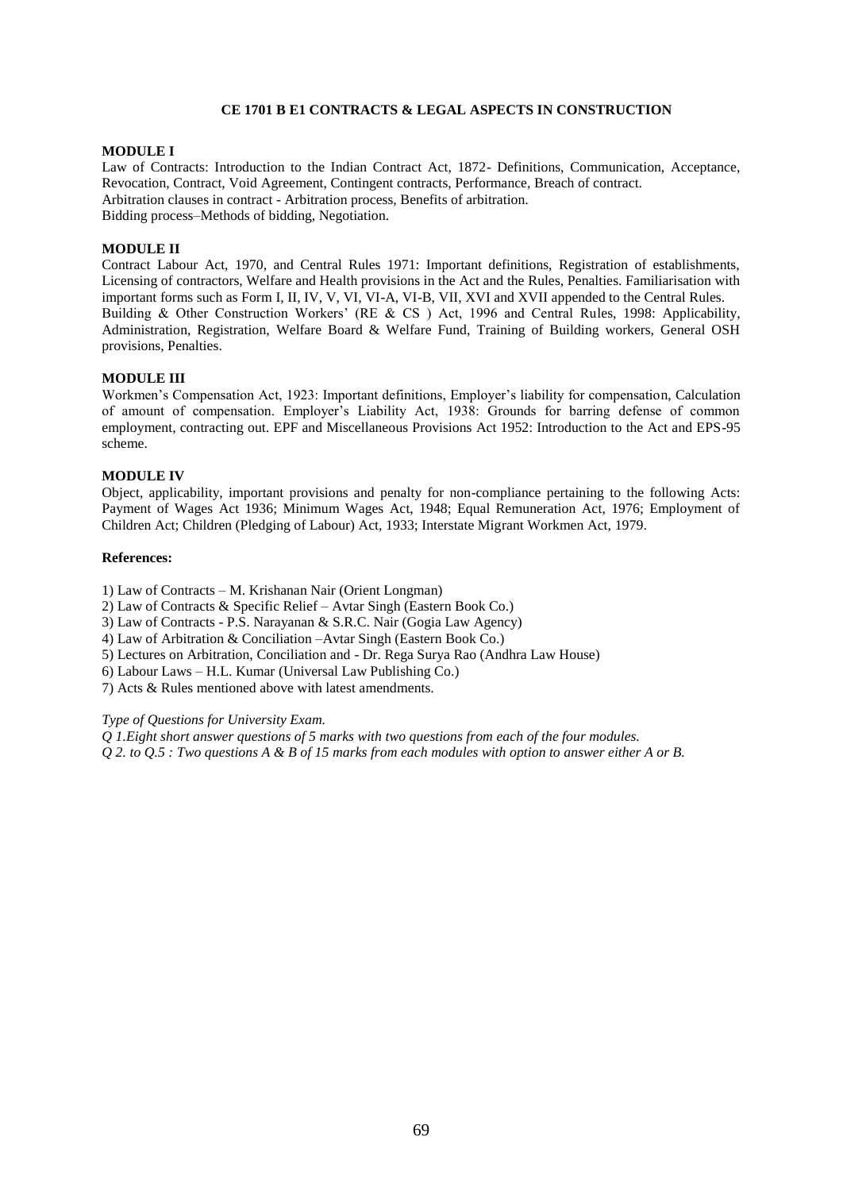# CE 1701 B E1 CONTRACTS & LEGAL ASPECTS IN CONSTRUCTION

**MODULE I**

Law of Contracts: Introduction to the Indian Contract Act, 1872- Definitions, Communication, Acceptance, Revocation, Contract, Void Agreement, Contingent contracts, Performance, Breach of contract.
Arbitration clauses in contract - Arbitration process, Benefits of arbitration.
Bidding process–Methods of bidding, Negotiation.

**MODULE II**

Contract Labour Act, 1970, and Central Rules 1971: Important definitions, Registration of establishments, Licensing of contractors, Welfare and Health provisions in the Act and the Rules, Penalties. Familiarisation with important forms such as Form I, II, IV, V, VI, VI-A, VI-B, VII, XVI and XVII appended to the Central Rules.
Building & Other Construction Workers' (RE & CS ) Act, 1996 and Central Rules, 1998: Applicability, Administration, Registration, Welfare Board & Welfare Fund, Training of Building workers, General OSH provisions, Penalties.

**MODULE III**

Workmen's Compensation Act, 1923: Important definitions, Employer's liability for compensation, Calculation of amount of compensation. Employer's Liability Act, 1938: Grounds for barring defense of common employment, contracting out. EPF and Miscellaneous Provisions Act 1952: Introduction to the Act and EPS-95 scheme.

**MODULE IV**

Object, applicability, important provisions and penalty for non-compliance pertaining to the following Acts: Payment of Wages Act 1936; Minimum Wages Act, 1948; Equal Remuneration Act, 1976; Employment of Children Act; Children (Pledging of Labour) Act, 1933; Interstate Migrant Workmen Act, 1979.

**References:**

1) Law of Contracts – M. Krishanan Nair (Orient Longman)
2) Law of Contracts & Specific Relief – Avtar Singh (Eastern Book Co.)
3) Law of Contracts - P.S. Narayanan & S.R.C. Nair (Gogia Law Agency)
4) Law of Arbitration & Conciliation –Avtar Singh (Eastern Book Co.)
5) Lectures on Arbitration, Conciliation and - Dr. Rega Surya Rao (Andhra Law House)
6) Labour Laws – H.L. Kumar (Universal Law Publishing Co.)
7) Acts & Rules mentioned above with latest amendments.

*Type of Questions for University Exam.*

*Q 1.Eight short answer questions of 5 marks with two questions from each of the four modules.*

*Q 2. to Q.5 : Two questions A & B of 15 marks from each modules with option to answer either A or B.*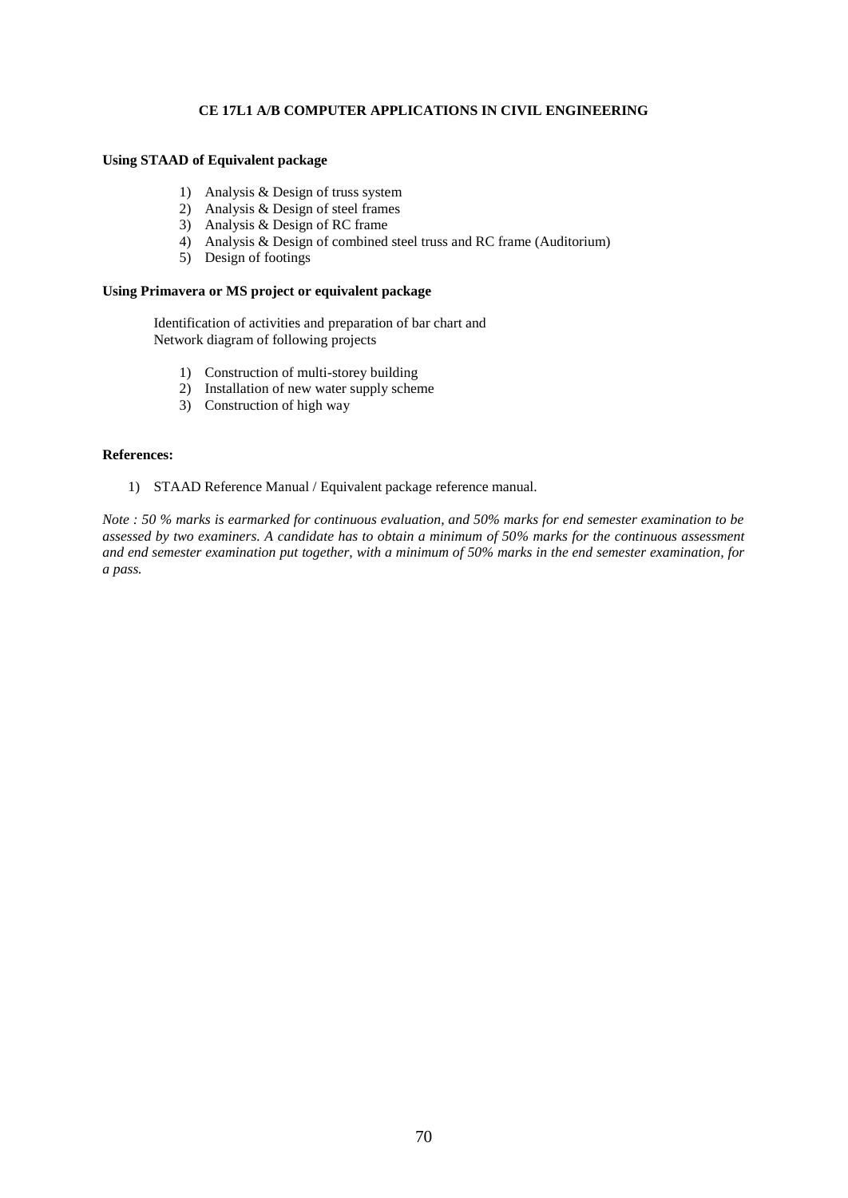## CE 17L1 A/B COMPUTER APPLICATIONS IN CIVIL ENGINEERING

**Using STAAD of Equivalent package**

1) Analysis & Design of truss system
2) Analysis & Design of steel frames
3) Analysis & Design of RC frame
4) Analysis & Design of combined steel truss and RC frame (Auditorium)
5) Design of footings

**Using Primavera or MS project or equivalent package**

Identification of activities and preparation of bar chart and
Network diagram of following projects

1) Construction of multi-storey building
2) Installation of new water supply scheme
3) Construction of high way

**References:**

1) STAAD Reference Manual / Equivalent package reference manual.

*Note : 50 % marks is earmarked for continuous evaluation, and 50% marks for end semester examination to be assessed by two examiners. A candidate has to obtain a minimum of 50% marks for the continuous assessment and end semester examination put together, with a minimum of 50% marks in the end semester examination, for a pass.*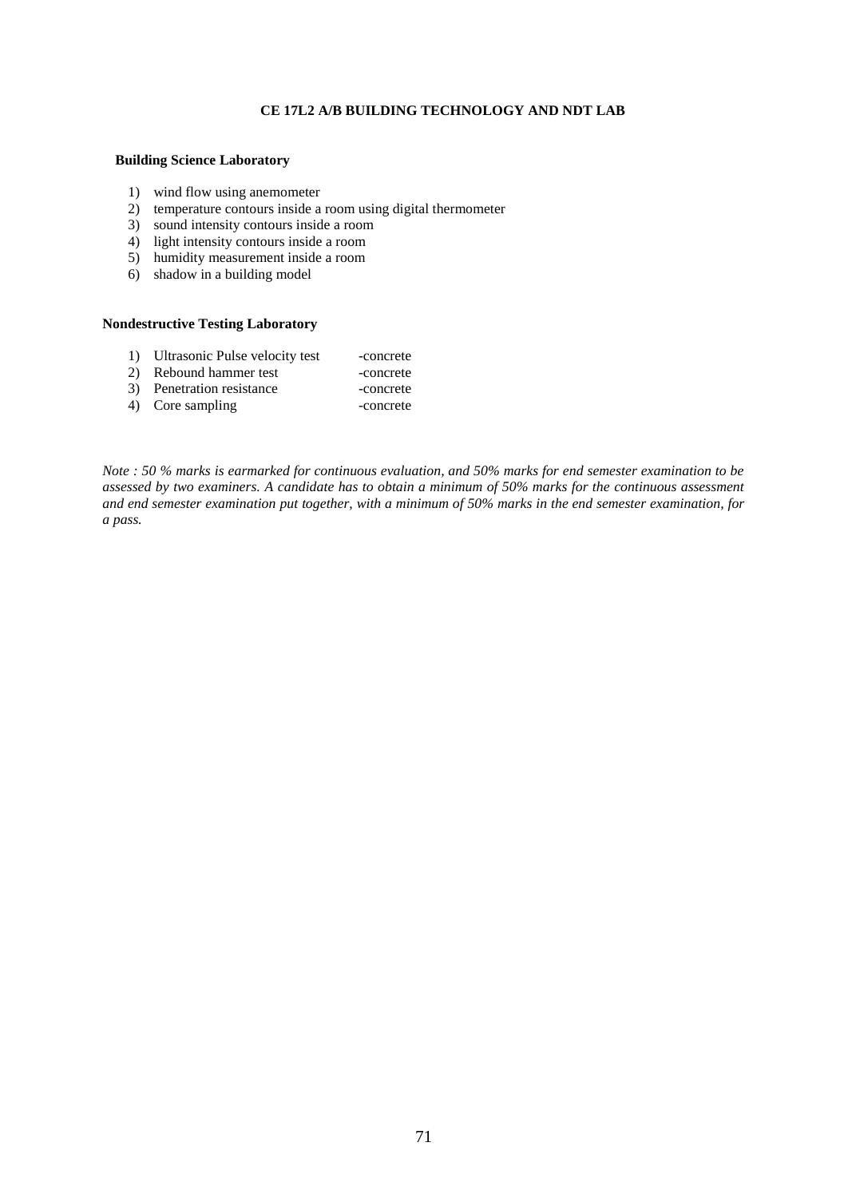# CE 17L2 A/B BUILDING TECHNOLOGY AND NDT LAB

**Building Science Laboratory**

1) wind flow using anemometer
2) temperature contours inside a room using digital thermometer
3) sound intensity contours inside a room
4) light intensity contours inside a room
5) humidity measurement inside a room
6) shadow in a building model

**Nondestructive Testing Laboratory**

1) Ultrasonic Pulse velocity test -concrete
2) Rebound hammer test -concrete
3) Penetration resistance -concrete
4) Core sampling -concrete

*Note : 50 % marks is earmarked for continuous evaluation, and 50% marks for end semester examination to be assessed by two examiners. A candidate has to obtain a minimum of 50% marks for the continuous assessment and end semester examination put together, with a minimum of 50% marks in the end semester examination, for a pass.*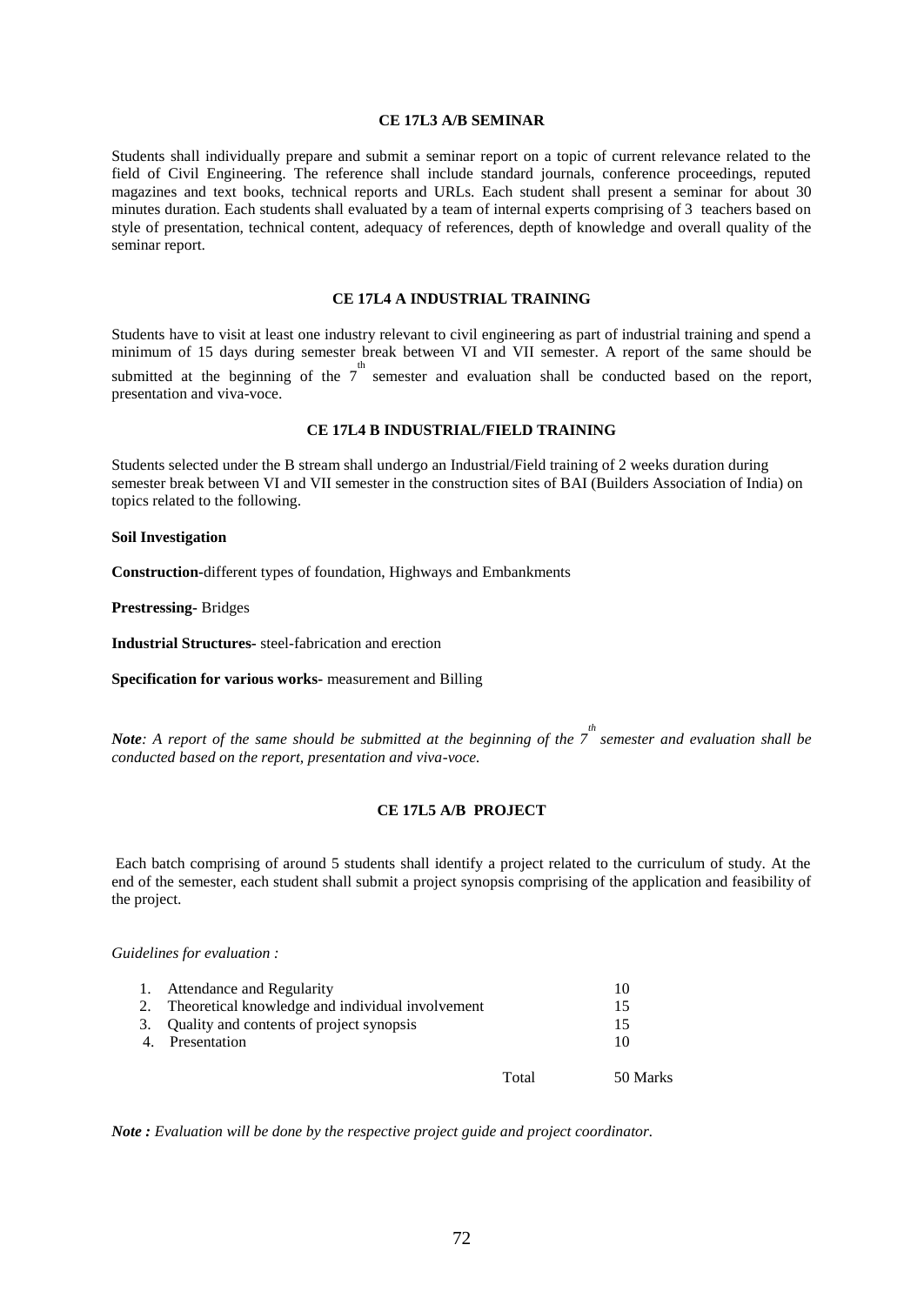### CE 17L3 A/B SEMINAR

Students shall individually prepare and submit a seminar report on a topic of current relevance related to the field of Civil Engineering. The reference shall include standard journals, conference proceedings, reputed magazines and text books, technical reports and URLs. Each student shall present a seminar for about 30 minutes duration. Each students shall evaluated by a team of internal experts comprising of 3 teachers based on style of presentation, technical content, adequacy of references, depth of knowledge and overall quality of the seminar report.

### CE 17L4 A INDUSTRIAL TRAINING

Students have to visit at least one industry relevant to civil engineering as part of industrial training and spend a minimum of 15 days during semester break between VI and VII semester. A report of the same should be submitted at the beginning of the $7^{th}$ semester and evaluation shall be conducted based on the report, presentation and viva-voce.

### CE 17L4 B INDUSTRIAL/FIELD TRAINING

Students selected under the B stream shall undergo an Industrial/Field training of 2 weeks duration during semester break between VI and VII semester in the construction sites of BAI (Builders Association of India) on topics related to the following.

**Soil Investigation**

**Construction-**different types of foundation, Highways and Embankments

**Prestressing-** Bridges

**Industrial Structures-** steel-fabrication and erection

**Specification for various works-** measurement and Billing

***Note****: A report of the same should be submitted at the beginning of the $7^{th}$ semester and evaluation shall be conducted based on the report, presentation and viva-voce.*

### CE 17L5 A/B PROJECT

Each batch comprising of around 5 students shall identify a project related to the curriculum of study. At the end of the semester, each student shall submit a project synopsis comprising of the application and feasibility of the project.

*Guidelines for evaluation :*

| | | Marks |
|---|---|---|
| 1. | Attendance and Regularity | 10 |
| 2. | Theoretical knowledge and individual involvement | 15 |
| 3. | Quality and contents of project synopsis | 15 |
| 4. | Presentation | 10 |
| | Total | 50 Marks |

***Note :*** *Evaluation will be done by the respective project guide and project coordinator.*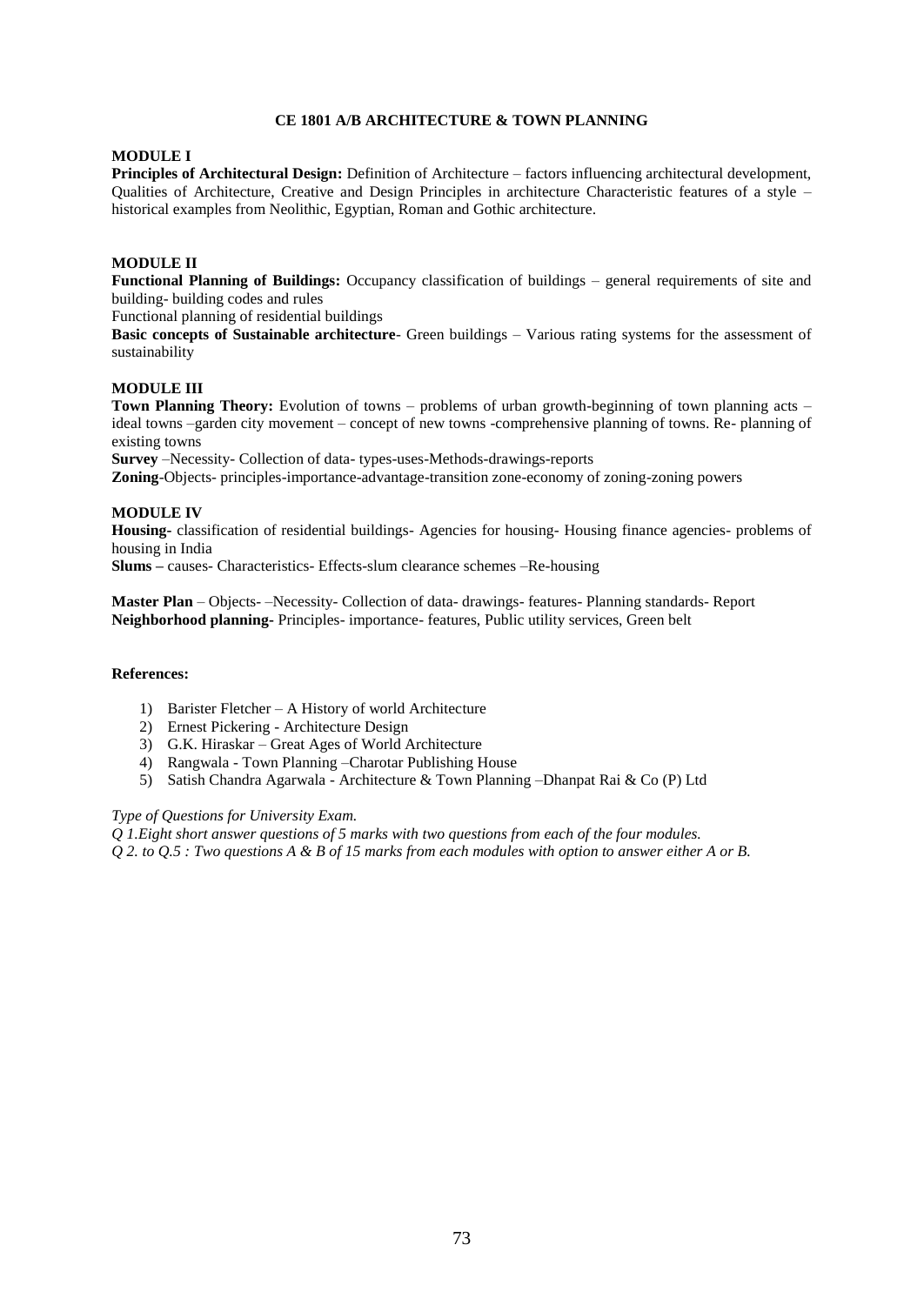# CE 1801 A/B ARCHITECTURE & TOWN PLANNING

## MODULE I

**Principles of Architectural Design:** Definition of Architecture – factors influencing architectural development, Qualities of Architecture, Creative and Design Principles in architecture Characteristic features of a style – historical examples from Neolithic, Egyptian, Roman and Gothic architecture.

## MODULE II

**Functional Planning of Buildings:** Occupancy classification of buildings – general requirements of site and building- building codes and rules

Functional planning of residential buildings

**Basic concepts of Sustainable architecture**- Green buildings – Various rating systems for the assessment of sustainability

## MODULE III

**Town Planning Theory:** Evolution of towns – problems of urban growth-beginning of town planning acts – ideal towns –garden city movement – concept of new towns -comprehensive planning of towns. Re- planning of existing towns

**Survey** –Necessity- Collection of data- types-uses-Methods-drawings-reports

**Zoning**-Objects- principles-importance-advantage-transition zone-economy of zoning-zoning powers

## MODULE IV

**Housing-** classification of residential buildings- Agencies for housing- Housing finance agencies- problems of housing in India

**Slums –** causes- Characteristics- Effects-slum clearance schemes –Re-housing

**Master Plan** – Objects- –Necessity- Collection of data- drawings- features- Planning standards- Report
**Neighborhood planning-** Principles- importance- features, Public utility services, Green belt

**References:**

1) Barister Fletcher – A History of world Architecture
2) Ernest Pickering - Architecture Design
3) G.K. Hiraskar – Great Ages of World Architecture
4) Rangwala - Town Planning –Charotar Publishing House
5) Satish Chandra Agarwala - Architecture & Town Planning –Dhanpat Rai & Co (P) Ltd

*Type of Questions for University Exam.*

*Q 1.Eight short answer questions of 5 marks with two questions from each of the four modules.*

*Q 2. to Q.5 : Two questions A & B of 15 marks from each modules with option to answer either A or B.*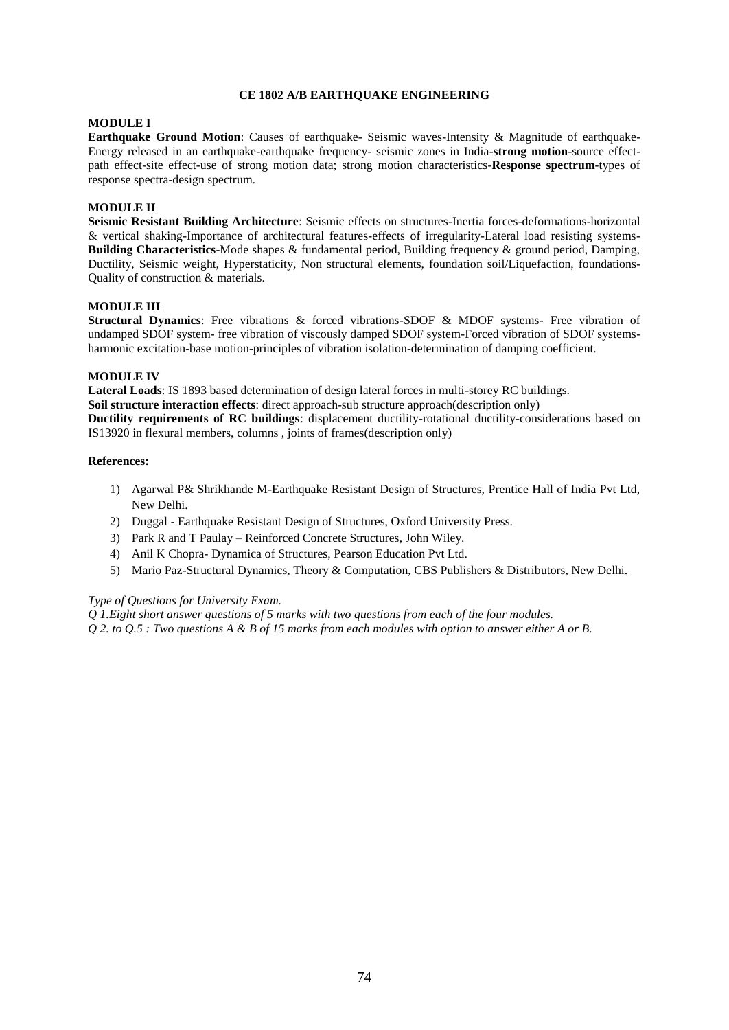# CE 1802 A/B EARTHQUAKE ENGINEERING

**MODULE I**

**Earthquake Ground Motion**: Causes of earthquake- Seismic waves-Intensity & Magnitude of earthquake-Energy released in an earthquake-earthquake frequency- seismic zones in India-**strong motion**-source effect-path effect-site effect-use of strong motion data; strong motion characteristics-**Response spectrum**-types of response spectra-design spectrum.

**MODULE II**

**Seismic Resistant Building Architecture**: Seismic effects on structures-Inertia forces-deformations-horizontal & vertical shaking-Importance of architectural features-effects of irregularity-Lateral load resisting systems-**Building Characteristics**-Mode shapes & fundamental period, Building frequency & ground period, Damping, Ductility, Seismic weight, Hyperstaticity, Non structural elements, foundation soil/Liquefaction, foundations-Quality of construction & materials.

**MODULE III**

**Structural Dynamics**: Free vibrations & forced vibrations-SDOF & MDOF systems- Free vibration of undamped SDOF system- free vibration of viscously damped SDOF system-Forced vibration of SDOF systems-harmonic excitation-base motion-principles of vibration isolation-determination of damping coefficient.

**MODULE IV**

**Lateral Loads**: IS 1893 based determination of design lateral forces in multi-storey RC buildings.

**Soil structure interaction effects**: direct approach-sub structure approach(description only)

**Ductility requirements of RC buildings**: displacement ductility-rotational ductility-considerations based on IS13920 in flexural members, columns , joints of frames(description only)

**References:**

1) Agarwal P& Shrikhande M-Earthquake Resistant Design of Structures, Prentice Hall of India Pvt Ltd, New Delhi.
2) Duggal - Earthquake Resistant Design of Structures, Oxford University Press.
3) Park R and T Paulay – Reinforced Concrete Structures, John Wiley.
4) Anil K Chopra- Dynamica of Structures, Pearson Education Pvt Ltd.
5) Mario Paz-Structural Dynamics, Theory & Computation, CBS Publishers & Distributors, New Delhi.

*Type of Questions for University Exam.*

*Q 1.Eight short answer questions of 5 marks with two questions from each of the four modules.*

*Q 2. to Q.5 : Two questions A & B of 15 marks from each modules with option to answer either A or B.*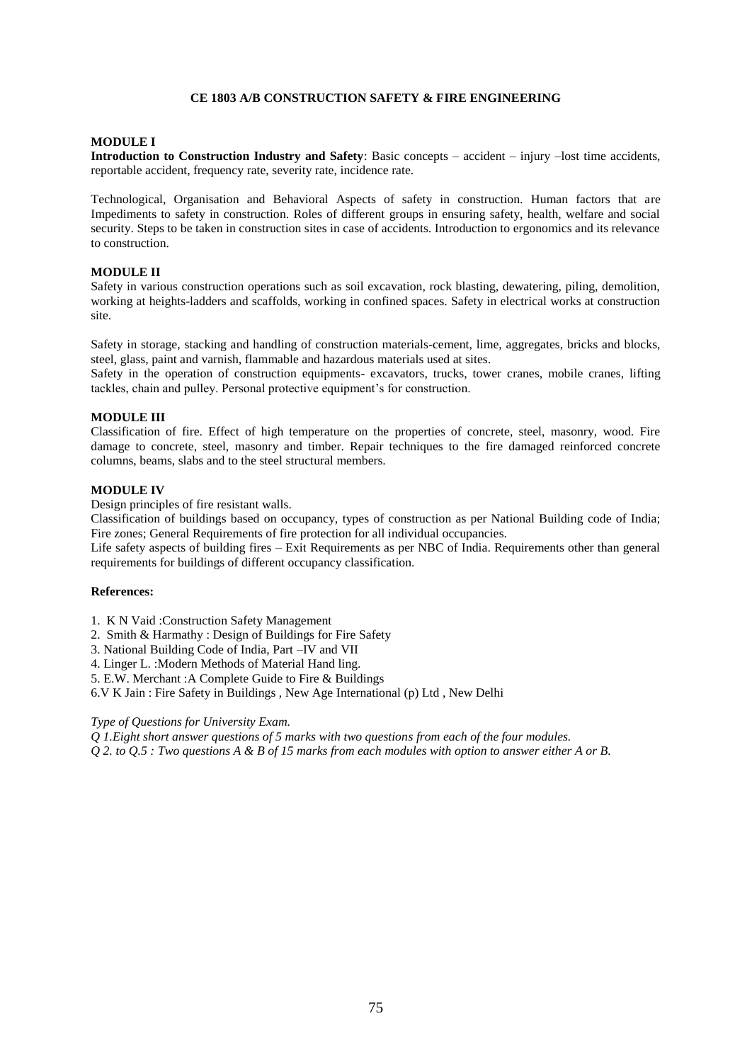# CE 1803 A/B CONSTRUCTION SAFETY & FIRE ENGINEERING

## MODULE I

**Introduction to Construction Industry and Safety**: Basic concepts – accident – injury –lost time accidents, reportable accident, frequency rate, severity rate, incidence rate.

Technological, Organisation and Behavioral Aspects of safety in construction. Human factors that are Impediments to safety in construction. Roles of different groups in ensuring safety, health, welfare and social security. Steps to be taken in construction sites in case of accidents. Introduction to ergonomics and its relevance to construction.

## MODULE II

Safety in various construction operations such as soil excavation, rock blasting, dewatering, piling, demolition, working at heights-ladders and scaffolds, working in confined spaces. Safety in electrical works at construction site.

Safety in storage, stacking and handling of construction materials-cement, lime, aggregates, bricks and blocks, steel, glass, paint and varnish, flammable and hazardous materials used at sites.

Safety in the operation of construction equipments- excavators, trucks, tower cranes, mobile cranes, lifting tackles, chain and pulley. Personal protective equipment's for construction.

## MODULE III

Classification of fire. Effect of high temperature on the properties of concrete, steel, masonry, wood. Fire damage to concrete, steel, masonry and timber. Repair techniques to the fire damaged reinforced concrete columns, beams, slabs and to the steel structural members.

## MODULE IV

Design principles of fire resistant walls.

Classification of buildings based on occupancy, types of construction as per National Building code of India; Fire zones; General Requirements of fire protection for all individual occupancies.

Life safety aspects of building fires – Exit Requirements as per NBC of India. Requirements other than general requirements for buildings of different occupancy classification.

**References:**

1. K N Vaid :Construction Safety Management
2. Smith & Harmathy : Design of Buildings for Fire Safety
3. National Building Code of India, Part –IV and VII
4. Linger L. :Modern Methods of Material Hand ling.
5. E.W. Merchant :A Complete Guide to Fire & Buildings
6. V K Jain : Fire Safety in Buildings , New Age International (p) Ltd , New Delhi

*Type of Questions for University Exam.*

*Q 1.Eight short answer questions of 5 marks with two questions from each of the four modules.*

*Q 2. to Q.5 : Two questions A & B of 15 marks from each modules with option to answer either A or B.*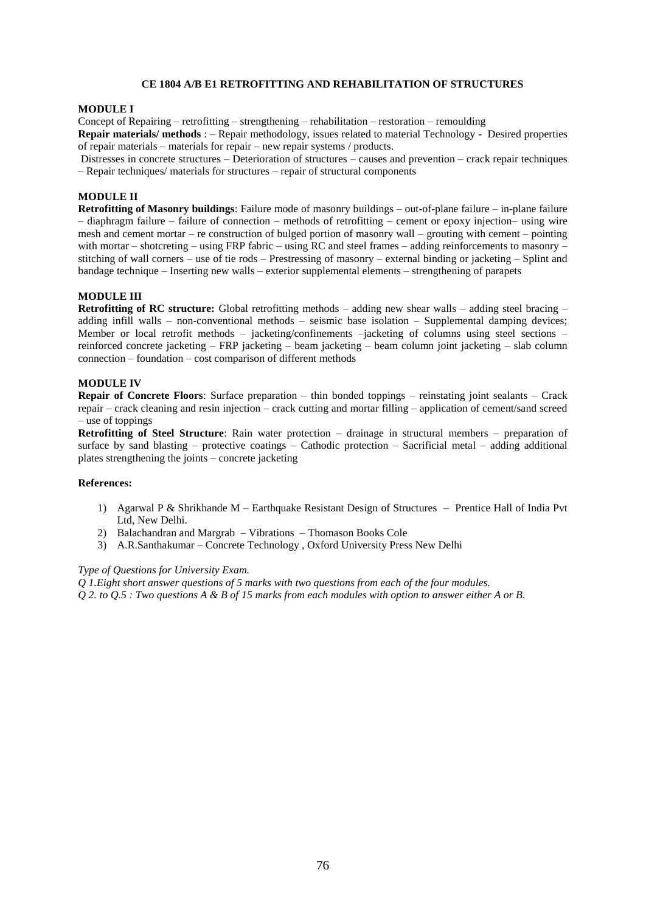# CE 1804 A/B E1 RETROFITTING AND REHABILITATION OF STRUCTURES

## MODULE I

Concept of Repairing – retrofitting – strengthening – rehabilitation – restoration – remoulding

**Repair materials/ methods** : – Repair methodology, issues related to material Technology - Desired properties of repair materials – materials for repair – new repair systems / products.

Distresses in concrete structures – Deterioration of structures – causes and prevention – crack repair techniques – Repair techniques/ materials for structures – repair of structural components

## MODULE II

**Retrofitting of Masonry buildings**: Failure mode of masonry buildings – out-of-plane failure – in-plane failure – diaphragm failure – failure of connection – methods of retrofitting – cement or epoxy injection– using wire mesh and cement mortar – re construction of bulged portion of masonry wall – grouting with cement – pointing with mortar – shotcreting – using FRP fabric – using RC and steel frames – adding reinforcements to masonry – stitching of wall corners – use of tie rods – Prestressing of masonry – external binding or jacketing – Splint and bandage technique – Inserting new walls – exterior supplemental elements – strengthening of parapets

## MODULE III

**Retrofitting of RC structure:** Global retrofitting methods – adding new shear walls – adding steel bracing – adding infill walls – non-conventional methods – seismic base isolation – Supplemental damping devices; Member or local retrofit methods – jacketing/confinements –jacketing of columns using steel sections – reinforced concrete jacketing – FRP jacketing – beam jacketing – beam column joint jacketing – slab column connection – foundation – cost comparison of different methods

## MODULE IV

**Repair of Concrete Floors**: Surface preparation – thin bonded toppings – reinstating joint sealants – Crack repair – crack cleaning and resin injection – crack cutting and mortar filling – application of cement/sand screed – use of toppings

**Retrofitting of Steel Structure**: Rain water protection – drainage in structural members – preparation of surface by sand blasting – protective coatings – Cathodic protection – Sacrificial metal – adding additional plates strengthening the joints – concrete jacketing

**References:**

1) Agarwal P & Shrikhande M – Earthquake Resistant Design of Structures – Prentice Hall of India Pvt Ltd, New Delhi.
2) Balachandran and Margrab – Vibrations – Thomason Books Cole
3) A.R.Santhakumar – Concrete Technology , Oxford University Press New Delhi

*Type of Questions for University Exam.*

*Q 1.Eight short answer questions of 5 marks with two questions from each of the four modules.*

*Q 2. to Q.5 : Two questions A & B of 15 marks from each modules with option to answer either A or B.*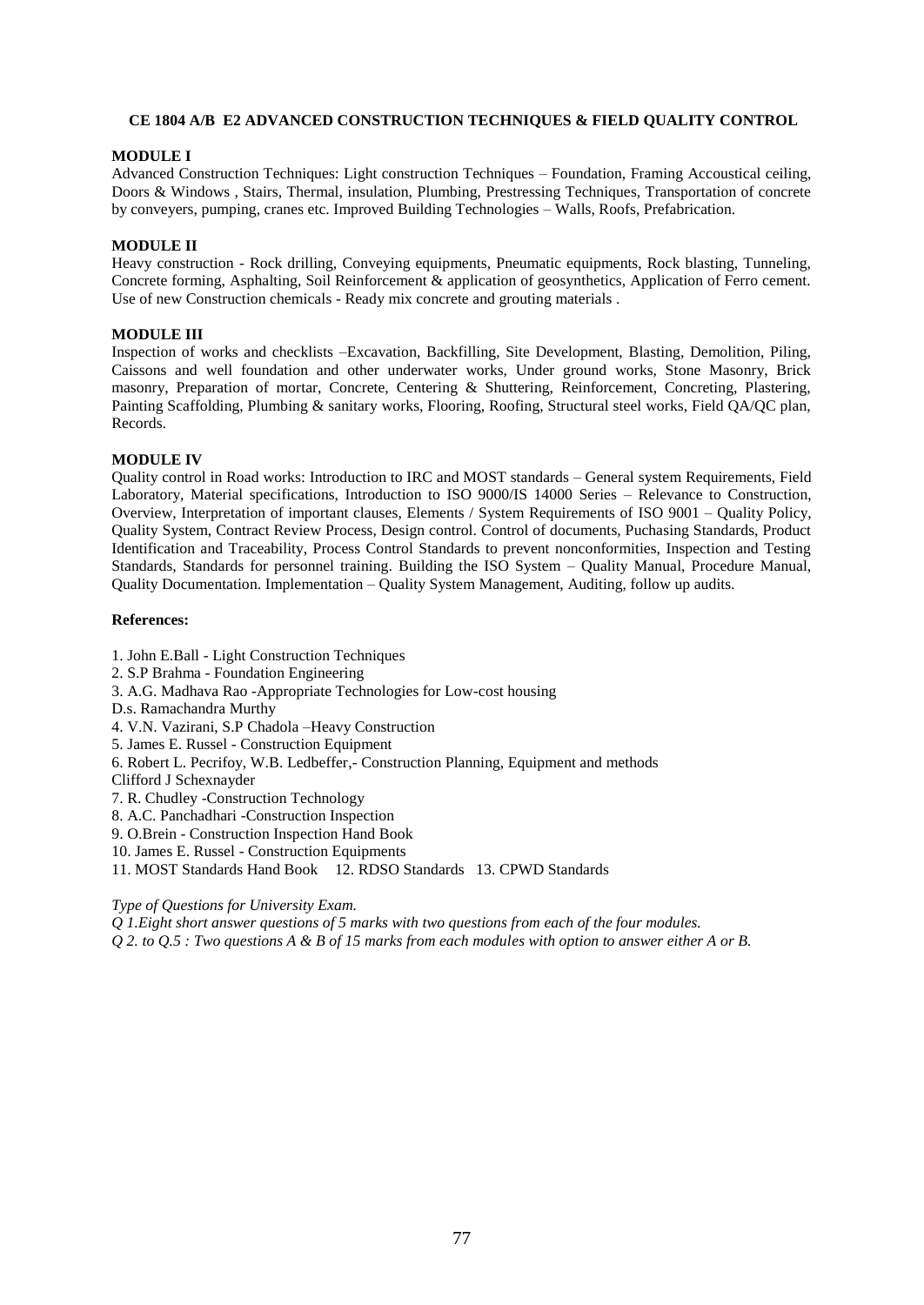**CE 1804 A/B E2 ADVANCED CONSTRUCTION TECHNIQUES & FIELD QUALITY CONTROL**

**MODULE I**

Advanced Construction Techniques: Light construction Techniques – Foundation, Framing Accoustical ceiling, Doors & Windows , Stairs, Thermal, insulation, Plumbing, Prestressing Techniques, Transportation of concrete by conveyers, pumping, cranes etc. Improved Building Technologies – Walls, Roofs, Prefabrication.

**MODULE II**

Heavy construction - Rock drilling, Conveying equipments, Pneumatic equipments, Rock blasting, Tunneling, Concrete forming, Asphalting, Soil Reinforcement & application of geosynthetics, Application of Ferro cement. Use of new Construction chemicals - Ready mix concrete and grouting materials .

**MODULE III**

Inspection of works and checklists –Excavation, Backfilling, Site Development, Blasting, Demolition, Piling, Caissons and well foundation and other underwater works, Under ground works, Stone Masonry, Brick masonry, Preparation of mortar, Concrete, Centering & Shuttering, Reinforcement, Concreting, Plastering, Painting Scaffolding, Plumbing & sanitary works, Flooring, Roofing, Structural steel works, Field QA/QC plan, Records.

**MODULE IV**

Quality control in Road works: Introduction to IRC and MOST standards – General system Requirements, Field Laboratory, Material specifications, Introduction to ISO 9000/IS 14000 Series – Relevance to Construction, Overview, Interpretation of important clauses, Elements / System Requirements of ISO 9001 – Quality Policy, Quality System, Contract Review Process, Design control. Control of documents, Puchasing Standards, Product Identification and Traceability, Process Control Standards to prevent nonconformities, Inspection and Testing Standards, Standards for personnel training. Building the ISO System – Quality Manual, Procedure Manual, Quality Documentation. Implementation – Quality System Management, Auditing, follow up audits.

**References:**

1. John E.Ball - Light Construction Techniques
2. S.P Brahma - Foundation Engineering
3. A.G. Madhava Rao -Appropriate Technologies for Low-cost housing
D.s. Ramachandra Murthy
4. V.N. Vazirani, S.P Chadola –Heavy Construction
5. James E. Russel - Construction Equipment
6. Robert L. Pecrifoy, W.B. Ledbeffer,- Construction Planning, Equipment and methods
Clifford J Schexnayder
7. R. Chudley -Construction Technology
8. A.C. Panchadhari -Construction Inspection
9. O.Brein - Construction Inspection Hand Book
10. James E. Russel - Construction Equipments
11. MOST Standards Hand Book 12. RDSO Standards 13. CPWD Standards

*Type of Questions for University Exam.*

*Q 1.Eight short answer questions of 5 marks with two questions from each of the four modules.*

*Q 2. to Q.5 : Two questions A & B of 15 marks from each modules with option to answer either A or B.*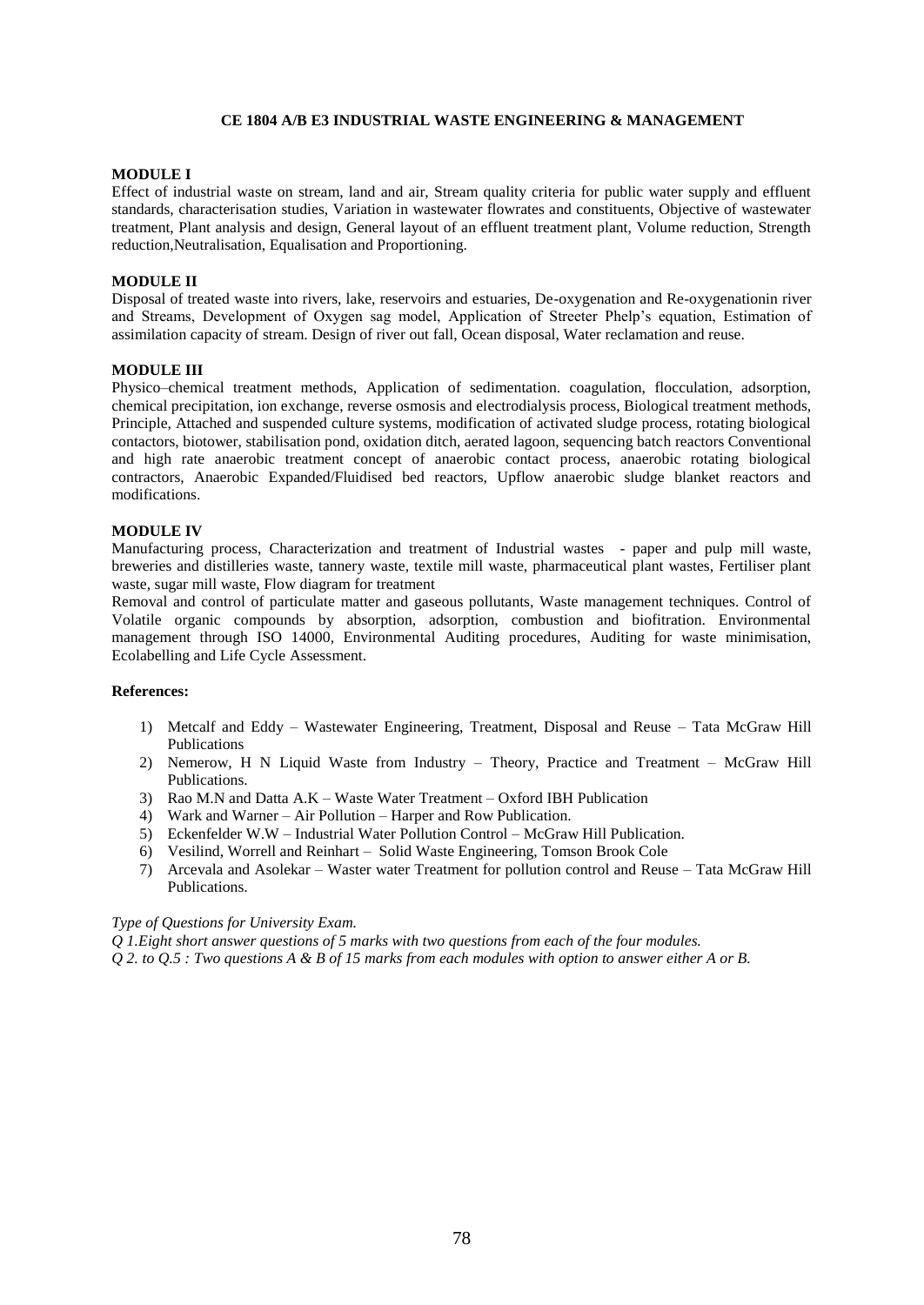### CE 1804 A/B E3 INDUSTRIAL WASTE ENGINEERING & MANAGEMENT

**MODULE I**

Effect of industrial waste on stream, land and air, Stream quality criteria for public water supply and effluent standards, characterisation studies, Variation in wastewater flowrates and constituents, Objective of wastewater treatment, Plant analysis and design, General layout of an effluent treatment plant, Volume reduction, Strength reduction,Neutralisation, Equalisation and Proportioning.

**MODULE II**

Disposal of treated waste into rivers, lake, reservoirs and estuaries, De-oxygenation and Re-oxygenationin river and Streams, Development of Oxygen sag model, Application of Streeter Phelp's equation, Estimation of assimilation capacity of stream. Design of river out fall, Ocean disposal, Water reclamation and reuse.

**MODULE III**

Physico–chemical treatment methods, Application of sedimentation. coagulation, flocculation, adsorption, chemical precipitation, ion exchange, reverse osmosis and electrodialysis process, Biological treatment methods, Principle, Attached and suspended culture systems, modification of activated sludge process, rotating biological contactors, biotower, stabilisation pond, oxidation ditch, aerated lagoon, sequencing batch reactors Conventional and high rate anaerobic treatment concept of anaerobic contact process, anaerobic rotating biological contractors, Anaerobic Expanded/Fluidised bed reactors, Upflow anaerobic sludge blanket reactors and modifications.

**MODULE IV**

Manufacturing process, Characterization and treatment of Industrial wastes - paper and pulp mill waste, breweries and distilleries waste, tannery waste, textile mill waste, pharmaceutical plant wastes, Fertiliser plant waste, sugar mill waste, Flow diagram for treatment

Removal and control of particulate matter and gaseous pollutants, Waste management techniques. Control of Volatile organic compounds by absorption, adsorption, combustion and biofitration. Environmental management through ISO 14000, Environmental Auditing procedures, Auditing for waste minimisation, Ecolabelling and Life Cycle Assessment.

**References:**

1) Metcalf and Eddy – Wastewater Engineering, Treatment, Disposal and Reuse – Tata McGraw Hill Publications
2) Nemerow, H N Liquid Waste from Industry – Theory, Practice and Treatment – McGraw Hill Publications.
3) Rao M.N and Datta A.K – Waste Water Treatment – Oxford IBH Publication
4) Wark and Warner – Air Pollution – Harper and Row Publication.
5) Eckenfelder W.W – Industrial Water Pollution Control – McGraw Hill Publication.
6) Vesilind, Worrell and Reinhart – Solid Waste Engineering, Tomson Brook Cole
7) Arcevala and Asolekar – Waster water Treatment for pollution control and Reuse – Tata McGraw Hill Publications.

*Type of Questions for University Exam.*

*Q 1.Eight short answer questions of 5 marks with two questions from each of the four modules.*

*Q 2. to Q.5 : Two questions A & B of 15 marks from each modules with option to answer either A or B.*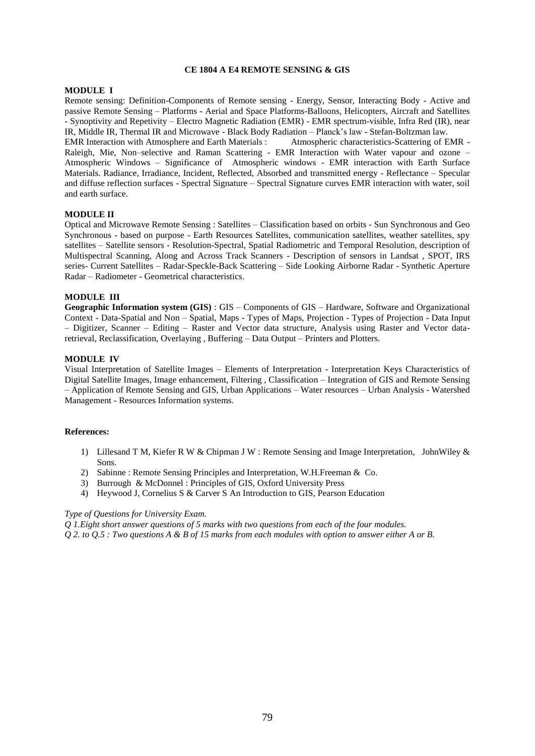# CE 1804 A E4 REMOTE SENSING & GIS

### MODULE I

Remote sensing: Definition-Components of Remote sensing - Energy, Sensor, Interacting Body - Active and passive Remote Sensing – Platforms - Aerial and Space Platforms-Balloons, Helicopters, Aircraft and Satellites - Synoptivity and Repetivity – Electro Magnetic Radiation (EMR) - EMR spectrum-visible, Infra Red (IR), near IR, Middle IR, Thermal IR and Microwave - Black Body Radiation – Planck's law - Stefan-Boltzman law.
EMR Interaction with Atmosphere and Earth Materials : Atmospheric characteristics-Scattering of EMR - Raleigh, Mie, Non–selective and Raman Scattering - EMR Interaction with Water vapour and ozone – Atmospheric Windows – Significance of Atmospheric windows - EMR interaction with Earth Surface Materials. Radiance, Irradiance, Incident, Reflected, Absorbed and transmitted energy - Reflectance – Specular and diffuse reflection surfaces - Spectral Signature – Spectral Signature curves EMR interaction with water, soil and earth surface.

### MODULE II

Optical and Microwave Remote Sensing : Satellites – Classification based on orbits - Sun Synchronous and Geo Synchronous - based on purpose - Earth Resources Satellites, communication satellites, weather satellites, spy satellites – Satellite sensors - Resolution-Spectral, Spatial Radiometric and Temporal Resolution, description of Multispectral Scanning, Along and Across Track Scanners - Description of sensors in Landsat , SPOT, IRS series- Current Satellites – Radar-Speckle-Back Scattering – Side Looking Airborne Radar - Synthetic Aperture Radar – Radiometer - Geometrical characteristics.

### MODULE III

**Geographic Information system (GIS)** : GIS – Components of GIS – Hardware, Software and Organizational Context - Data-Spatial and Non – Spatial, Maps - Types of Maps, Projection - Types of Projection - Data Input – Digitizer, Scanner – Editing – Raster and Vector data structure, Analysis using Raster and Vector data-retrieval, Reclassification, Overlaying , Buffering – Data Output – Printers and Plotters.

### MODULE IV

Visual Interpretation of Satellite Images – Elements of Interpretation - Interpretation Keys Characteristics of Digital Satellite Images, Image enhancement, Filtering , Classification – Integration of GIS and Remote Sensing – Application of Remote Sensing and GIS, Urban Applications – Water resources – Urban Analysis - Watershed Management - Resources Information systems.

### References:

1) Lillesand T M, Kiefer R W & Chipman J W : Remote Sensing and Image Interpretation, JohnWiley & Sons.
2) Sabinne : Remote Sensing Principles and Interpretation, W.H.Freeman & Co.
3) Burrough & McDonnel : Principles of GIS, Oxford University Press
4) Heywood J, Cornelius S & Carver S An Introduction to GIS, Pearson Education

*Type of Questions for University Exam.*

*Q 1.Eight short answer questions of 5 marks with two questions from each of the four modules.*

*Q 2. to Q.5 : Two questions A & B of 15 marks from each modules with option to answer either A or B.*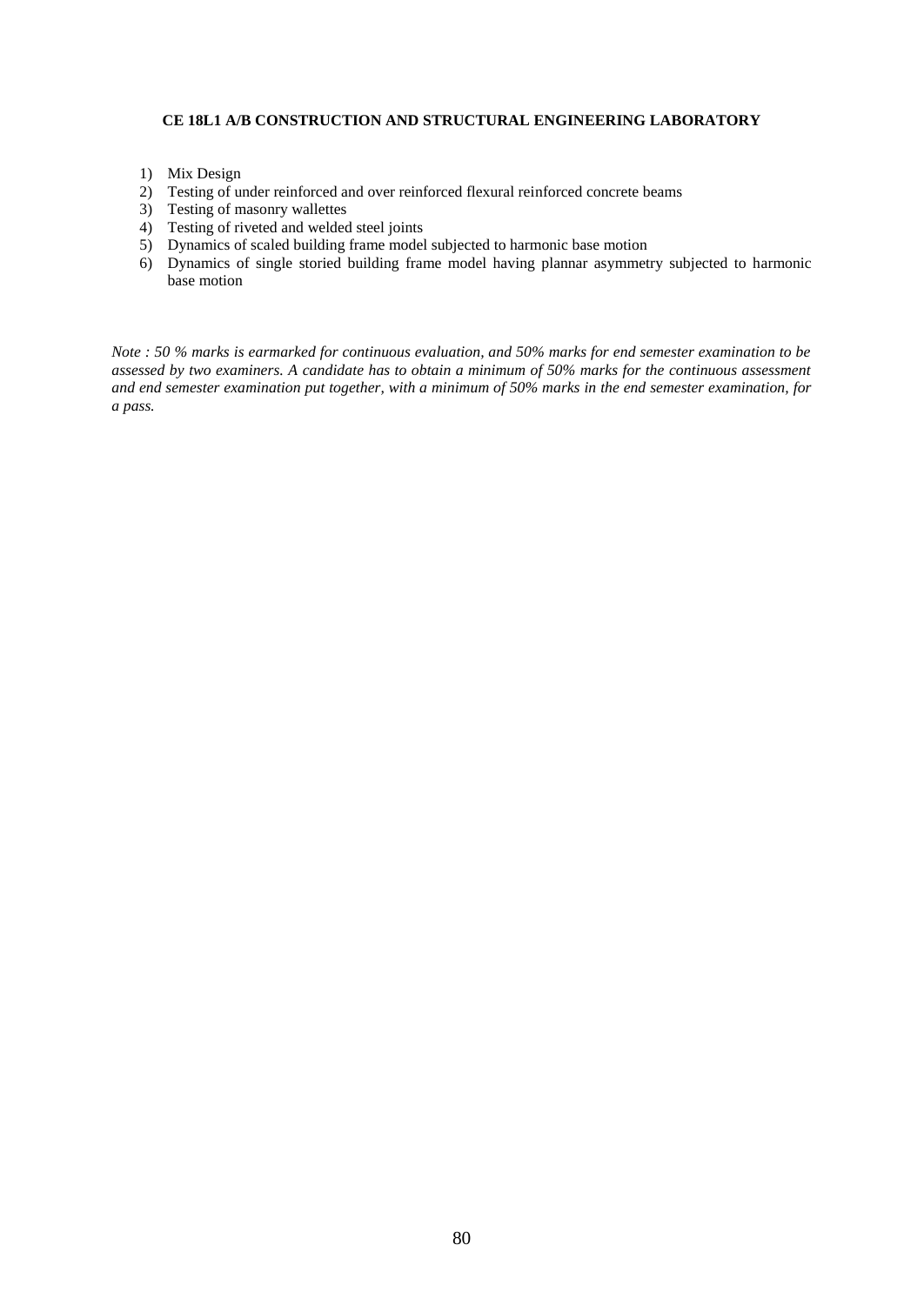**CE 18L1 A/B CONSTRUCTION AND STRUCTURAL ENGINEERING LABORATORY**

1) Mix Design
2) Testing of under reinforced and over reinforced flexural reinforced concrete beams
3) Testing of masonry wallettes
4) Testing of riveted and welded steel joints
5) Dynamics of scaled building frame model subjected to harmonic base motion
6) Dynamics of single storied building frame model having plannar asymmetry subjected to harmonic base motion

*Note : 50 % marks is earmarked for continuous evaluation, and 50% marks for end semester examination to be assessed by two examiners. A candidate has to obtain a minimum of 50% marks for the continuous assessment and end semester examination put together, with a minimum of 50% marks in the end semester examination, for a pass.*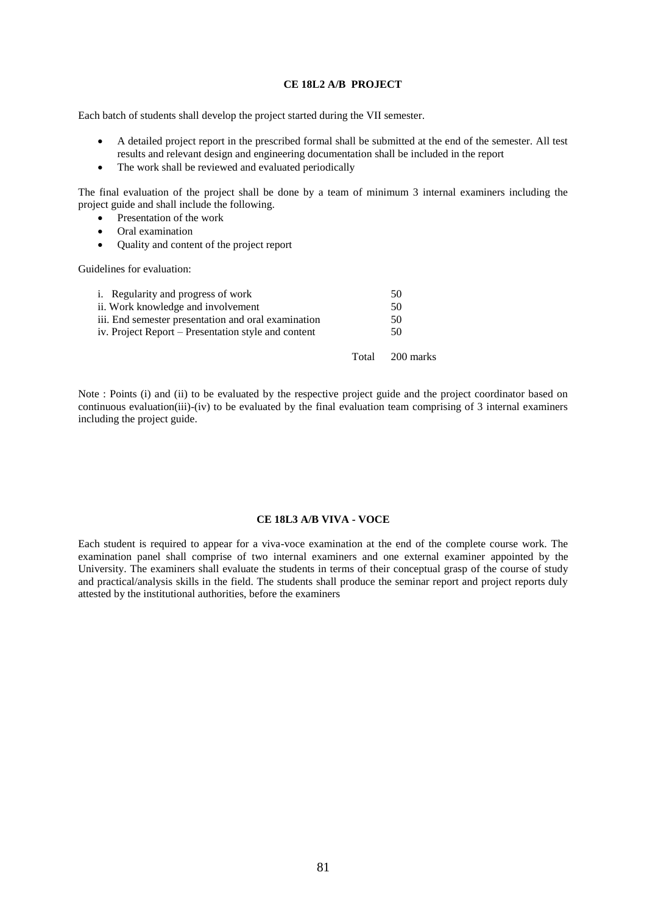### CE 18L2 A/B PROJECT

Each batch of students shall develop the project started during the VII semester.

- A detailed project report in the prescribed formal shall be submitted at the end of the semester. All test results and relevant design and engineering documentation shall be included in the report
- The work shall be reviewed and evaluated periodically

The final evaluation of the project shall be done by a team of minimum 3 internal examiners including the project guide and shall include the following.

- Presentation of the work
- Oral examination
- Quality and content of the project report

Guidelines for evaluation:

| | | |
|---|---|---|
| i. Regularity and progress of work | | 50 |
| ii. Work knowledge and involvement | | 50 |
| iii. End semester presentation and oral examination | | 50 |
| iv. Project Report – Presentation style and content | | 50 |
| | Total | 200 marks |

Note : Points (i) and (ii) to be evaluated by the respective project guide and the project coordinator based on continuous evaluation(iii)-(iv) to be evaluated by the final evaluation team comprising of 3 internal examiners including the project guide.

### CE 18L3 A/B VIVA - VOCE

Each student is required to appear for a viva-voce examination at the end of the complete course work. The examination panel shall comprise of two internal examiners and one external examiner appointed by the University. The examiners shall evaluate the students in terms of their conceptual grasp of the course of study and practical/analysis skills in the field. The students shall produce the seminar report and project reports duly attested by the institutional authorities, before the examiners